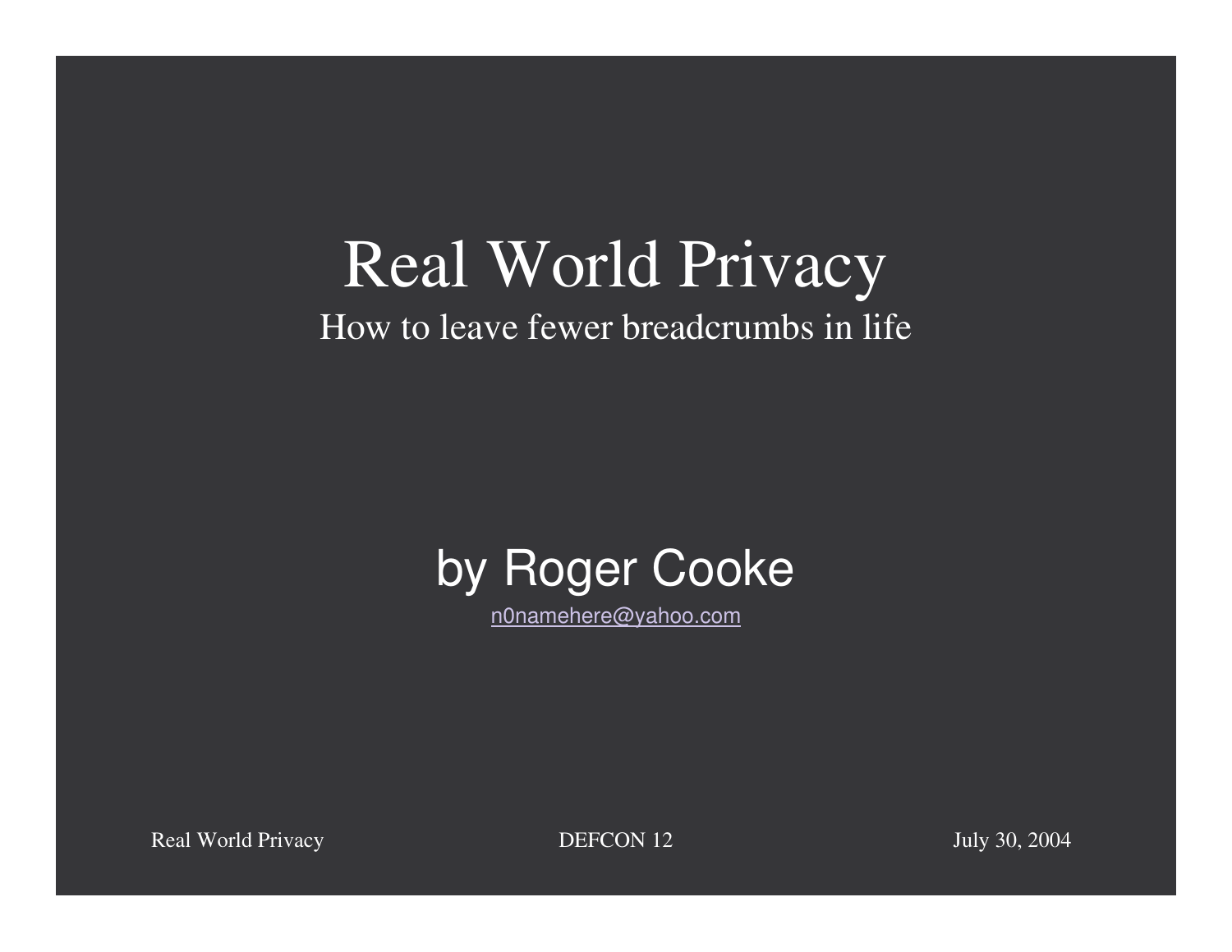# Real World Privacy

How to leave fewer breadcrumbs in life

## by Roger Cooke

n0namehere@yahoo.com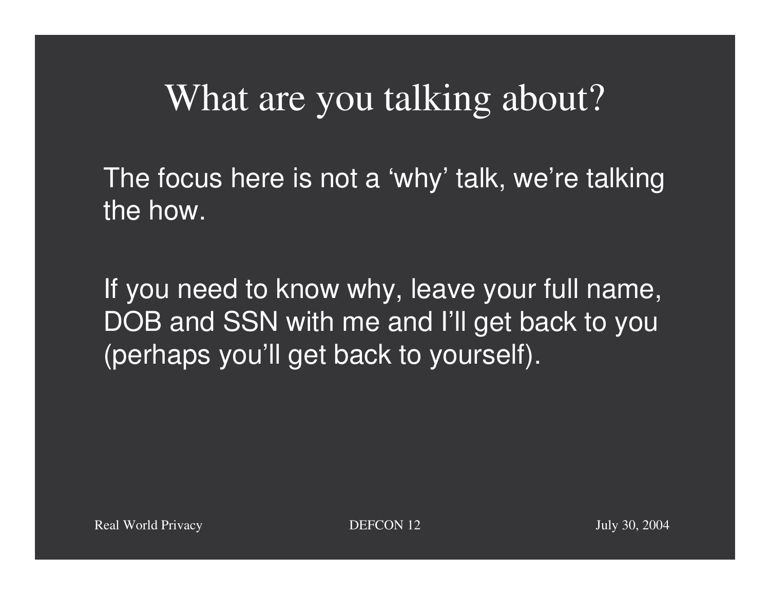# What are you talking about?

The focus here is not a 'why' talk, we're talking the how.

If you need to know why, leave your full name, DOB and SSN with me and I'll get back to you (perhaps you'll get back to yourself).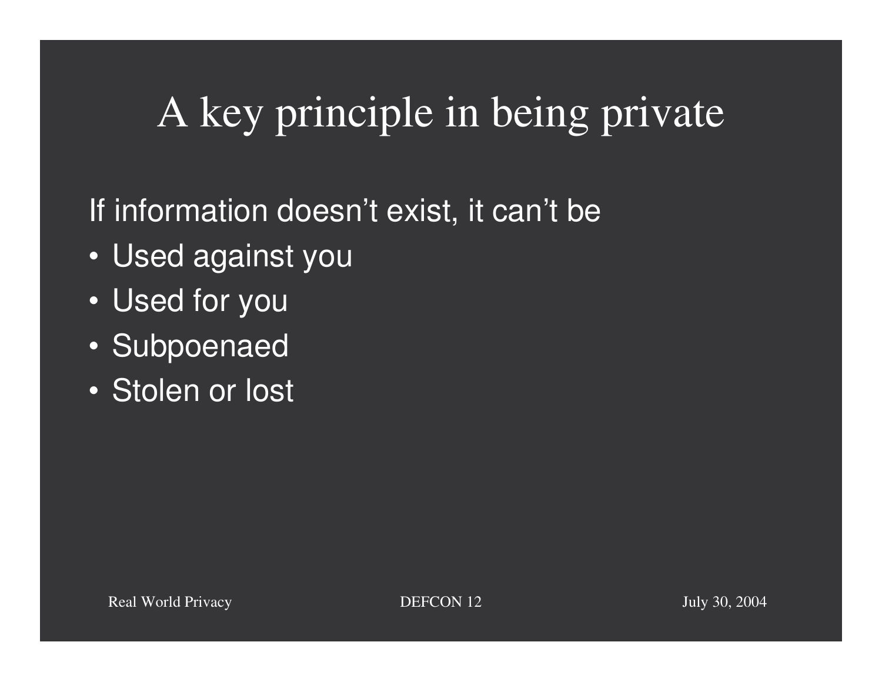# A key principle in being private

If information doesn't exist, it can't be

- Used against you
- Used for you
- Subpoenaed
- Stolen or lost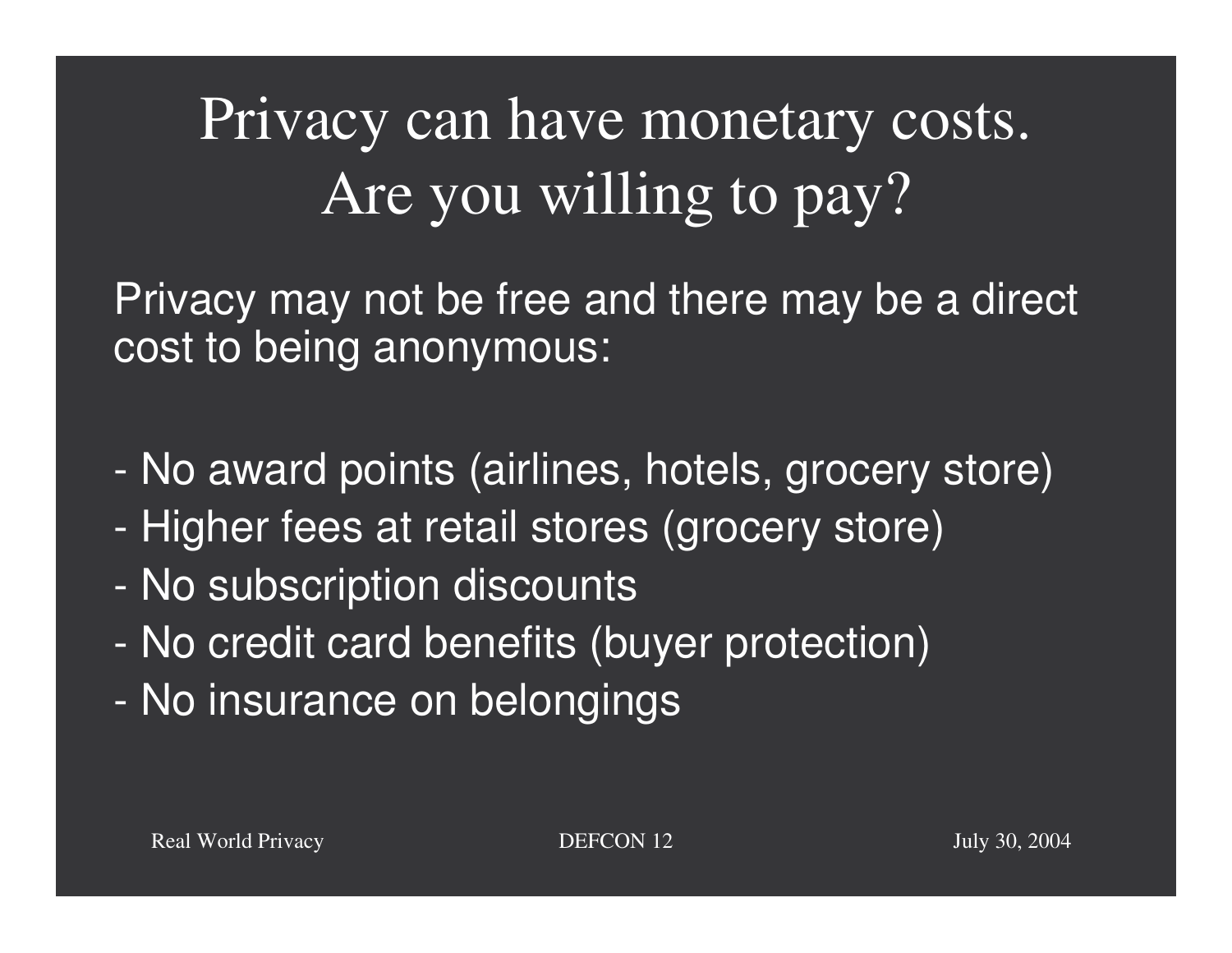# Privacy can have monetary costs. Are you willing to pay?

Privacy may not be free and there may be a direct cost to being anonymous:

- No award points (airlines, hotels, grocery store)
- Higher fees at retail stores (grocery store)
- No subscription discounts
- No credit card benefits (buyer protection)
- No insurance on belongings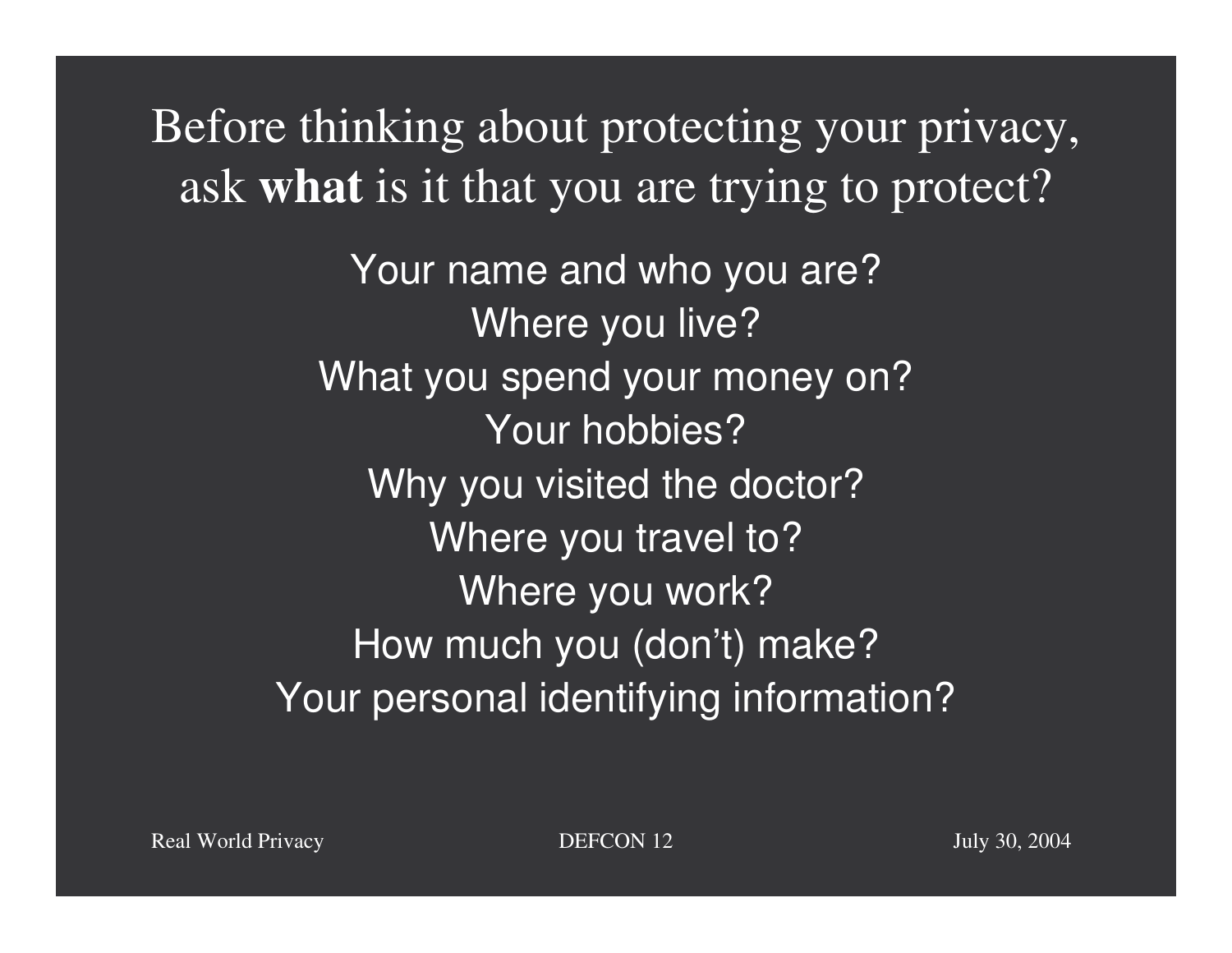# Before thinking about protecting your privacy, ask **what** is it that you are trying to protect?

Your name and who you are?

Where you live?

What you spend your money on?

Your hobbies?

Why you visited the doctor?

Where you travel to?

Where you work?

How much you (don't) make?

Your personal identifying information?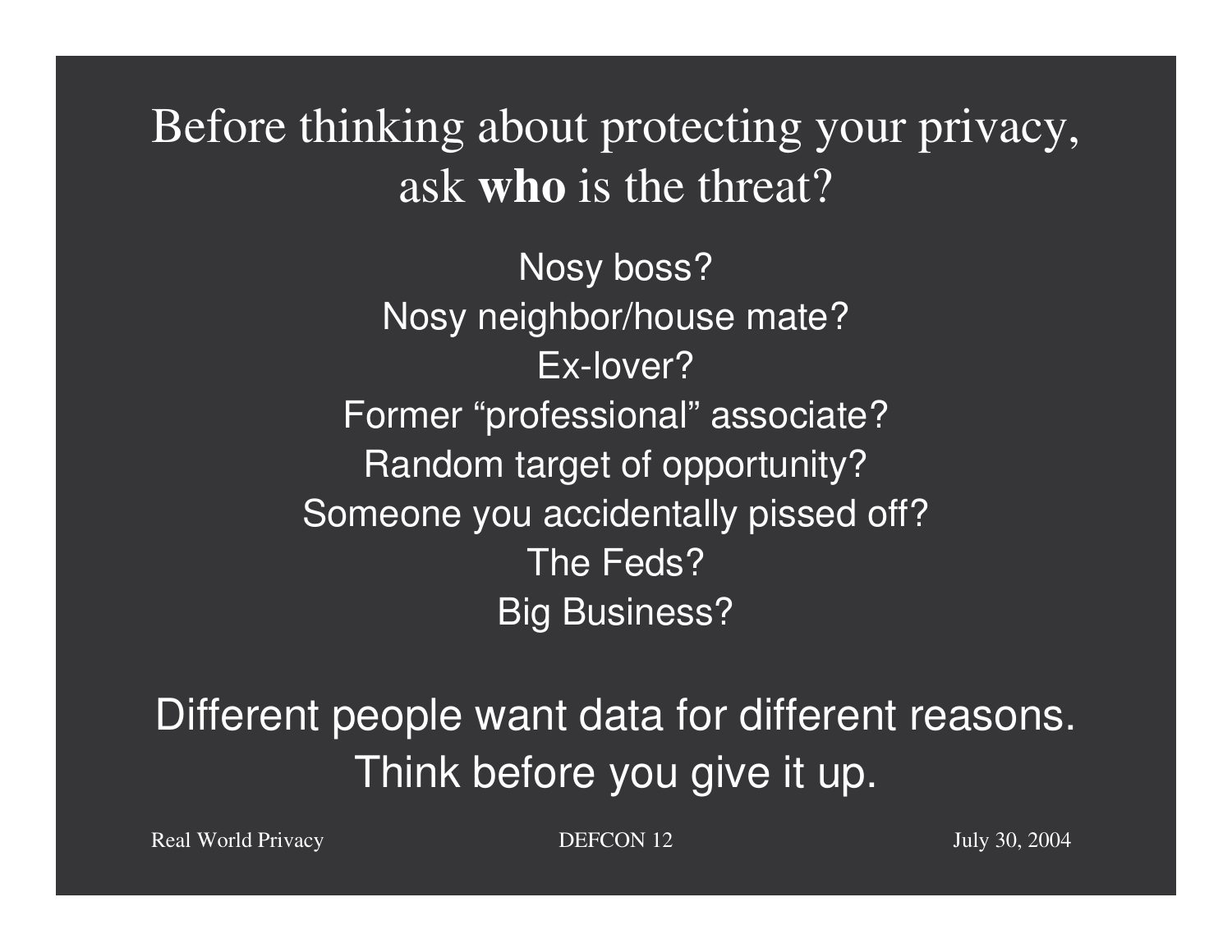# Before thinking about protecting your privacy, ask **who** is the threat?

Nosy boss?
Nosy neighbor/house mate?
Ex-lover?
Former “professional” associate?
Random target of opportunity?
Someone you accidentally pissed off?
The Feds?
Big Business?

Different people want data for different reasons.
Think before you give it up.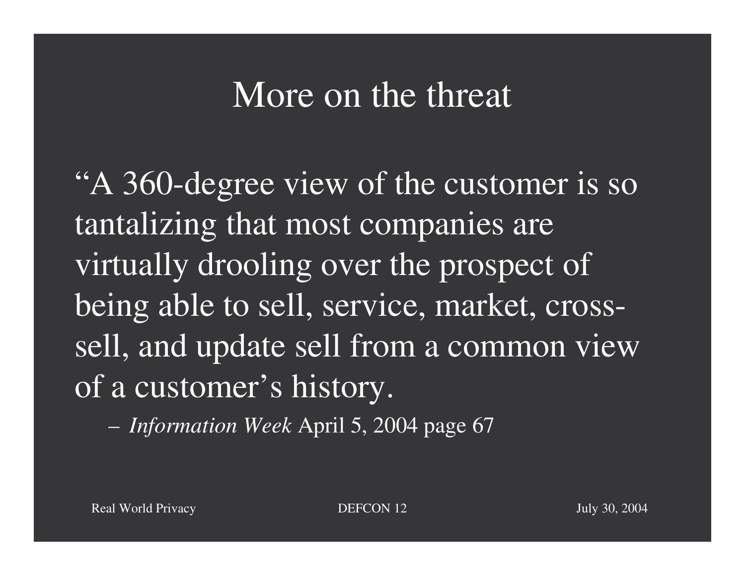# More on the threat

"A 360-degree view of the customer is so tantalizing that most companies are virtually drooling over the prospect of being able to sell, service, market, cross-sell, and update sell from a common view of a customer's history.

– *Information Week* April 5, 2004 page 67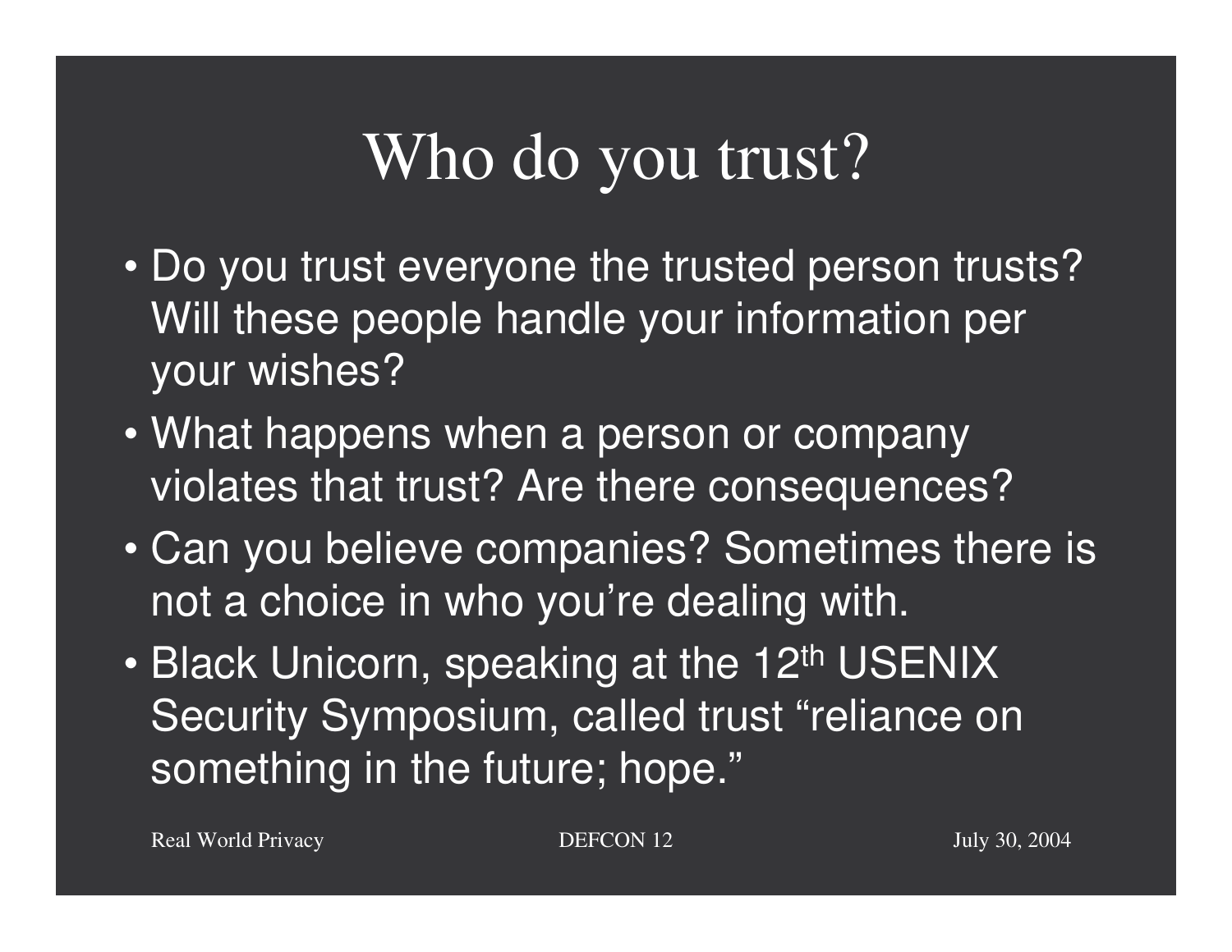# Who do you trust?

- Do you trust everyone the trusted person trusts? Will these people handle your information per your wishes?
- What happens when a person or company violates that trust? Are there consequences?
- Can you believe companies? Sometimes there is not a choice in who you're dealing with.
- Black Unicorn, speaking at the 12th USENIX Security Symposium, called trust "reliance on something in the future; hope."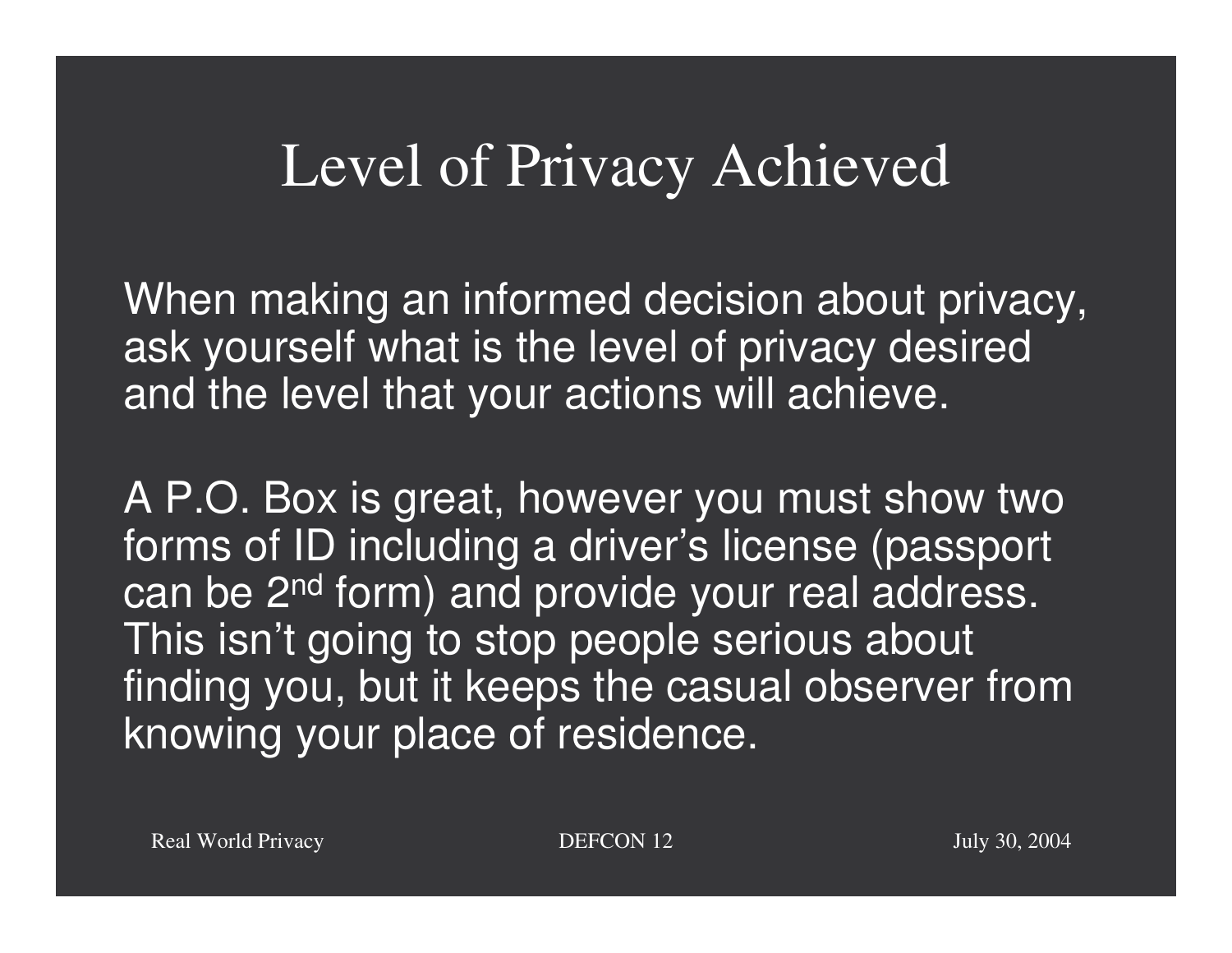# Level of Privacy Achieved

When making an informed decision about privacy, ask yourself what is the level of privacy desired and the level that your actions will achieve.

A P.O. Box is great, however you must show two forms of ID including a driver's license (passport can be 2nd form) and provide your real address. This isn't going to stop people serious about finding you, but it keeps the casual observer from knowing your place of residence.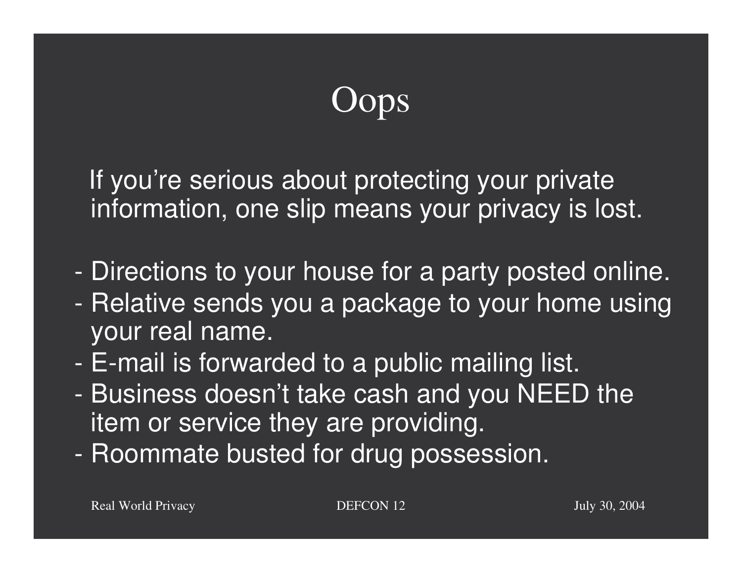# Oops

If you're serious about protecting your private information, one slip means your privacy is lost.

- Directions to your house for a party posted online.
- Relative sends you a package to your home using your real name.
- E-mail is forwarded to a public mailing list.
- Business doesn't take cash and you NEED the item or service they are providing.
- Roommate busted for drug possession.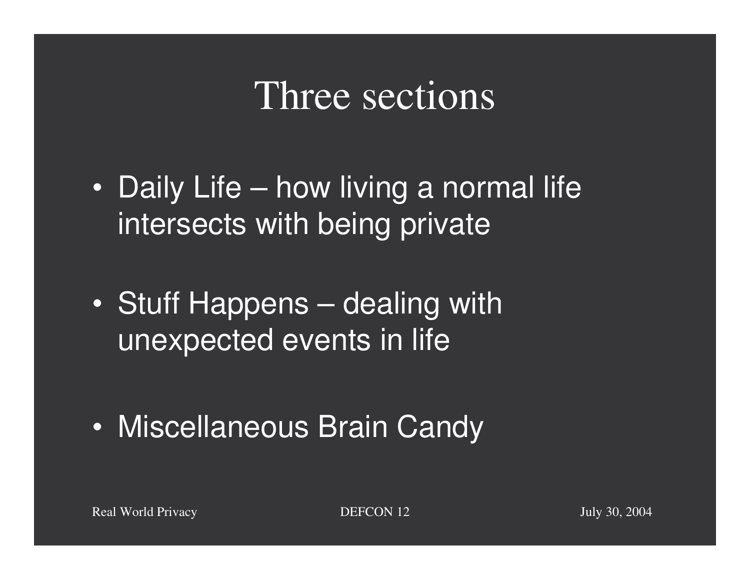# Three sections

- Daily Life – how living a normal life intersects with being private
- Stuff Happens – dealing with unexpected events in life
- Miscellaneous Brain Candy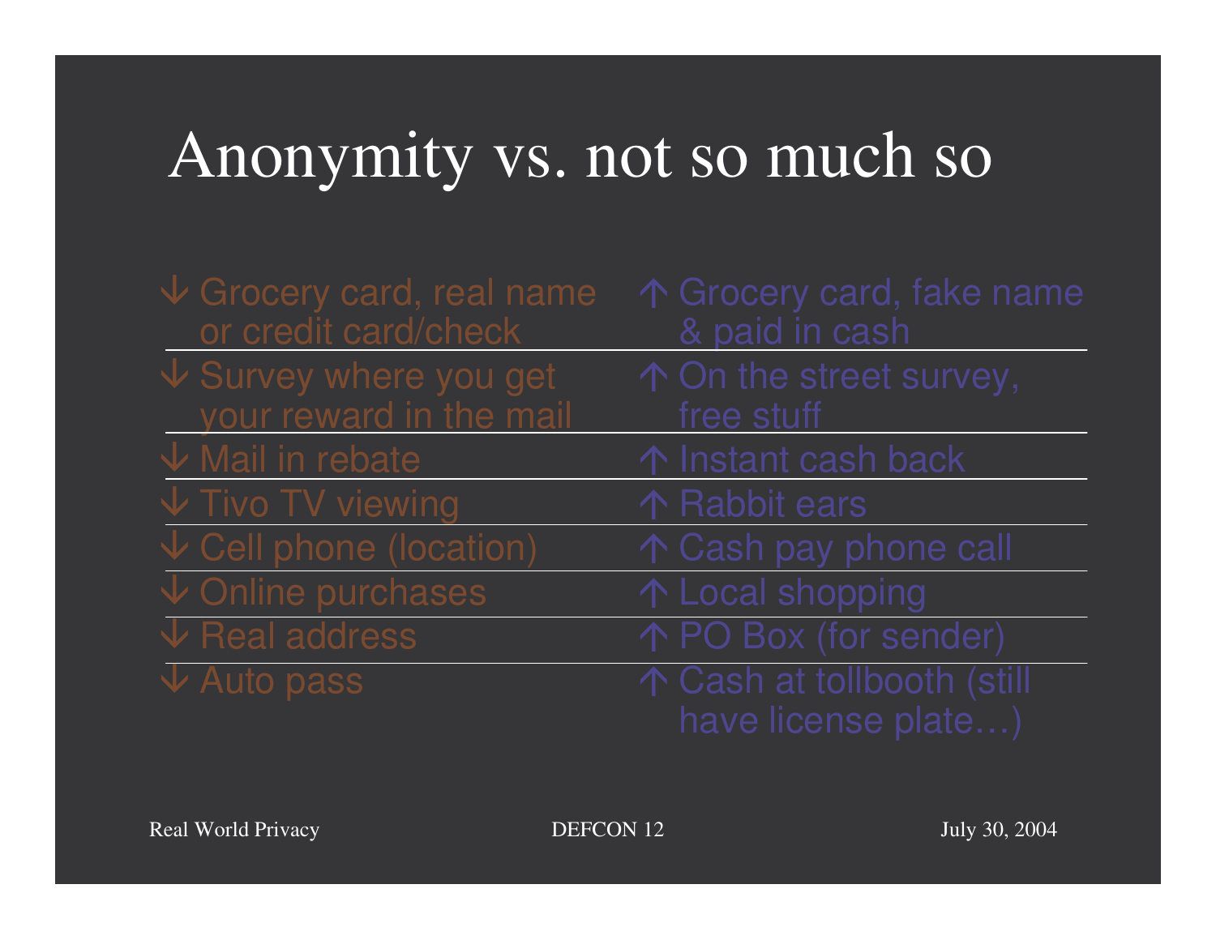# Anonymity vs. not so much so

| ↓ | ↑ |
|---|---|
| ↓ Grocery card, real name or credit card/check | ↑ Grocery card, fake name & paid in cash |
| ↓ Survey where you get your reward in the mail | ↑ On the street survey, free stuff |
| ↓ Mail in rebate | ↑ Instant cash back |
| ↓ Tivo TV viewing | ↑ Rabbit ears |
| ↓ Cell phone (location) | ↑ Cash pay phone call |
| ↓ Online purchases | ↑ Local shopping |
| ↓ Real address | ↑ PO Box (for sender) |
| ↓ Auto pass | ↑ Cash at tollbooth (still have license plate…) |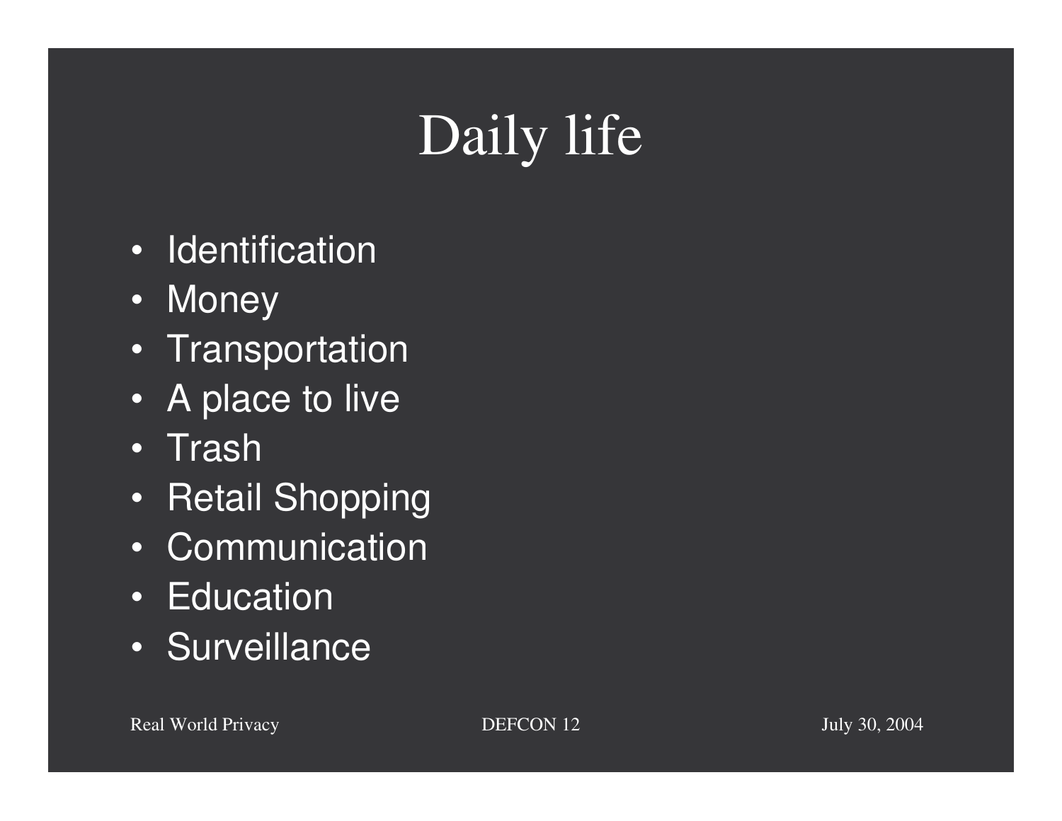# Daily life

- Identification
- Money
- Transportation
- A place to live
- Trash
- Retail Shopping
- Communication
- Education
- Surveillance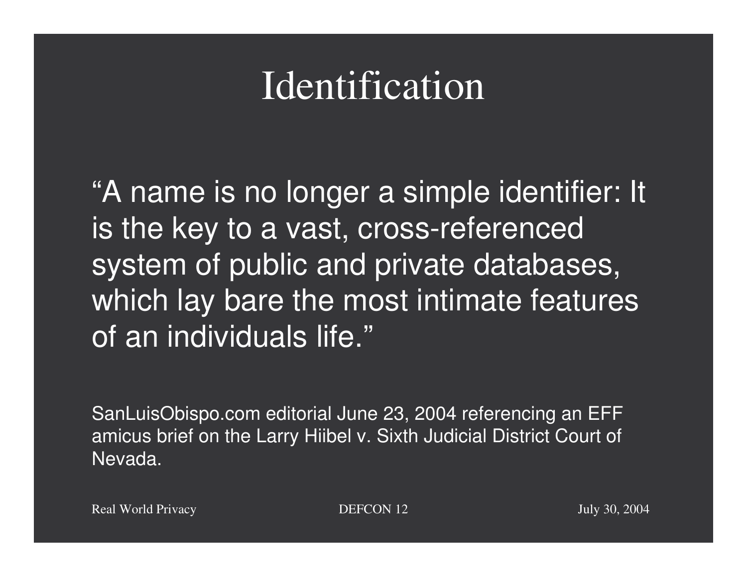# Identification

"A name is no longer a simple identifier: It is the key to a vast, cross-referenced system of public and private databases, which lay bare the most intimate features of an individuals life."

SanLuisObispo.com editorial June 23, 2004 referencing an EFF amicus brief on the Larry Hiibel v. Sixth Judicial District Court of Nevada.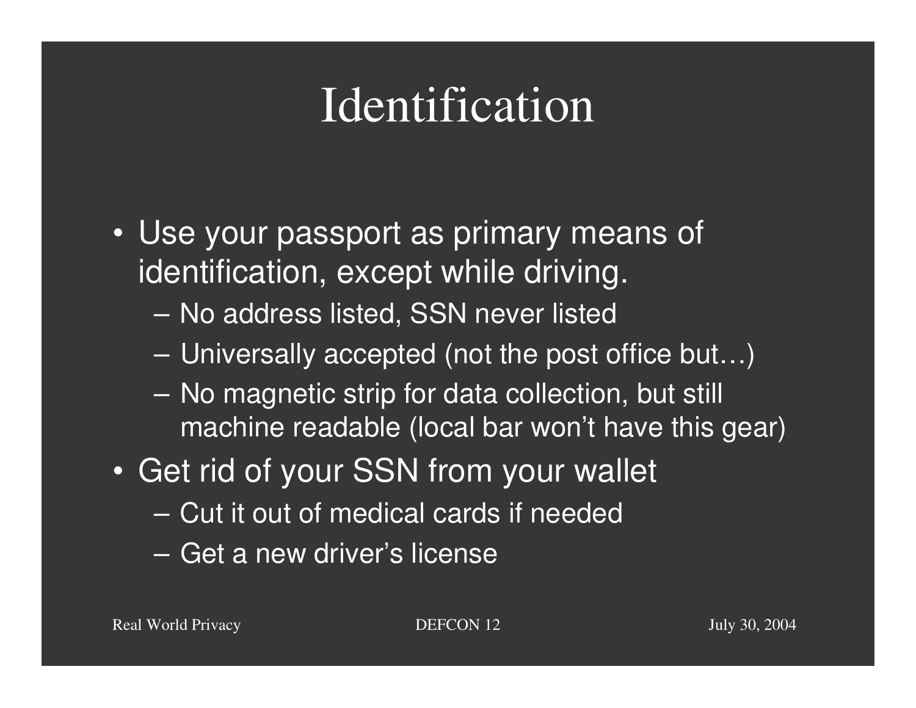# Identification

- Use your passport as primary means of identification, except while driving.
  - No address listed, SSN never listed
  - Universally accepted (not the post office but…)
  - No magnetic strip for data collection, but still machine readable (local bar won't have this gear)
- Get rid of your SSN from your wallet
  - Cut it out of medical cards if needed
  - Get a new driver's license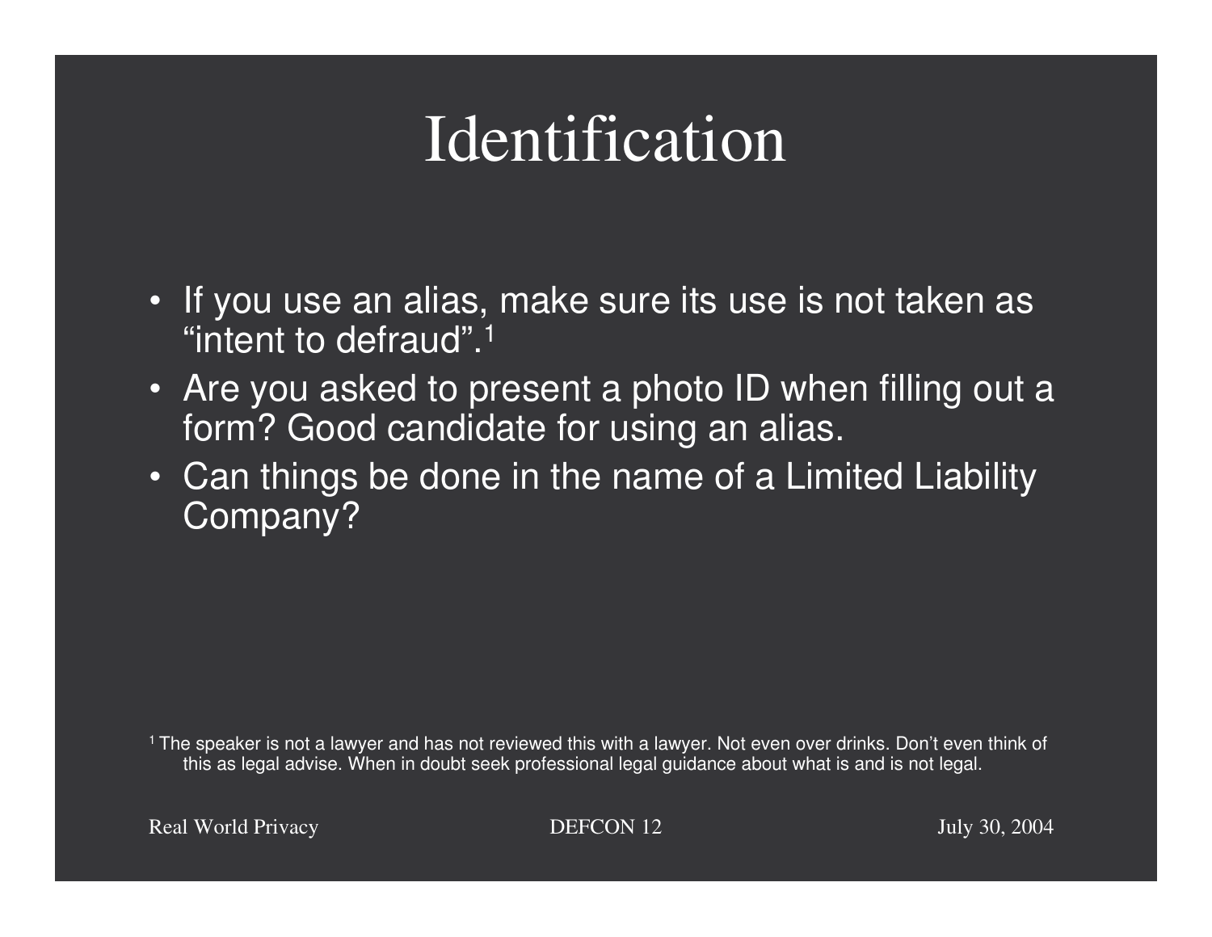# Identification

- If you use an alias, make sure its use is not taken as "intent to defraud".[1]
- Are you asked to present a photo ID when filling out a form? Good candidate for using an alias.
- Can things be done in the name of a Limited Liability Company?

[1] The speaker is not a lawyer and has not reviewed this with a lawyer. Not even over drinks. Don't even think of this as legal advise. When in doubt seek professional legal guidance about what is and is not legal.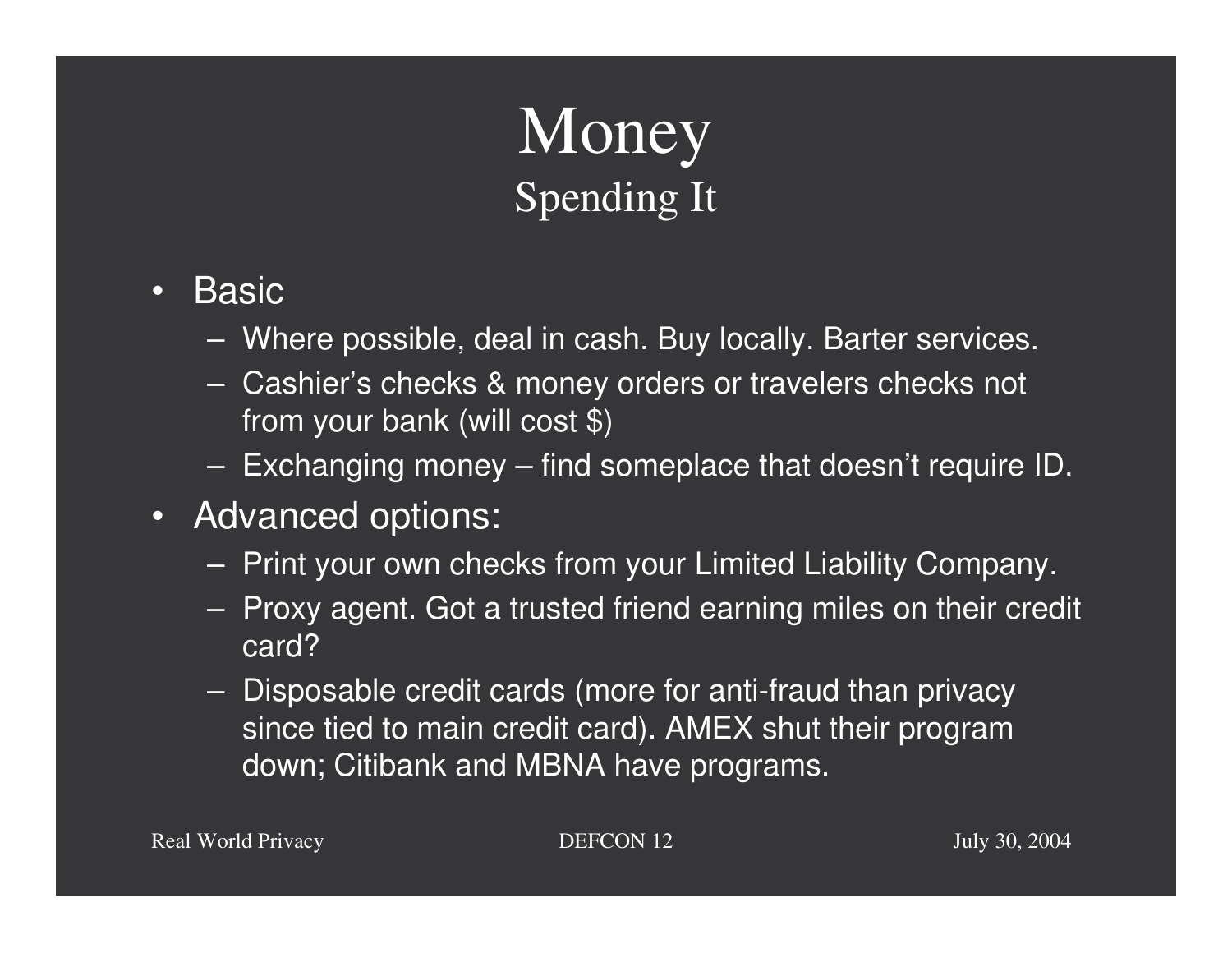# Money

## Spending It

- Basic
  - Where possible, deal in cash. Buy locally. Barter services.
  - Cashier's checks & money orders or travelers checks not from your bank (will cost $)
  - Exchanging money – find someplace that doesn't require ID.
- Advanced options:
  - Print your own checks from your Limited Liability Company.
  - Proxy agent. Got a trusted friend earning miles on their credit card?
  - Disposable credit cards (more for anti-fraud than privacy since tied to main credit card). AMEX shut their program down; Citibank and MBNA have programs.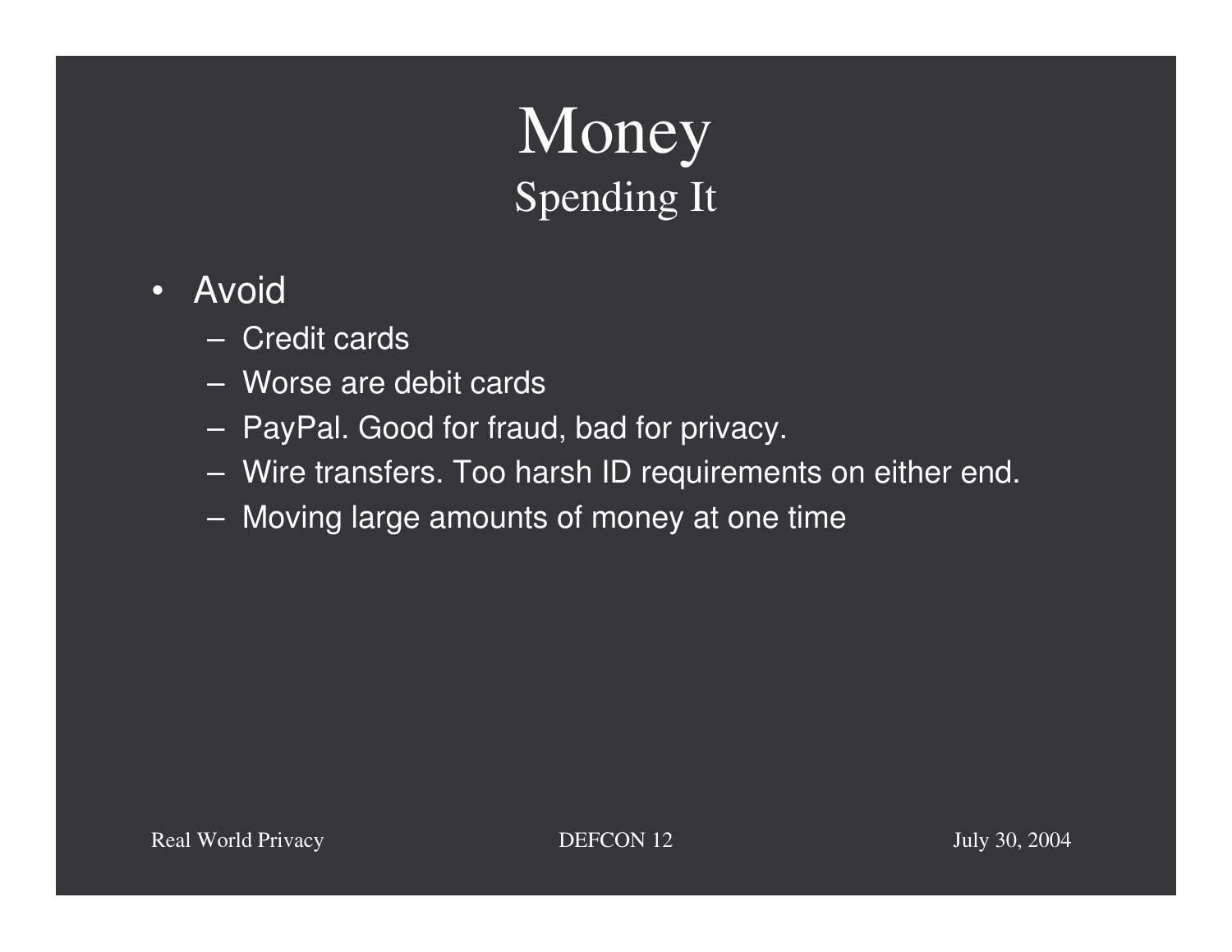# Money

## Spending It

- Avoid
  - Credit cards
  - Worse are debit cards
  - PayPal. Good for fraud, bad for privacy.
  - Wire transfers. Too harsh ID requirements on either end.
  - Moving large amounts of money at one time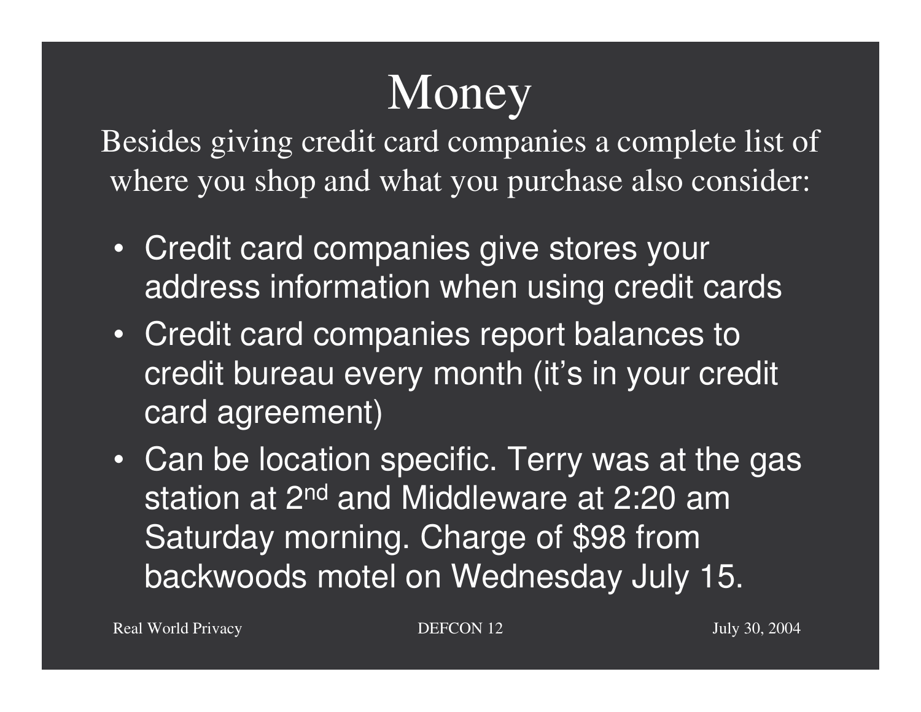# Money

Besides giving credit card companies a complete list of where you shop and what you purchase also consider:

- Credit card companies give stores your address information when using credit cards
- Credit card companies report balances to credit bureau every month (it's in your credit card agreement)
- Can be location specific. Terry was at the gas station at 2nd and Middleware at 2:20 am Saturday morning. Charge of $98 from backwoods motel on Wednesday July 15.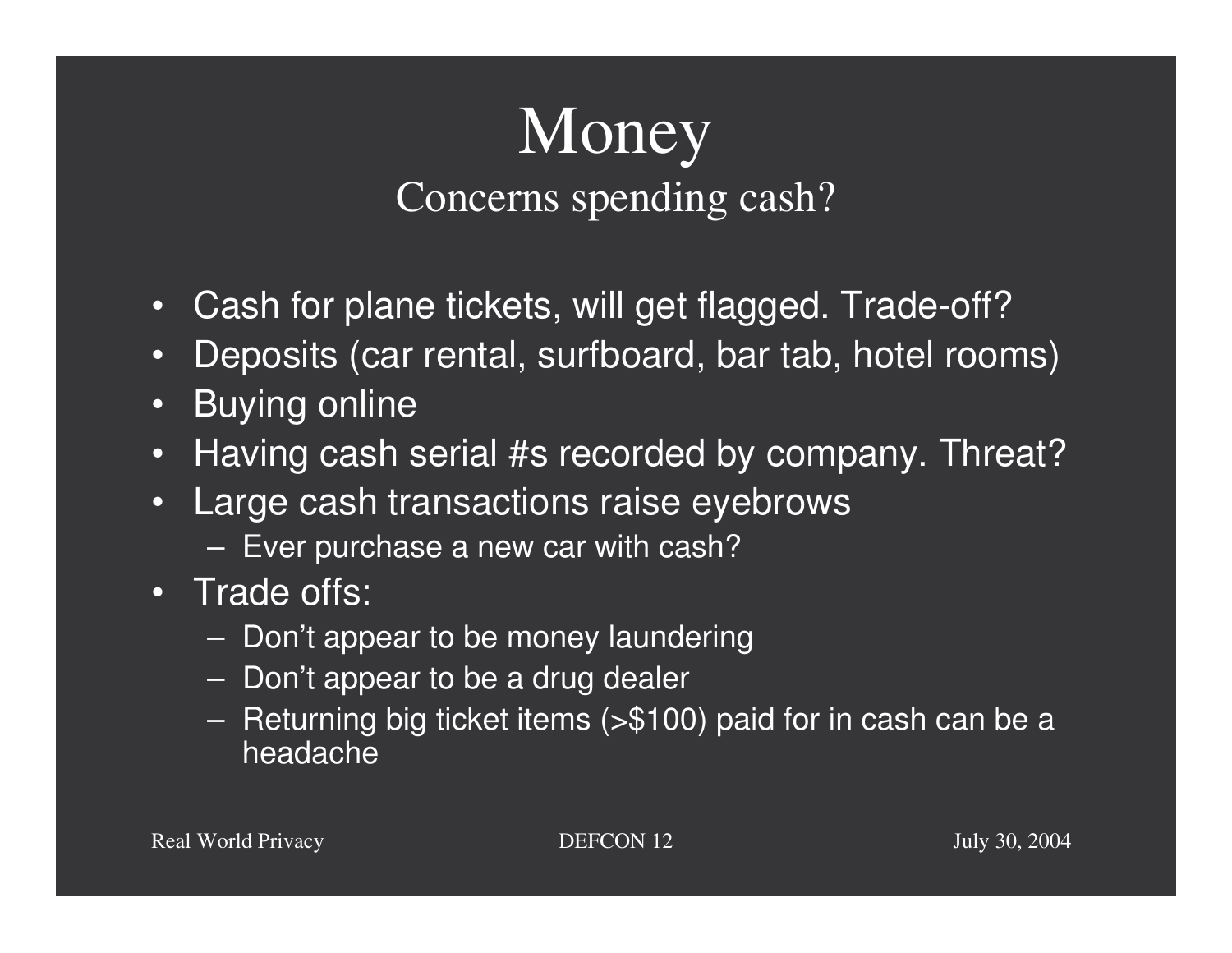# Money

## Concerns spending cash?

- Cash for plane tickets, will get flagged. Trade-off?
- Deposits (car rental, surfboard, bar tab, hotel rooms)
- Buying online
- Having cash serial #s recorded by company. Threat?
- Large cash transactions raise eyebrows
  - Ever purchase a new car with cash?
- Trade offs:
  - Don't appear to be money laundering
  - Don't appear to be a drug dealer
  - Returning big ticket items (>$100) paid for in cash can be a headache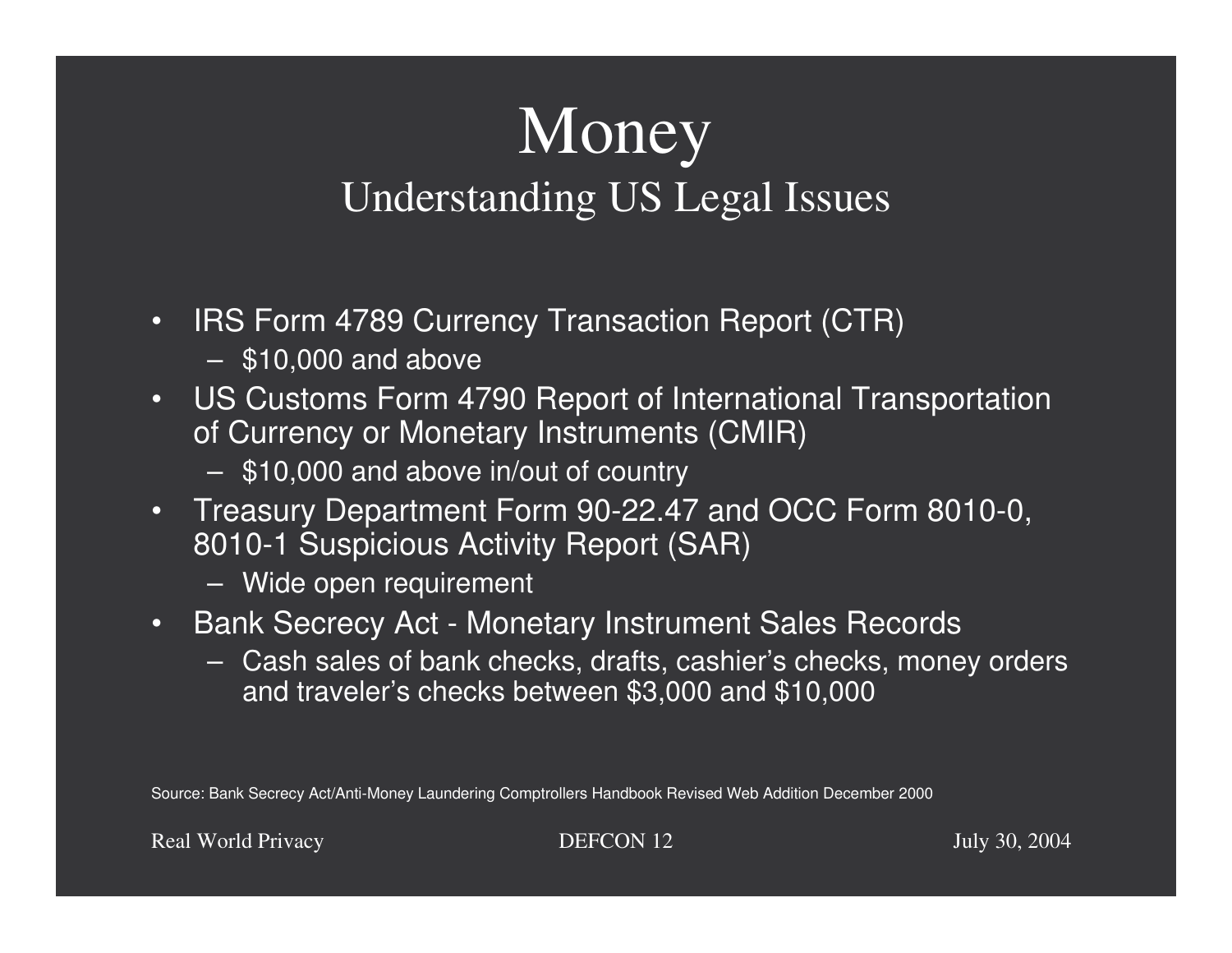# Money

## Understanding US Legal Issues

- IRS Form 4789 Currency Transaction Report (CTR)
  - $10,000 and above
- US Customs Form 4790 Report of International Transportation of Currency or Monetary Instruments (CMIR)
  - $10,000 and above in/out of country
- Treasury Department Form 90-22.47 and OCC Form 8010-0, 8010-1 Suspicious Activity Report (SAR)
  - Wide open requirement
- Bank Secrecy Act - Monetary Instrument Sales Records
  - Cash sales of bank checks, drafts, cashier's checks, money orders and traveler's checks between $3,000 and $10,000

Source: Bank Secrecy Act/Anti-Money Laundering Comptrollers Handbook Revised Web Addition December 2000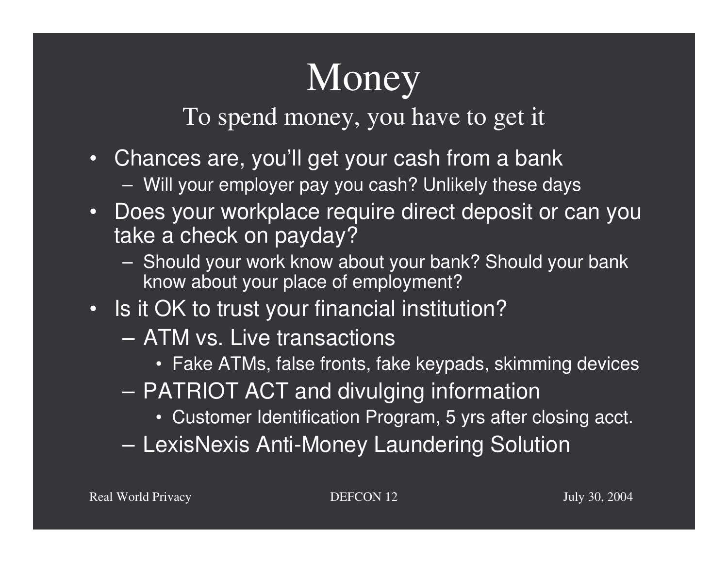# Money

## To spend money, you have to get it

- Chances are, you'll get your cash from a bank
  - Will your employer pay you cash? Unlikely these days
- Does your workplace require direct deposit or can you take a check on payday?
  - Should your work know about your bank? Should your bank know about your place of employment?
- Is it OK to trust your financial institution?
  - ATM vs. Live transactions
    - Fake ATMs, false fronts, fake keypads, skimming devices
  - PATRIOT ACT and divulging information
    - Customer Identification Program, 5 yrs after closing acct.
  - LexisNexis Anti-Money Laundering Solution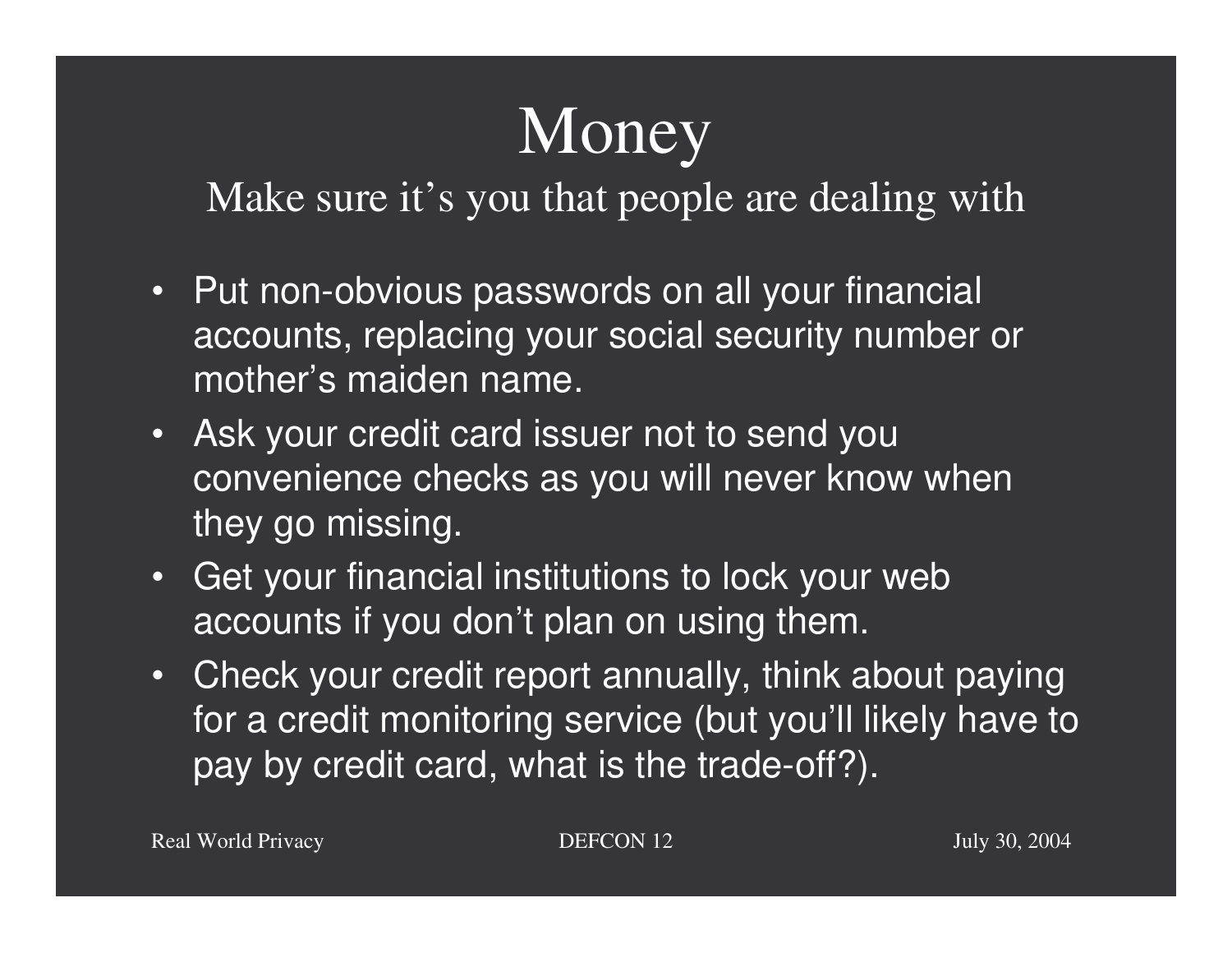# Money

## Make sure it's you that people are dealing with

- Put non-obvious passwords on all your financial accounts, replacing your social security number or mother's maiden name.
- Ask your credit card issuer not to send you convenience checks as you will never know when they go missing.
- Get your financial institutions to lock your web accounts if you don't plan on using them.
- Check your credit report annually, think about paying for a credit monitoring service (but you'll likely have to pay by credit card, what is the trade-off?).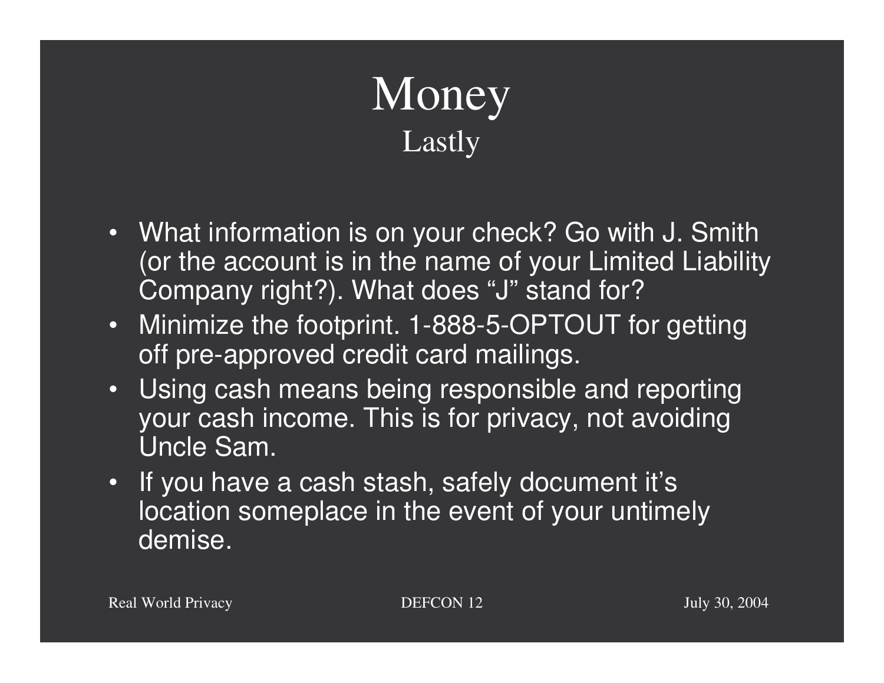# Money

## Lastly

- What information is on your check? Go with J. Smith (or the account is in the name of your Limited Liability Company right?). What does “J” stand for?
- Minimize the footprint. 1-888-5-OPTOUT for getting off pre-approved credit card mailings.
- Using cash means being responsible and reporting your cash income. This is for privacy, not avoiding Uncle Sam.
- If you have a cash stash, safely document it’s location someplace in the event of your untimely demise.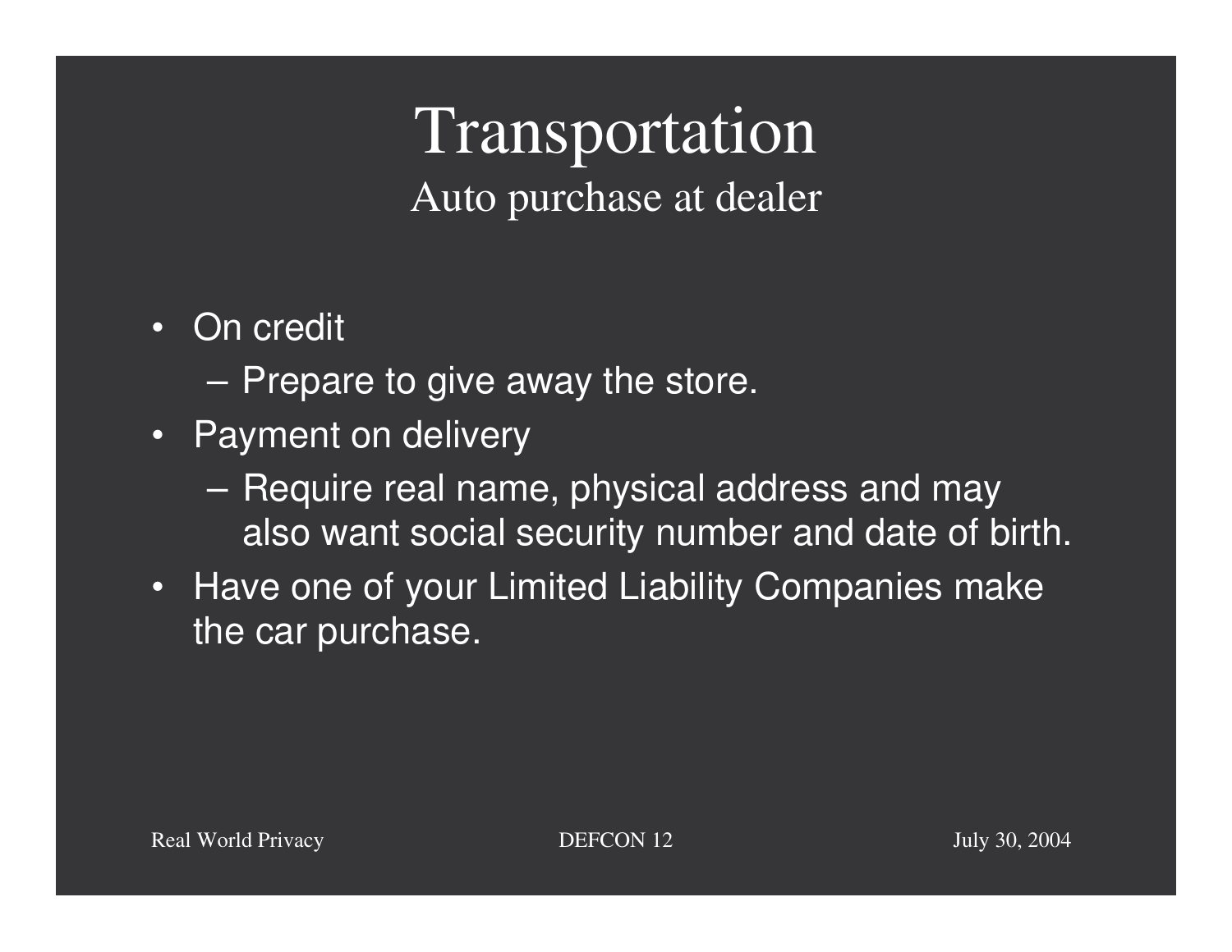# Transportation

## Auto purchase at dealer

- On credit
  - Prepare to give away the store.
- Payment on delivery
  - Require real name, physical address and may also want social security number and date of birth.
- Have one of your Limited Liability Companies make the car purchase.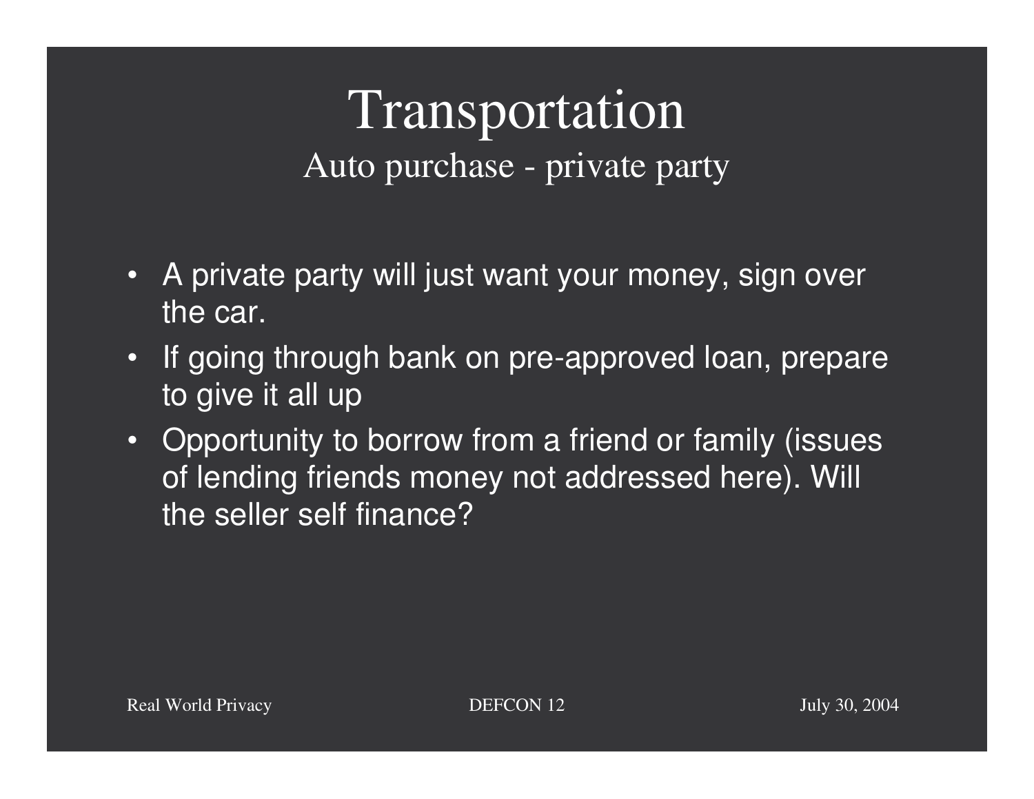# Transportation

## Auto purchase - private party

- A private party will just want your money, sign over the car.
- If going through bank on pre-approved loan, prepare to give it all up
- Opportunity to borrow from a friend or family (issues of lending friends money not addressed here). Will the seller self finance?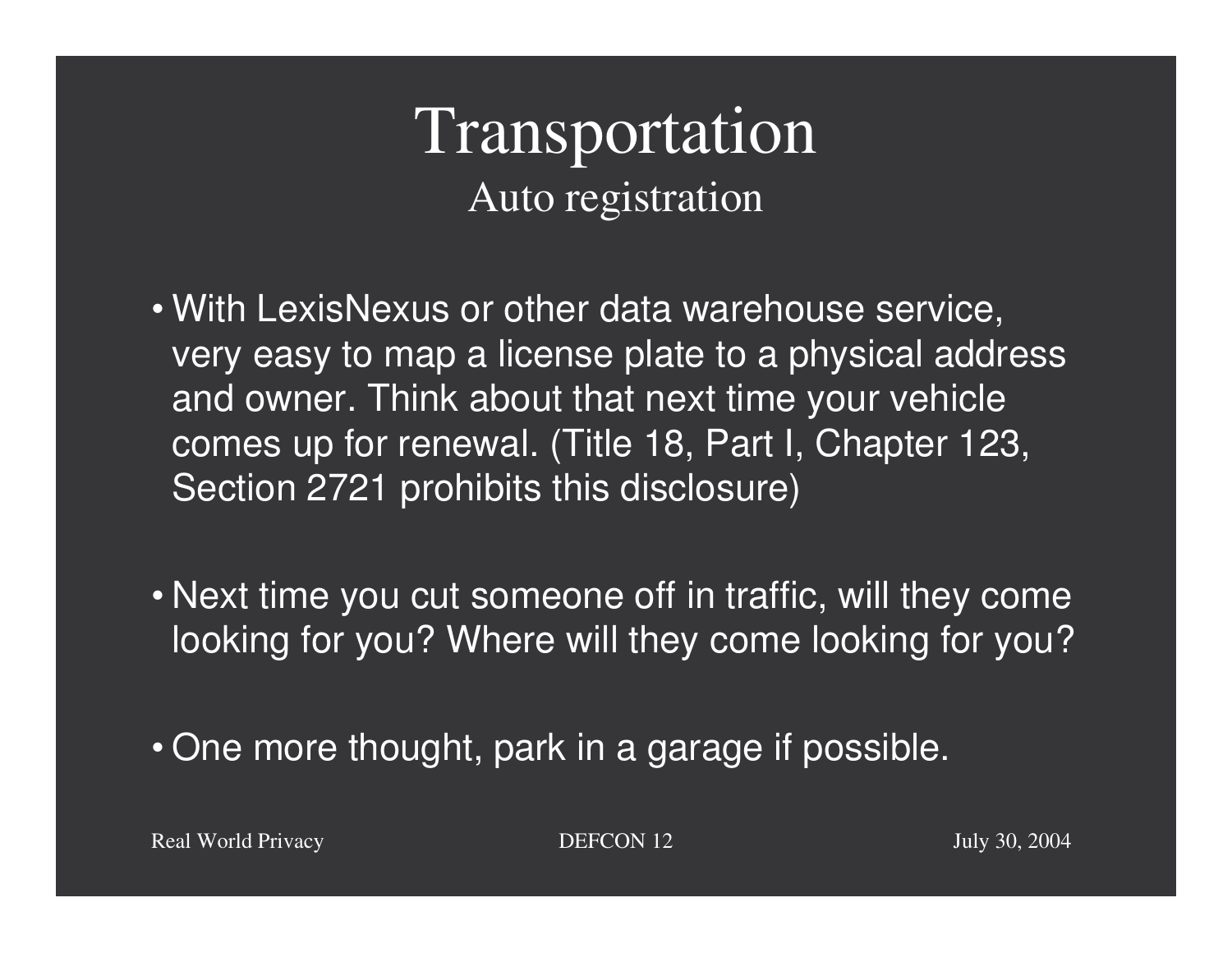# Transportation

## Auto registration

- With LexisNexus or other data warehouse service, very easy to map a license plate to a physical address and owner. Think about that next time your vehicle comes up for renewal. (Title 18, Part I, Chapter 123, Section 2721 prohibits this disclosure)

- Next time you cut someone off in traffic, will they come looking for you? Where will they come looking for you?

- One more thought, park in a garage if possible.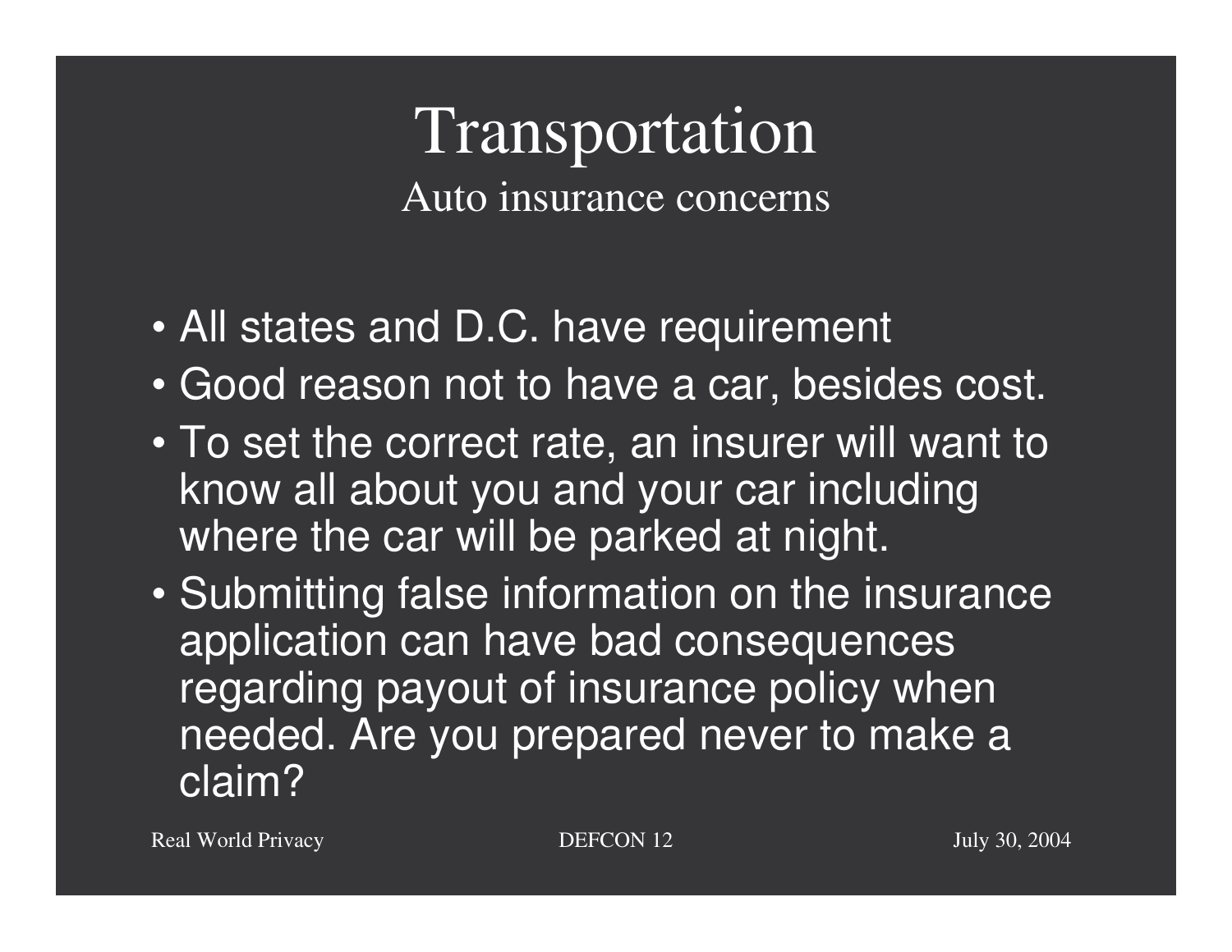# Transportation

## Auto insurance concerns

- All states and D.C. have requirement
- Good reason not to have a car, besides cost.
- To set the correct rate, an insurer will want to know all about you and your car including where the car will be parked at night.
- Submitting false information on the insurance application can have bad consequences regarding payout of insurance policy when needed. Are you prepared never to make a claim?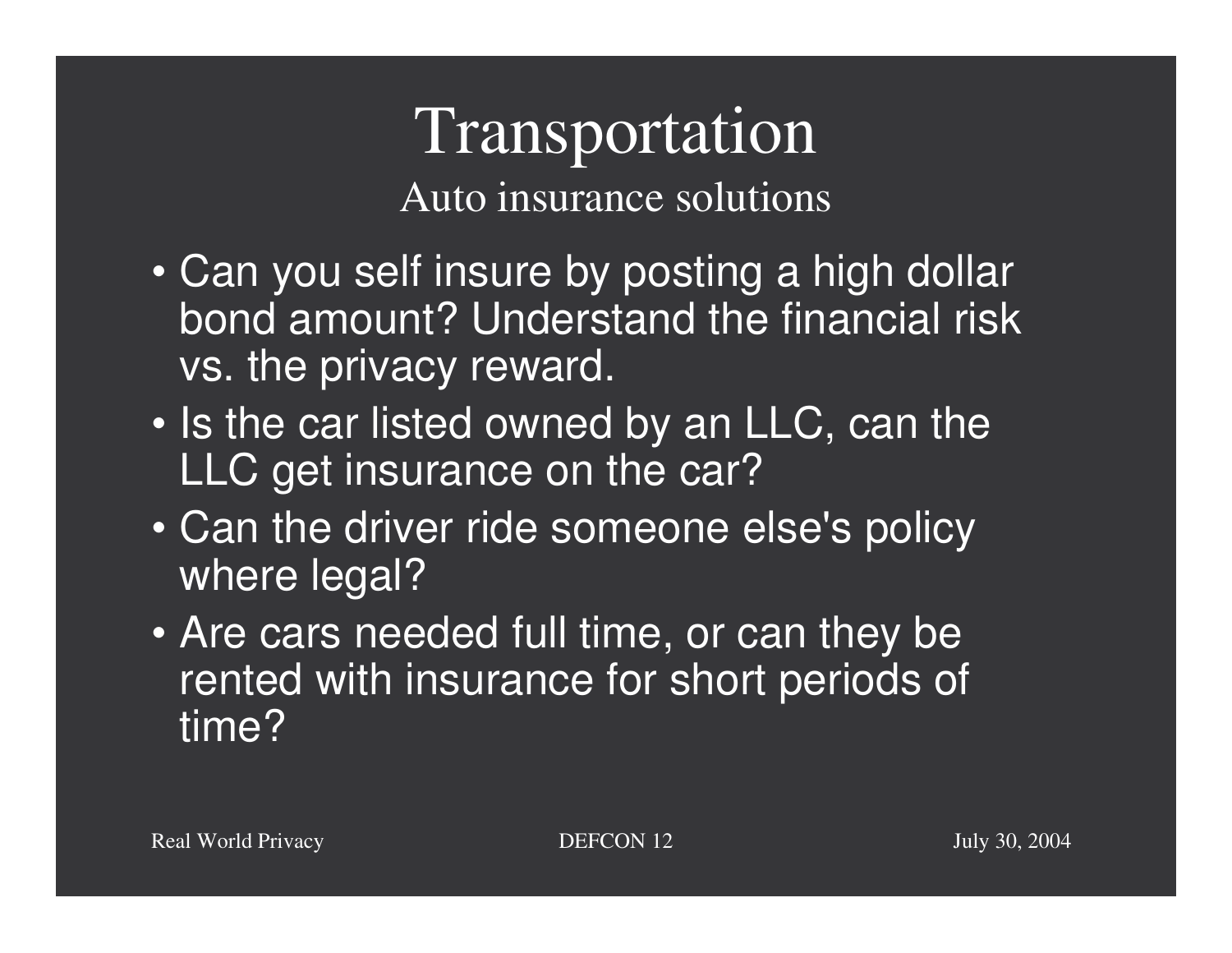# Transportation

## Auto insurance solutions

- Can you self insure by posting a high dollar bond amount? Understand the financial risk vs. the privacy reward.
- Is the car listed owned by an LLC, can the LLC get insurance on the car?
- Can the driver ride someone else's policy where legal?
- Are cars needed full time, or can they be rented with insurance for short periods of time?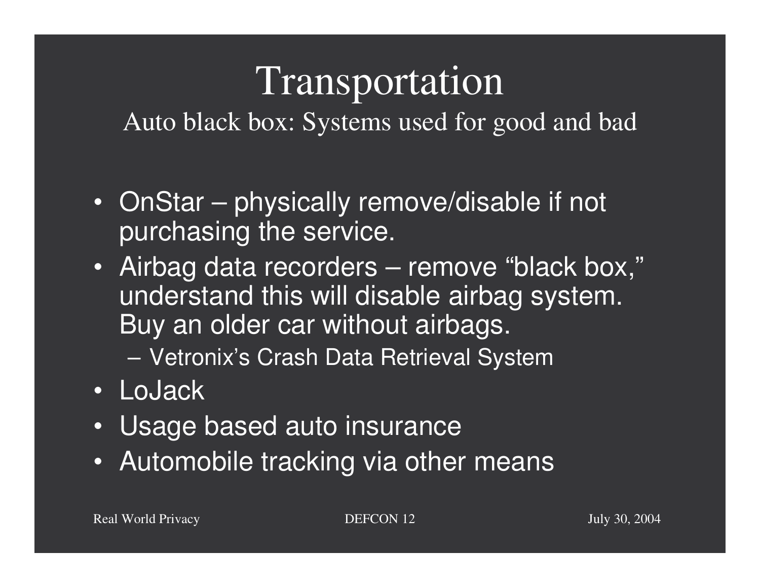# Transportation

## Auto black box: Systems used for good and bad

- OnStar – physically remove/disable if not purchasing the service.
- Airbag data recorders – remove "black box," understand this will disable airbag system. Buy an older car without airbags.
  - Vetronix's Crash Data Retrieval System
- LoJack
- Usage based auto insurance
- Automobile tracking via other means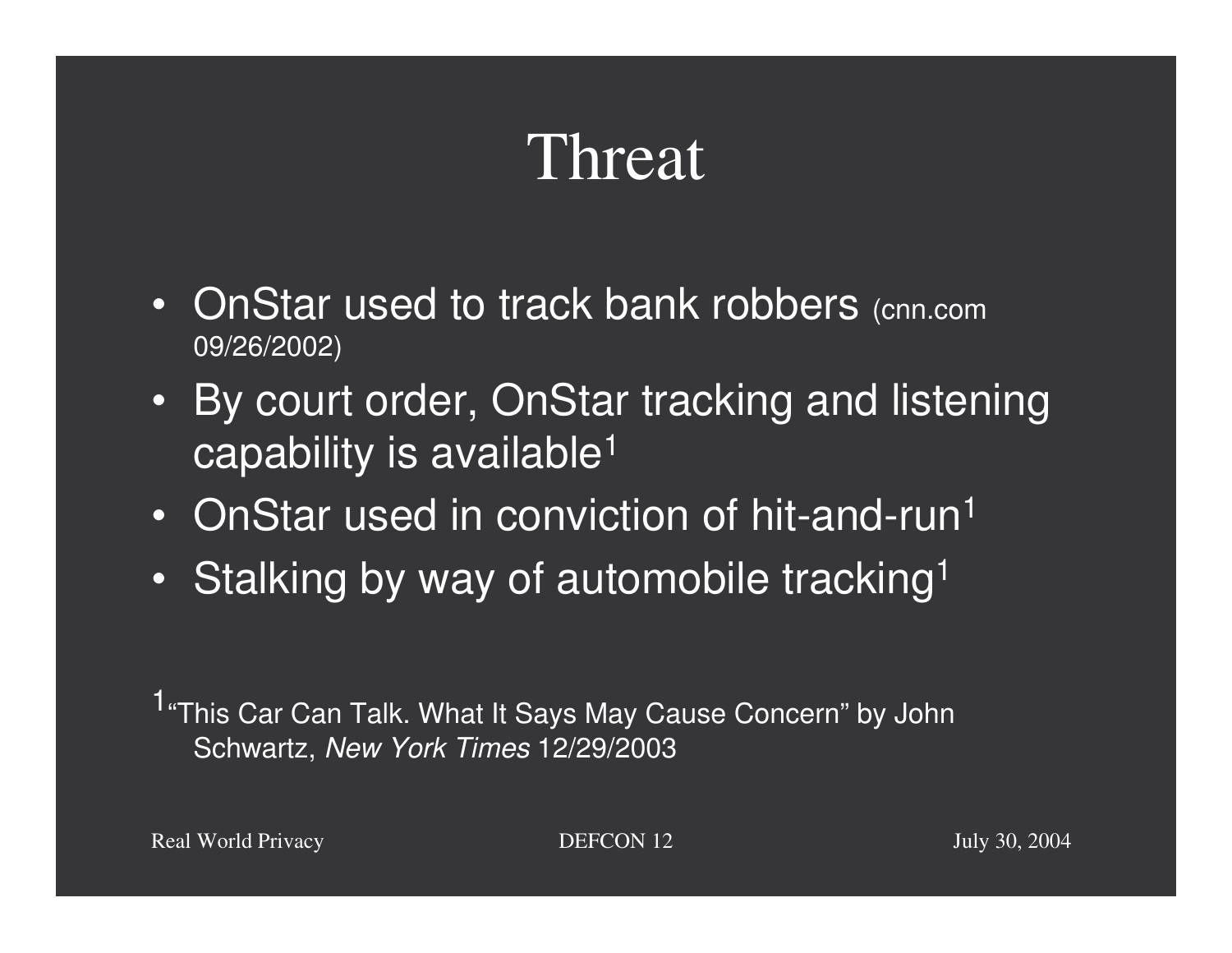# Threat

- OnStar used to track bank robbers (cnn.com 09/26/2002)
- By court order, OnStar tracking and listening capability is available[1]
- OnStar used in conviction of hit-and-run[1]
- Stalking by way of automobile tracking[1]

[1] "This Car Can Talk. What It Says May Cause Concern" by John Schwartz, *New York Times* 12/29/2003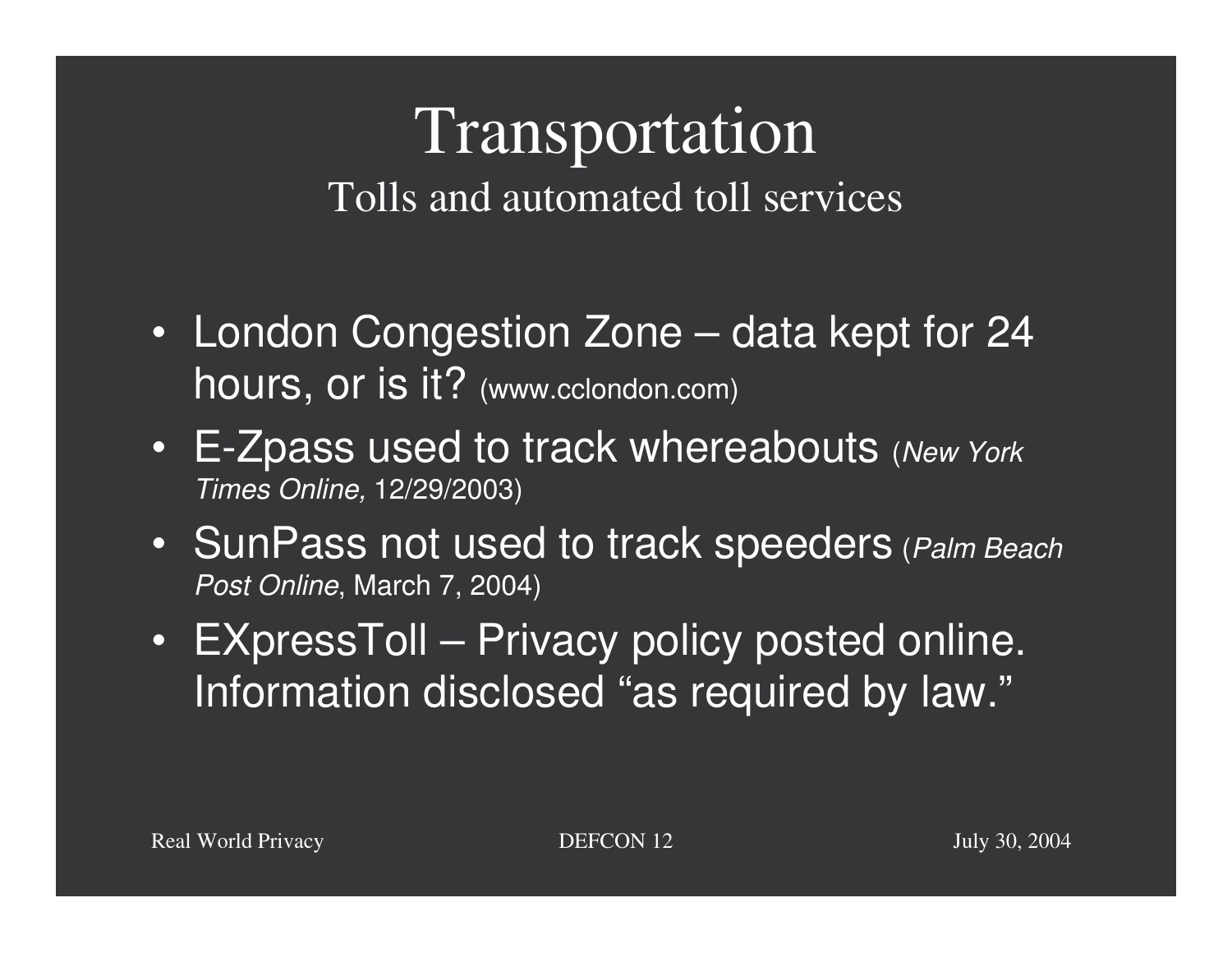# Transportation

## Tolls and automated toll services

- London Congestion Zone – data kept for 24 hours, or is it? (www.cclondon.com)
- E-Zpass used to track whereabouts (*New York Times Online,* 12/29/2003)
- SunPass not used to track speeders (*Palm Beach Post Online*, March 7, 2004)
- EXpressToll – Privacy policy posted online. Information disclosed “as required by law.”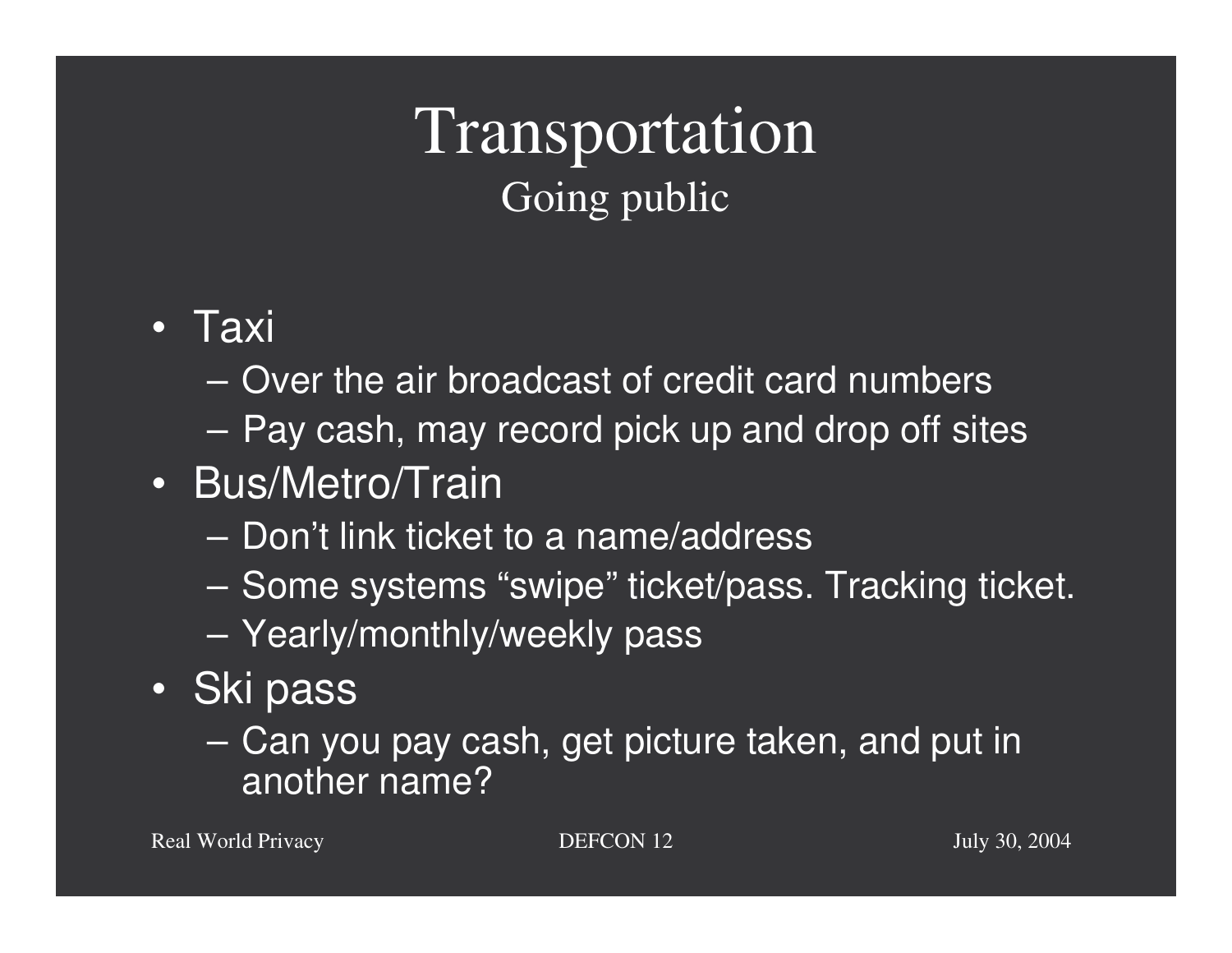# Transportation

## Going public

- Taxi
  - Over the air broadcast of credit card numbers
  - Pay cash, may record pick up and drop off sites
- Bus/Metro/Train
  - Don’t link ticket to a name/address
  - Some systems “swipe” ticket/pass. Tracking ticket.
  - Yearly/monthly/weekly pass
- Ski pass
  - Can you pay cash, get picture taken, and put in another name?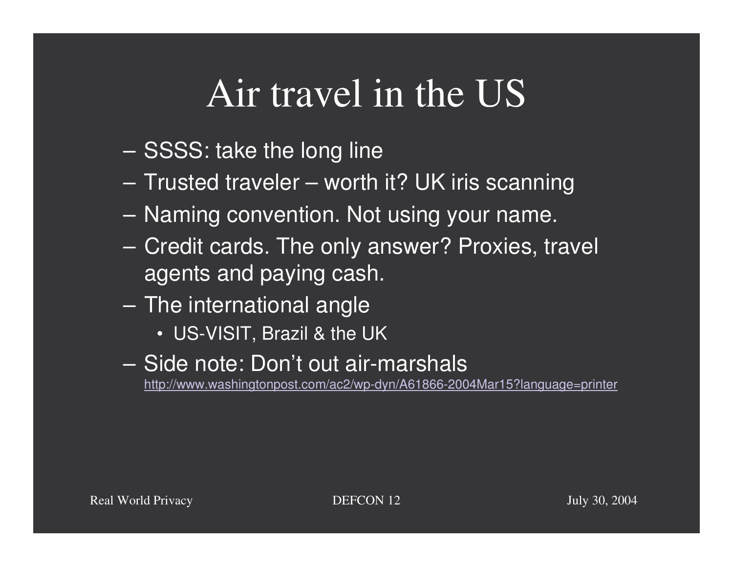# Air travel in the US

- SSSS: take the long line
- Trusted traveler – worth it? UK iris scanning
- Naming convention. Not using your name.
- Credit cards. The only answer? Proxies, travel agents and paying cash.
- The international angle
  - US-VISIT, Brazil & the UK
- Side note: Don't out air-marshals
  http://www.washingtonpost.com/ac2/wp-dyn/A61866-2004Mar15?language=printer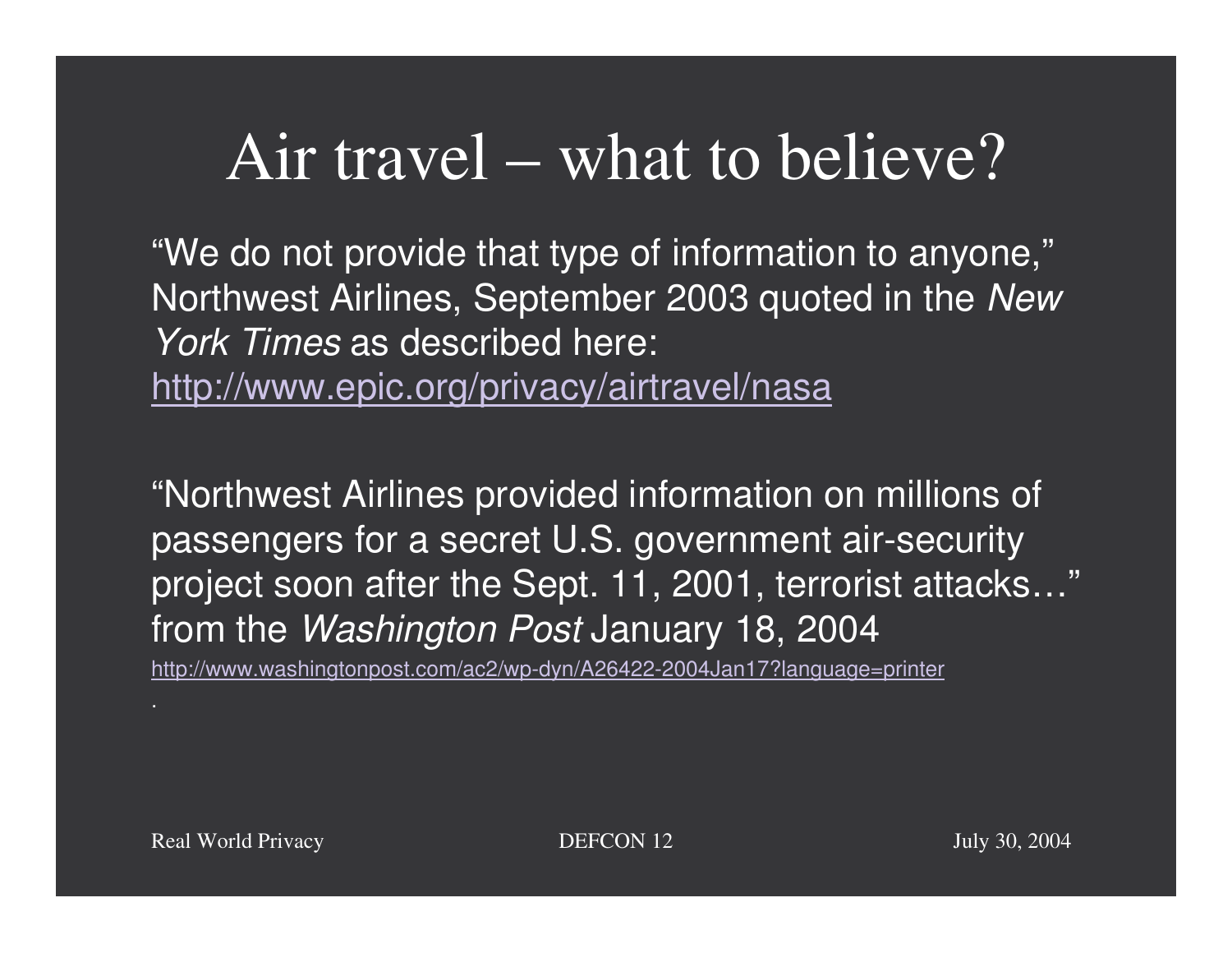# Air travel – what to believe?

"We do not provide that type of information to anyone," Northwest Airlines, September 2003 quoted in the *New York Times* as described here: http://www.epic.org/privacy/airtravel/nasa

"Northwest Airlines provided information on millions of passengers for a secret U.S. government air-security project soon after the Sept. 11, 2001, terrorist attacks…" from the *Washington Post* January 18, 2004

http://www.washingtonpost.com/ac2/wp-dyn/A26422-2004Jan17?language=printer

.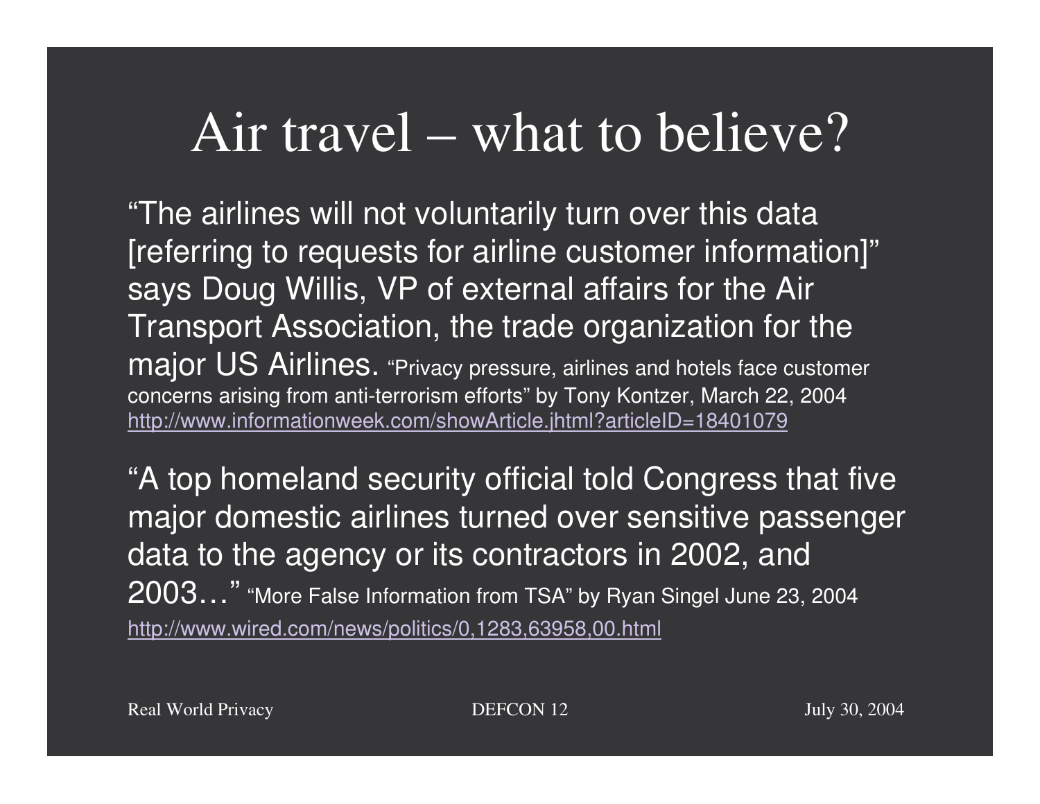# Air travel – what to believe?

"The airlines will not voluntarily turn over this data [referring to requests for airline customer information]" says Doug Willis, VP of external affairs for the Air Transport Association, the trade organization for the major US Airlines. "Privacy pressure, airlines and hotels face customer concerns arising from anti-terrorism efforts" by Tony Kontzer, March 22, 2004 http://www.informationweek.com/showArticle.jhtml?articleID=18401079

"A top homeland security official told Congress that five major domestic airlines turned over sensitive passenger data to the agency or its contractors in 2002, and 2003…" "More False Information from TSA" by Ryan Singel June 23, 2004 http://www.wired.com/news/politics/0,1283,63958,00.html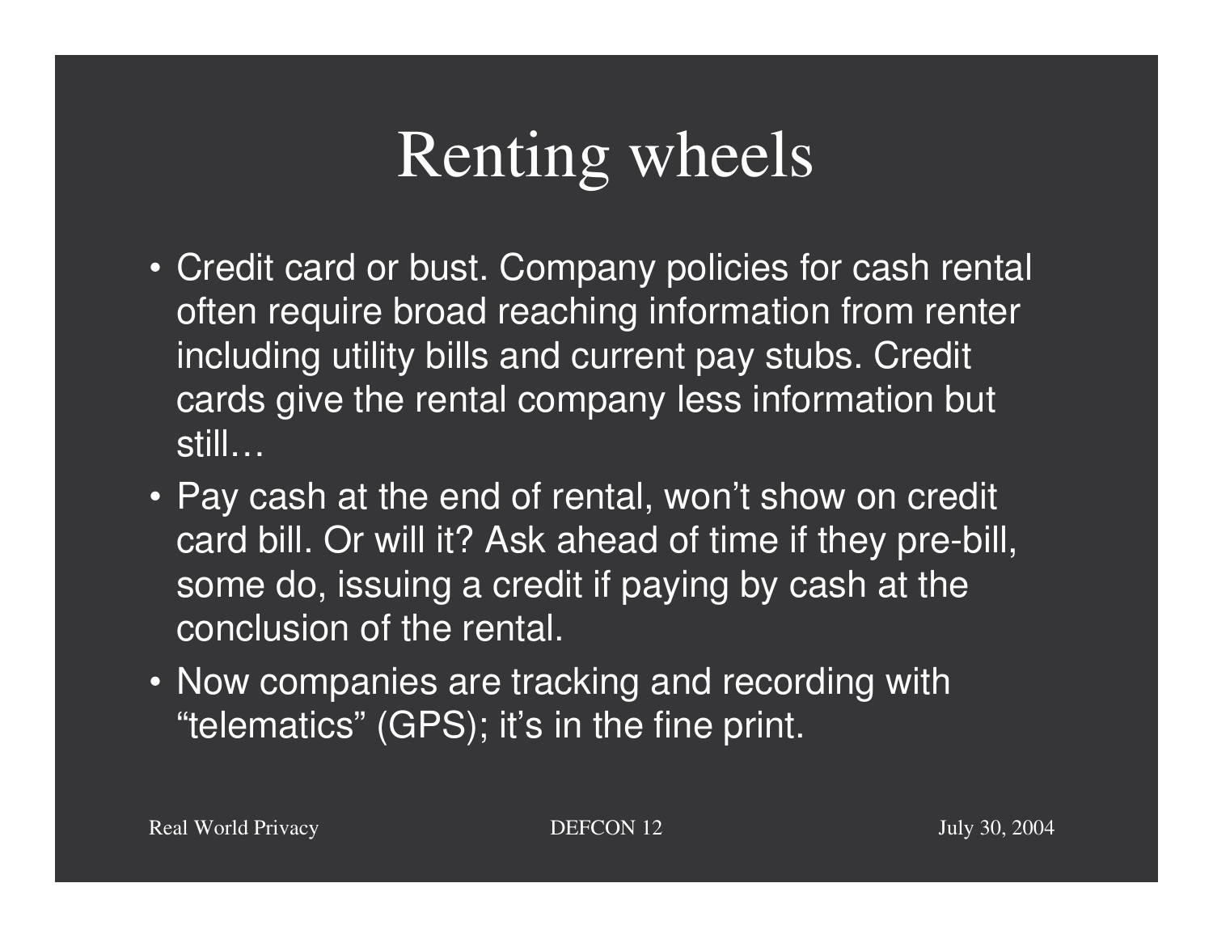# Renting wheels

- Credit card or bust. Company policies for cash rental often require broad reaching information from renter including utility bills and current pay stubs. Credit cards give the rental company less information but still…
- Pay cash at the end of rental, won't show on credit card bill. Or will it? Ask ahead of time if they pre-bill, some do, issuing a credit if paying by cash at the conclusion of the rental.
- Now companies are tracking and recording with "telematics" (GPS); it's in the fine print.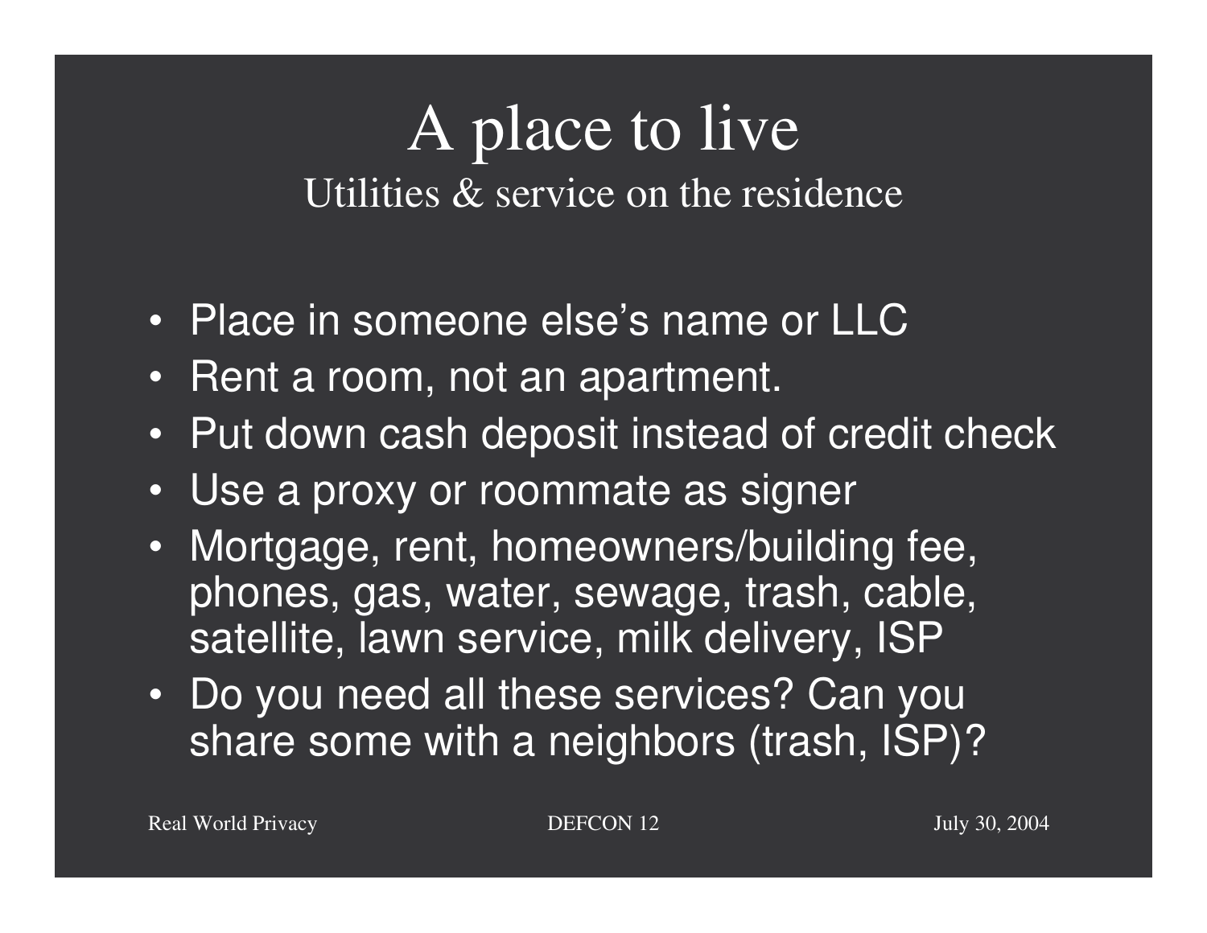# A place to live

## Utilities & service on the residence

- Place in someone else's name or LLC
- Rent a room, not an apartment.
- Put down cash deposit instead of credit check
- Use a proxy or roommate as signer
- Mortgage, rent, homeowners/building fee, phones, gas, water, sewage, trash, cable, satellite, lawn service, milk delivery, ISP
- Do you need all these services? Can you share some with a neighbors (trash, ISP)?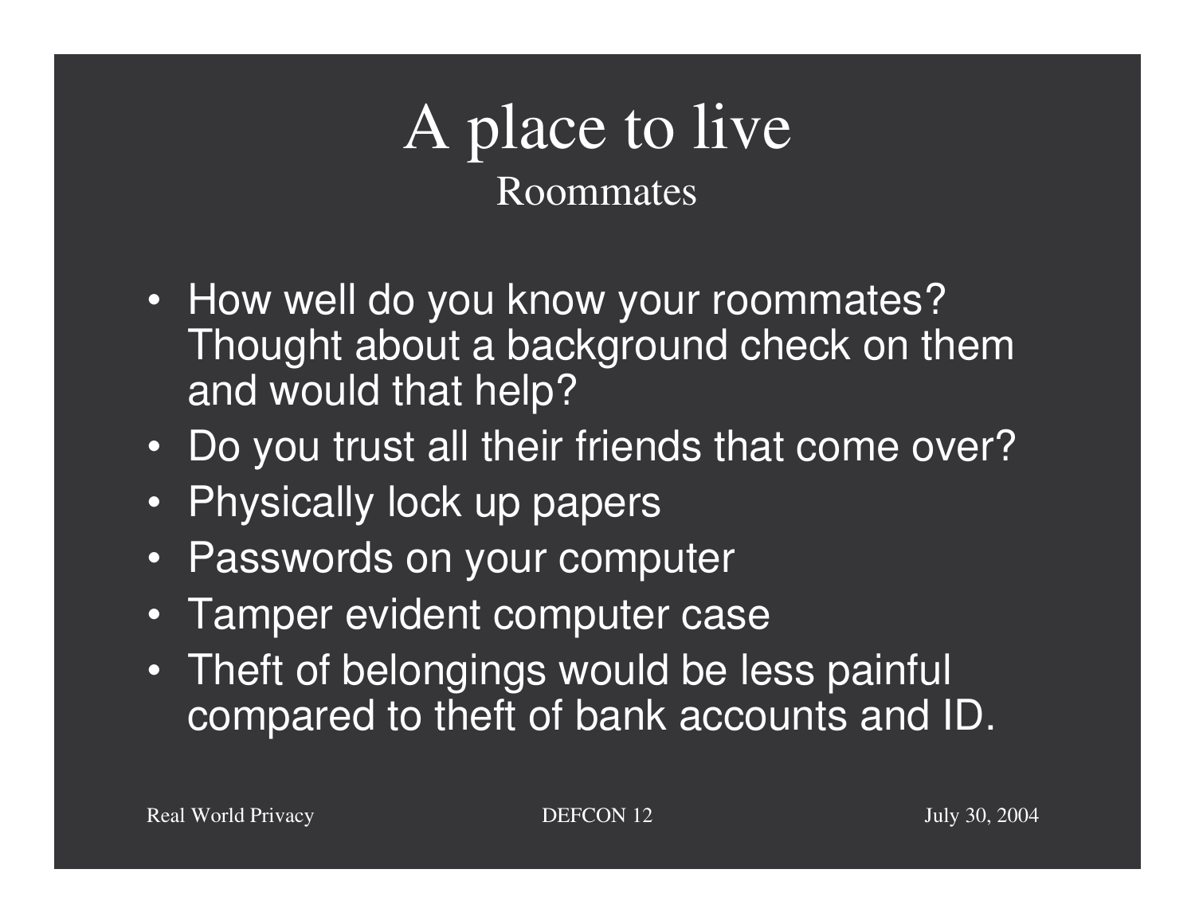# A place to live

## Roommates

- How well do you know your roommates? Thought about a background check on them and would that help?
- Do you trust all their friends that come over?
- Physically lock up papers
- Passwords on your computer
- Tamper evident computer case
- Theft of belongings would be less painful compared to theft of bank accounts and ID.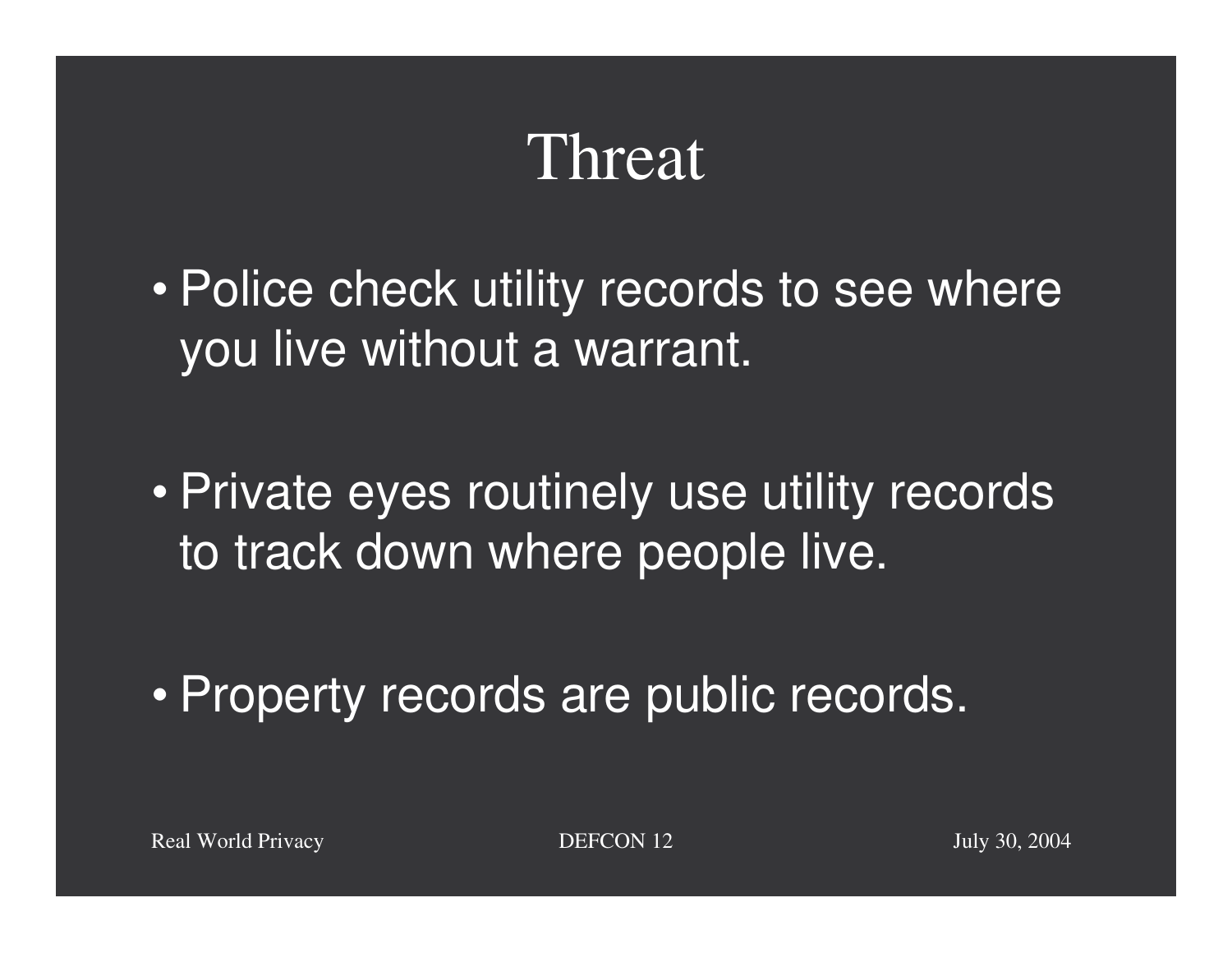# Threat

- Police check utility records to see where you live without a warrant.
- Private eyes routinely use utility records to track down where people live.
- Property records are public records.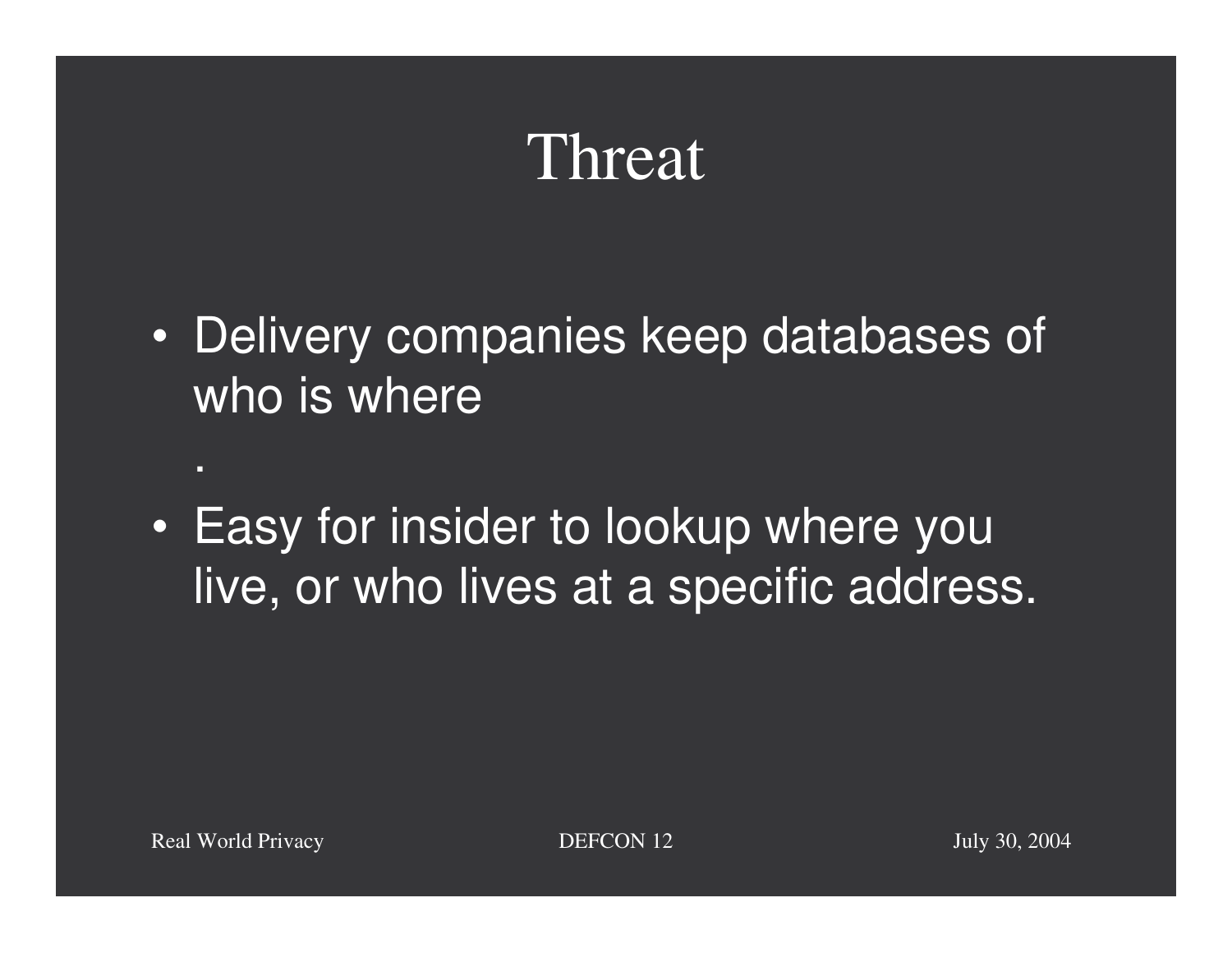# Threat

- Delivery companies keep databases of who is where

  .

- Easy for insider to lookup where you live, or who lives at a specific address.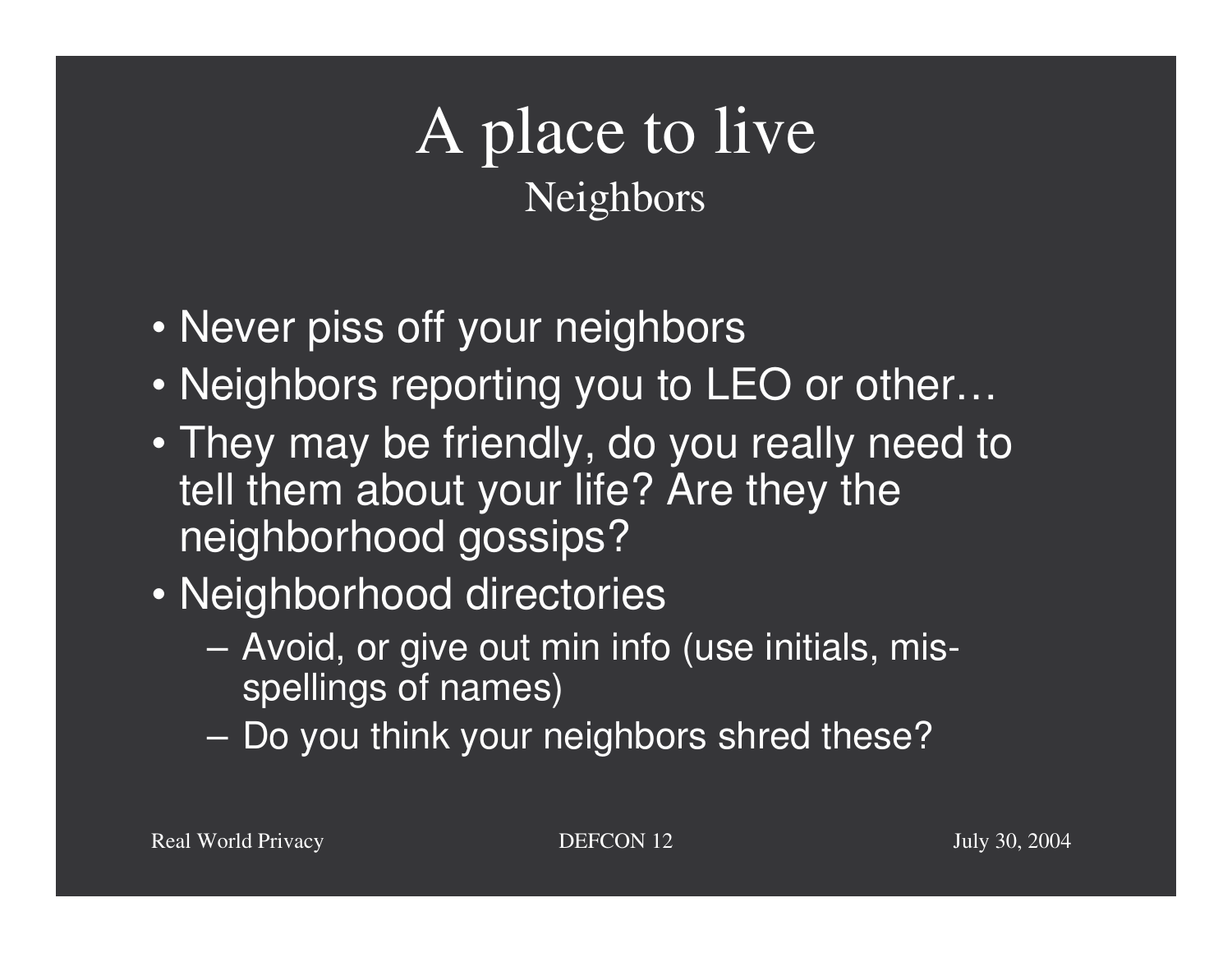# A place to live

## Neighbors

- Never piss off your neighbors
- Neighbors reporting you to LEO or other…
- They may be friendly, do you really need to tell them about your life? Are they the neighborhood gossips?
- Neighborhood directories
  - Avoid, or give out min info (use initials, mis-spellings of names)
  - Do you think your neighbors shred these?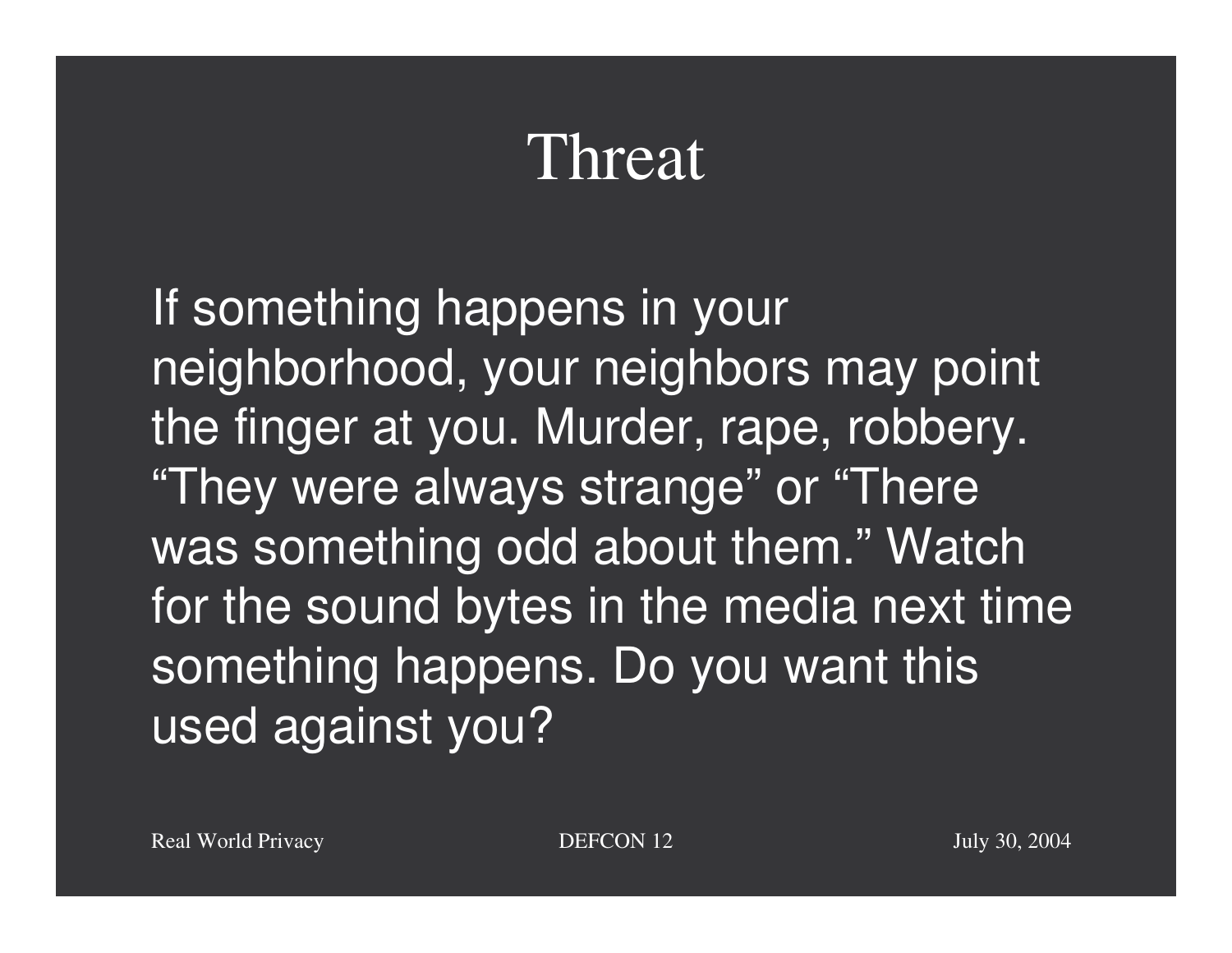# Threat

If something happens in your neighborhood, your neighbors may point the finger at you. Murder, rape, robbery. "They were always strange" or "There was something odd about them." Watch for the sound bytes in the media next time something happens. Do you want this used against you?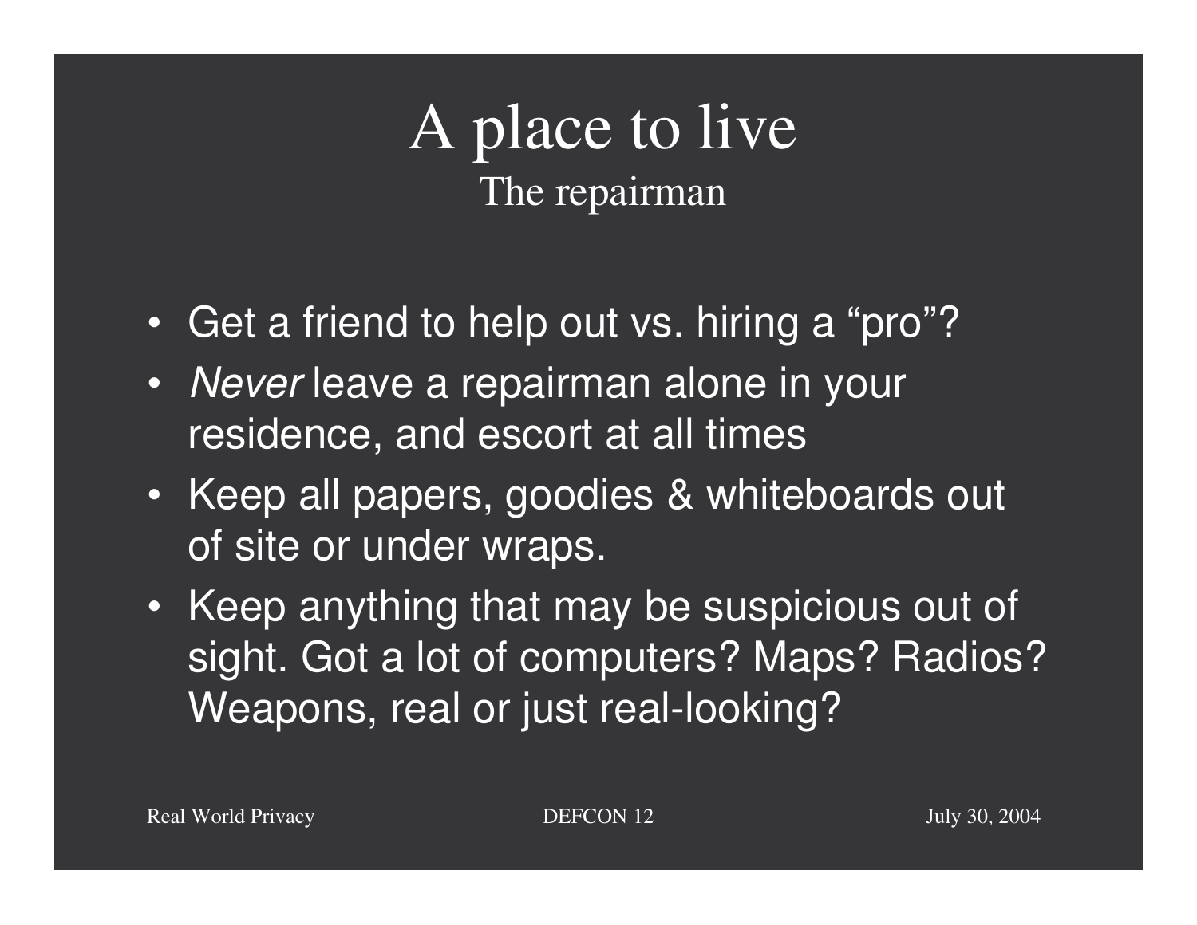# A place to live

## The repairman

- Get a friend to help out vs. hiring a “pro”?
- *Never* leave a repairman alone in your residence, and escort at all times
- Keep all papers, goodies & whiteboards out of site or under wraps.
- Keep anything that may be suspicious out of sight. Got a lot of computers? Maps? Radios? Weapons, real or just real-looking?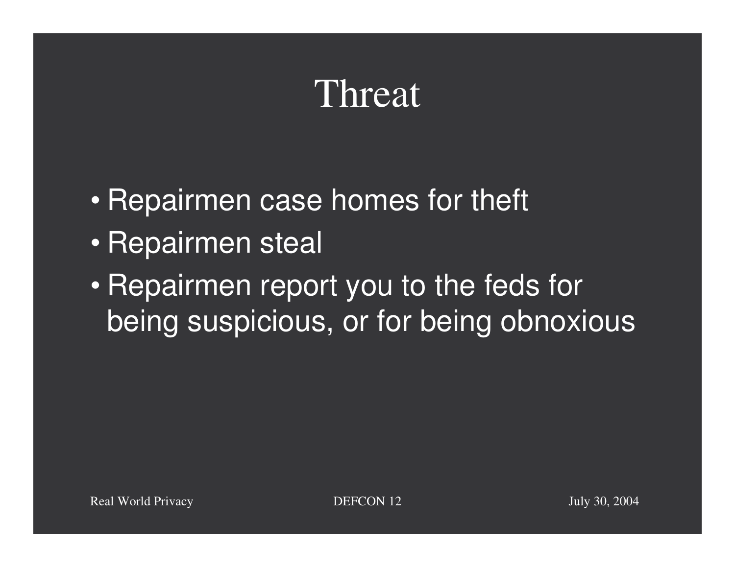# Threat

- Repairmen case homes for theft
- Repairmen steal
- Repairmen report you to the feds for being suspicious, or for being obnoxious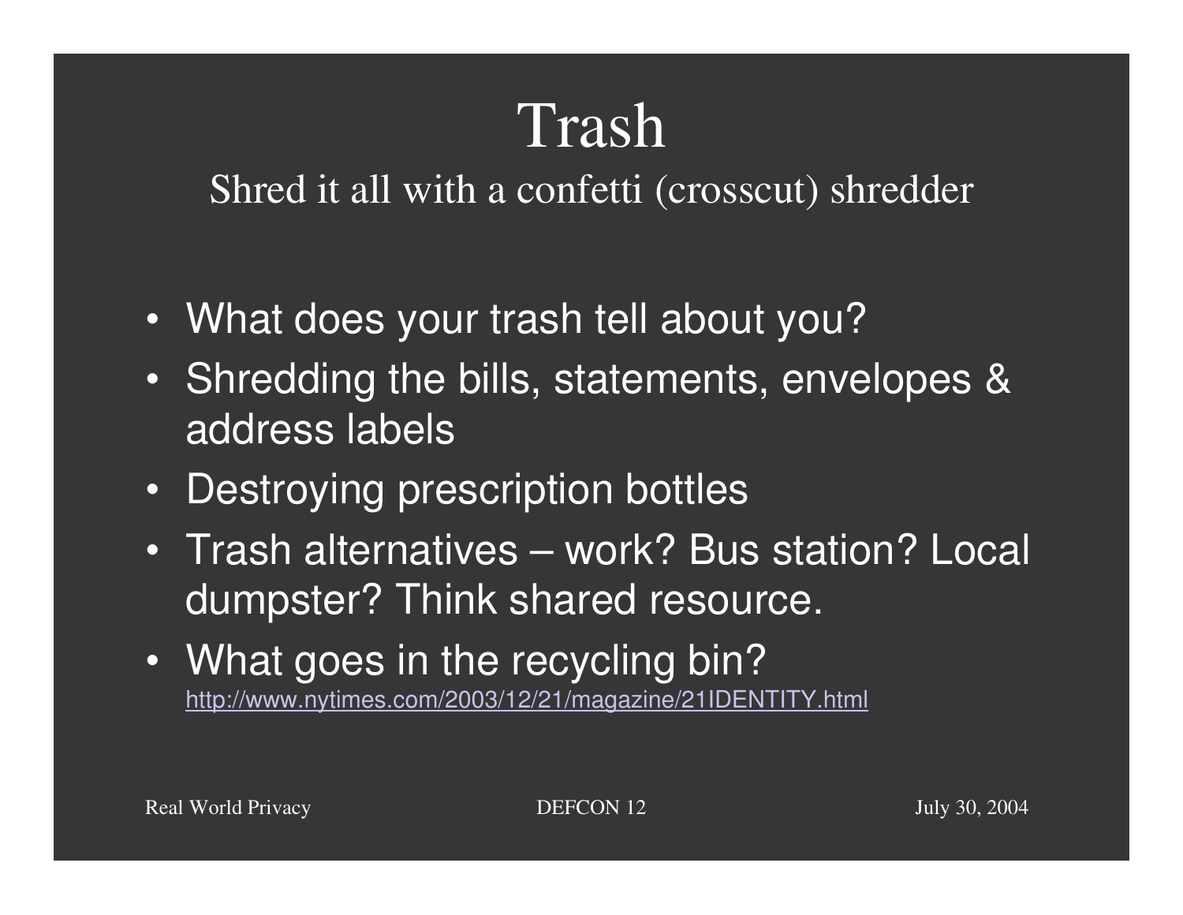# Trash

## Shred it all with a confetti (crosscut) shredder

- What does your trash tell about you?
- Shredding the bills, statements, envelopes & address labels
- Destroying prescription bottles
- Trash alternatives – work? Bus station? Local dumpster? Think shared resource.
- What goes in the recycling bin?
  http://www.nytimes.com/2003/12/21/magazine/21IDENTITY.html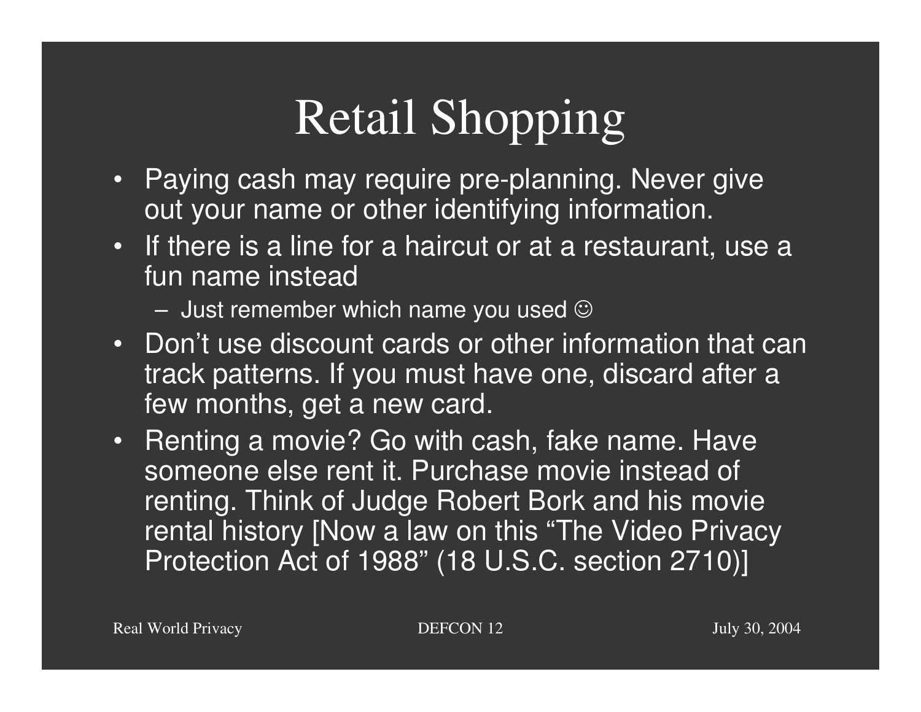# Retail Shopping

- Paying cash may require pre-planning. Never give out your name or other identifying information.
- If there is a line for a haircut or at a restaurant, use a fun name instead
  - Just remember which name you used ☺
- Don't use discount cards or other information that can track patterns. If you must have one, discard after a few months, get a new card.
- Renting a movie? Go with cash, fake name. Have someone else rent it. Purchase movie instead of renting. Think of Judge Robert Bork and his movie rental history [Now a law on this "The Video Privacy Protection Act of 1988" (18 U.S.C. section 2710)]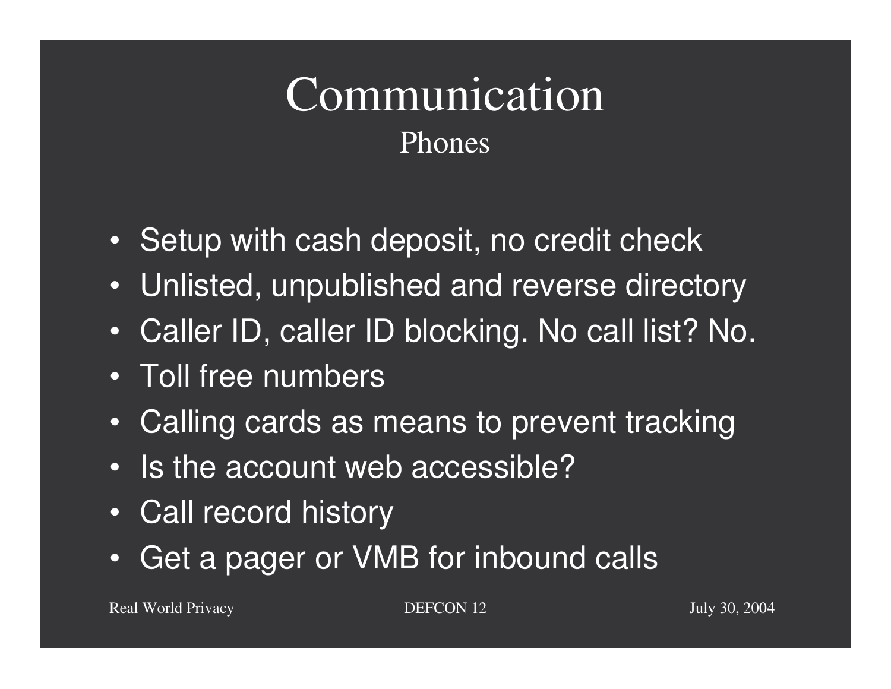# Communication

## Phones

- Setup with cash deposit, no credit check
- Unlisted, unpublished and reverse directory
- Caller ID, caller ID blocking. No call list? No.
- Toll free numbers
- Calling cards as means to prevent tracking
- Is the account web accessible?
- Call record history
- Get a pager or VMB for inbound calls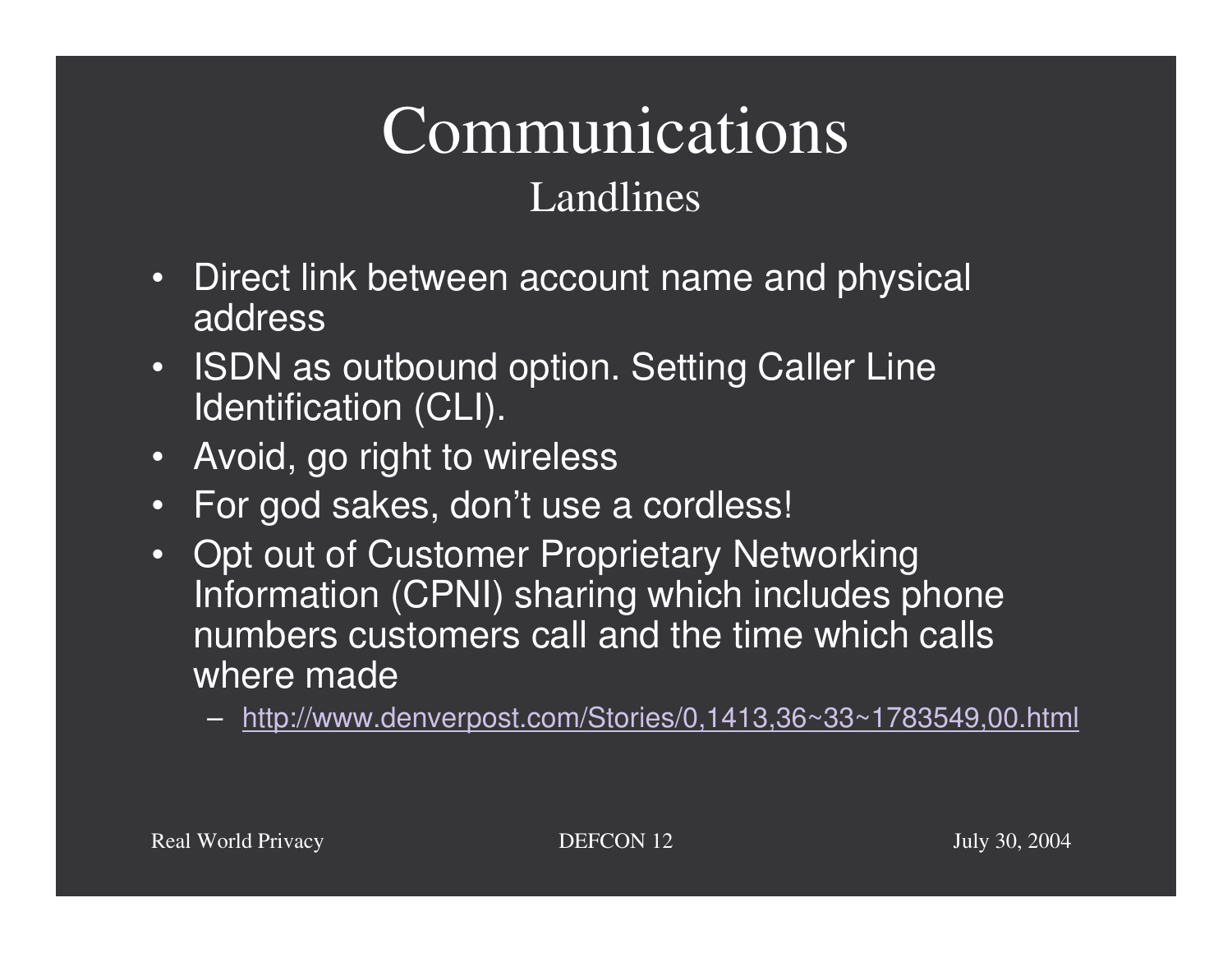# Communications

## Landlines

- Direct link between account name and physical address
- ISDN as outbound option. Setting Caller Line Identification (CLI).
- Avoid, go right to wireless
- For god sakes, don't use a cordless!
- Opt out of Customer Proprietary Networking Information (CPNI) sharing which includes phone numbers customers call and the time which calls where made
  - http://www.denverpost.com/Stories/0,1413,36~33~1783549,00.html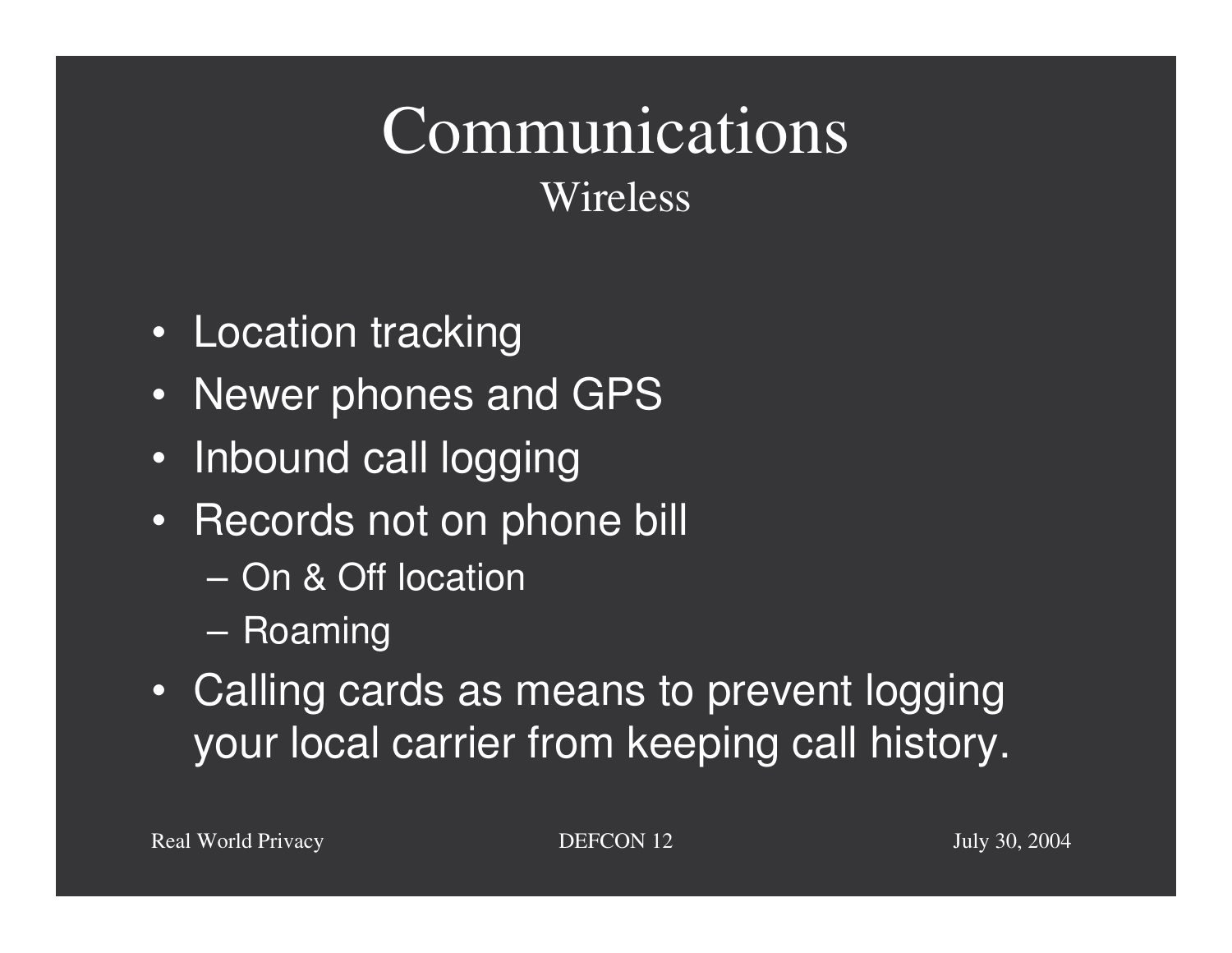# Communications

## Wireless

- Location tracking
- Newer phones and GPS
- Inbound call logging
- Records not on phone bill
  - On & Off location
  - Roaming
- Calling cards as means to prevent logging your local carrier from keeping call history.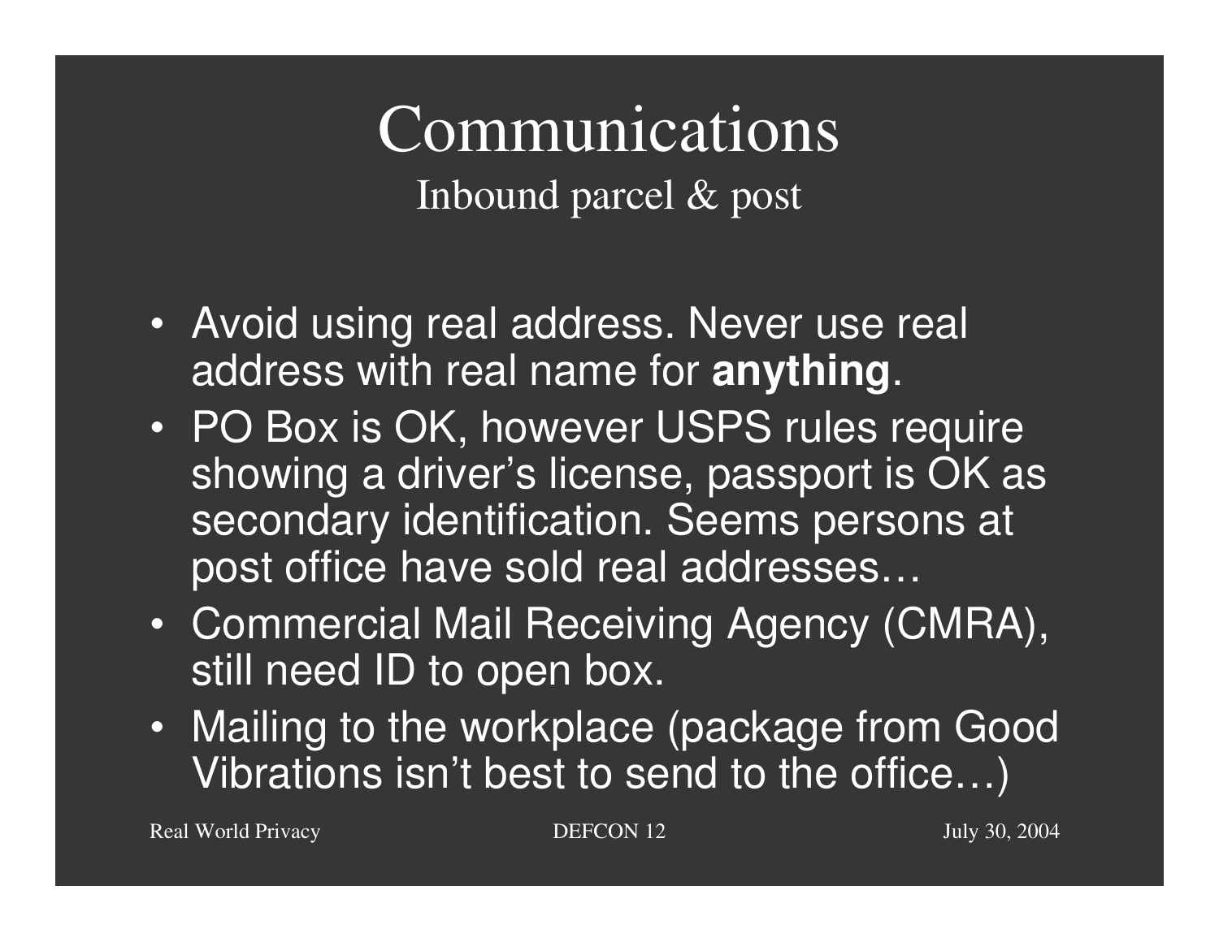# Communications

## Inbound parcel & post

- Avoid using real address. Never use real address with real name for **anything**.
- PO Box is OK, however USPS rules require showing a driver's license, passport is OK as secondary identification. Seems persons at post office have sold real addresses…
- Commercial Mail Receiving Agency (CMRA), still need ID to open box.
- Mailing to the workplace (package from Good Vibrations isn't best to send to the office…)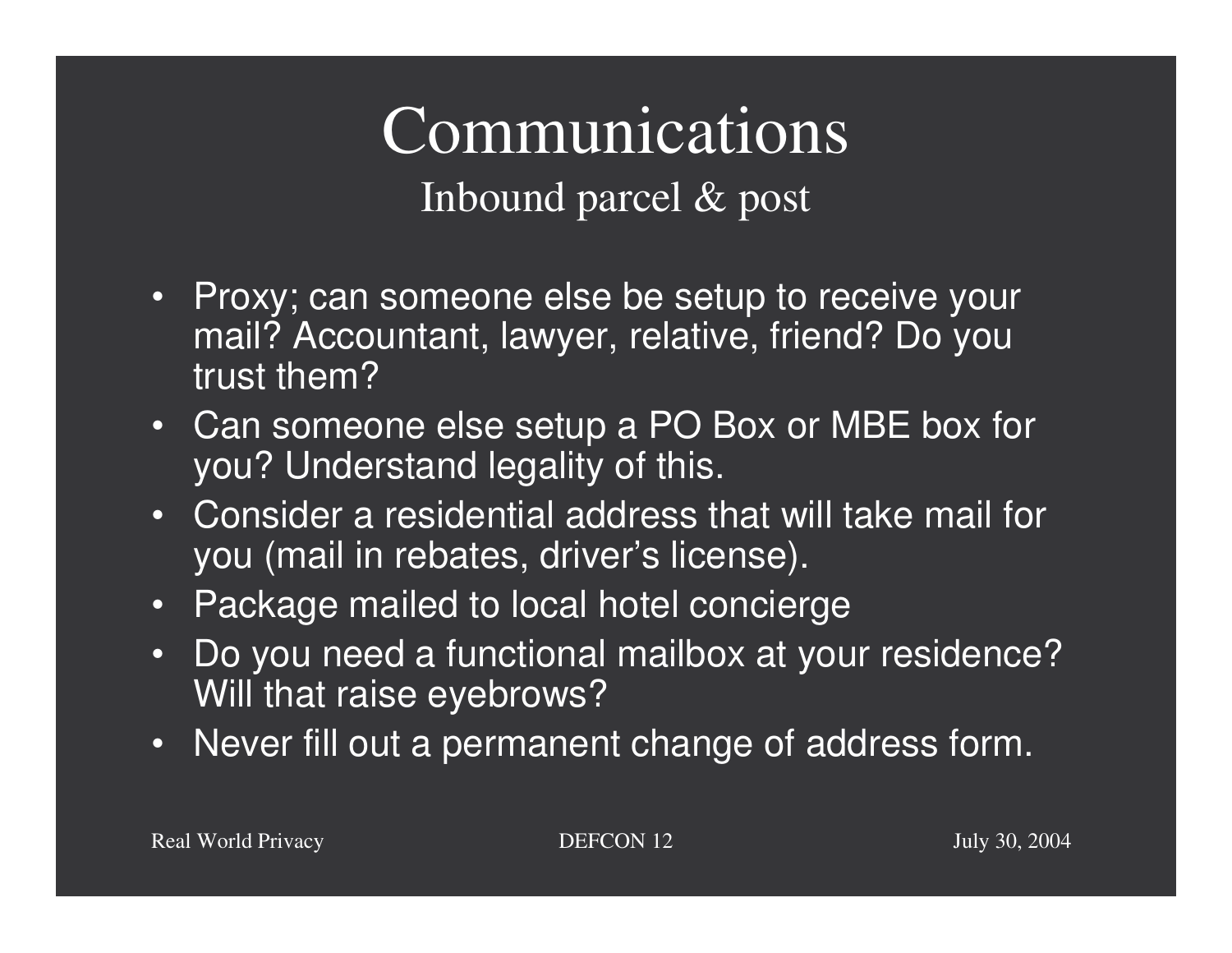# Communications

## Inbound parcel & post

- Proxy; can someone else be setup to receive your mail? Accountant, lawyer, relative, friend? Do you trust them?
- Can someone else setup a PO Box or MBE box for you? Understand legality of this.
- Consider a residential address that will take mail for you (mail in rebates, driver's license).
- Package mailed to local hotel concierge
- Do you need a functional mailbox at your residence? Will that raise eyebrows?
- Never fill out a permanent change of address form.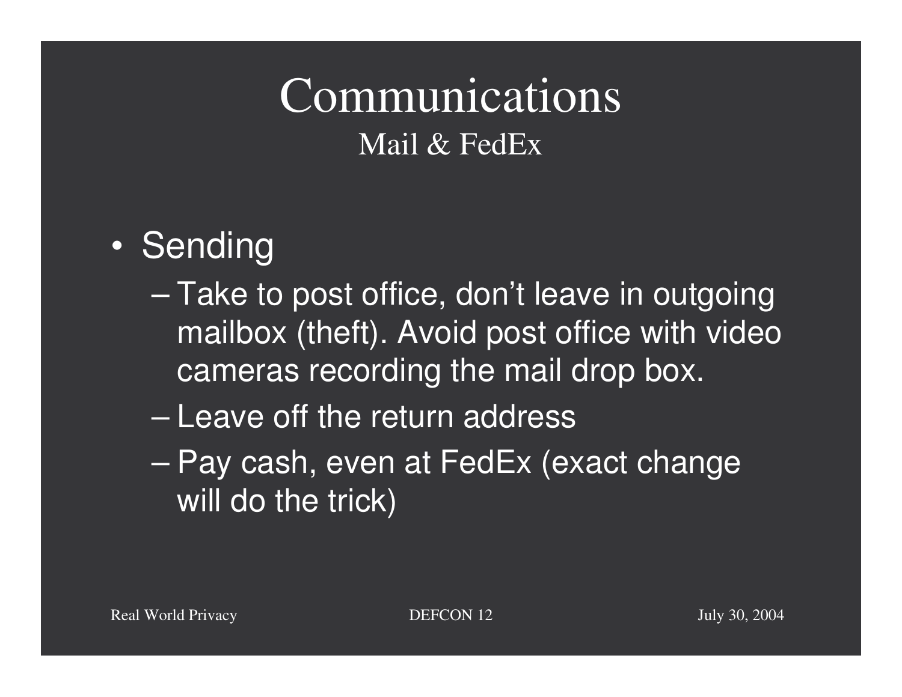# Communications

## Mail & FedEx

- Sending
  - Take to post office, don't leave in outgoing mailbox (theft). Avoid post office with video cameras recording the mail drop box.
  - Leave off the return address
  - Pay cash, even at FedEx (exact change will do the trick)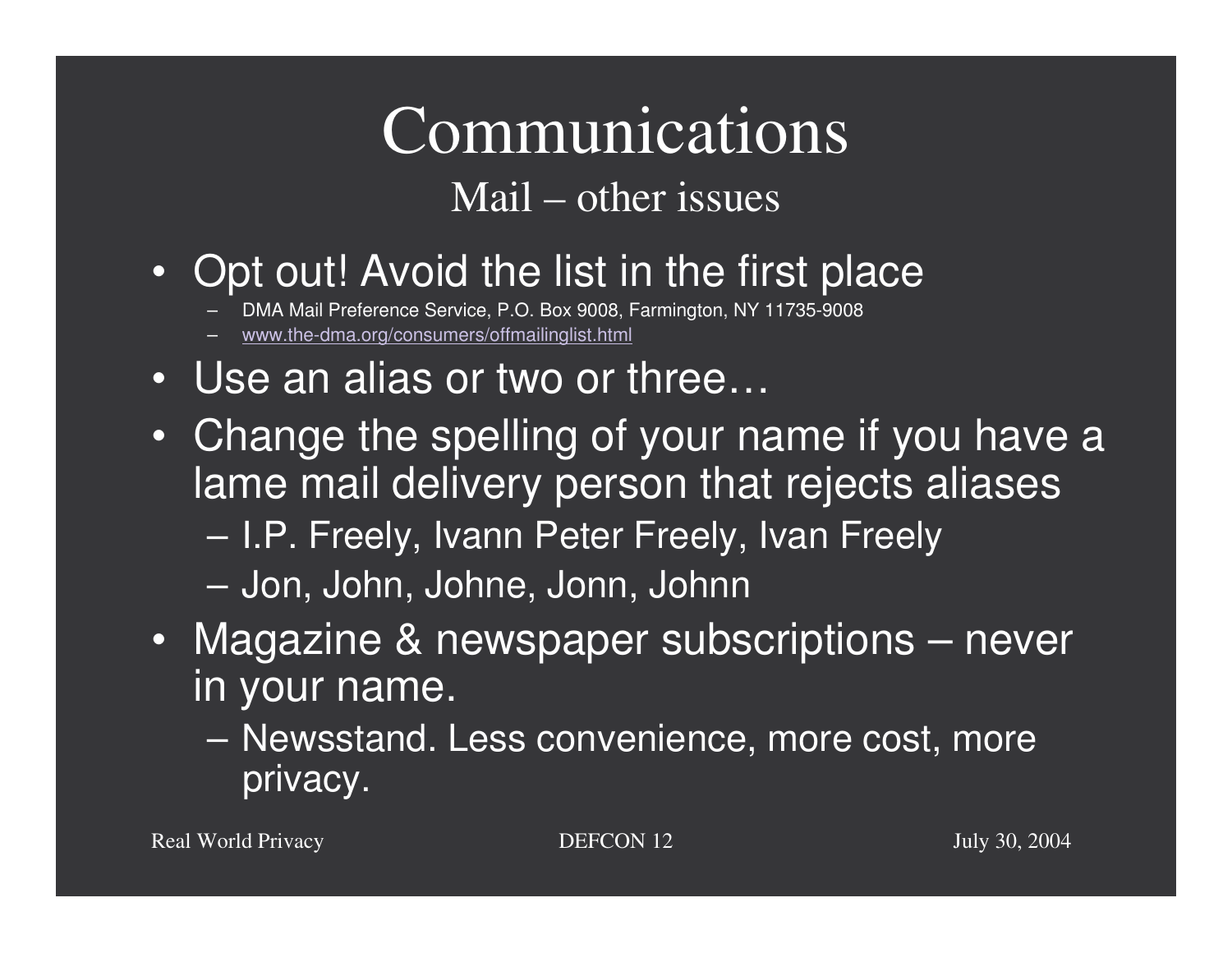# Communications

## Mail – other issues

- Opt out! Avoid the list in the first place
  - DMA Mail Preference Service, P.O. Box 9008, Farmington, NY 11735-9008
  - www.the-dma.org/consumers/offmailinglist.html
- Use an alias or two or three…
- Change the spelling of your name if you have a lame mail delivery person that rejects aliases
  - I.P. Freely, Ivann Peter Freely, Ivan Freely
  - Jon, John, Johne, Jonn, Johnn
- Magazine & newspaper subscriptions – never in your name.
  - Newsstand. Less convenience, more cost, more privacy.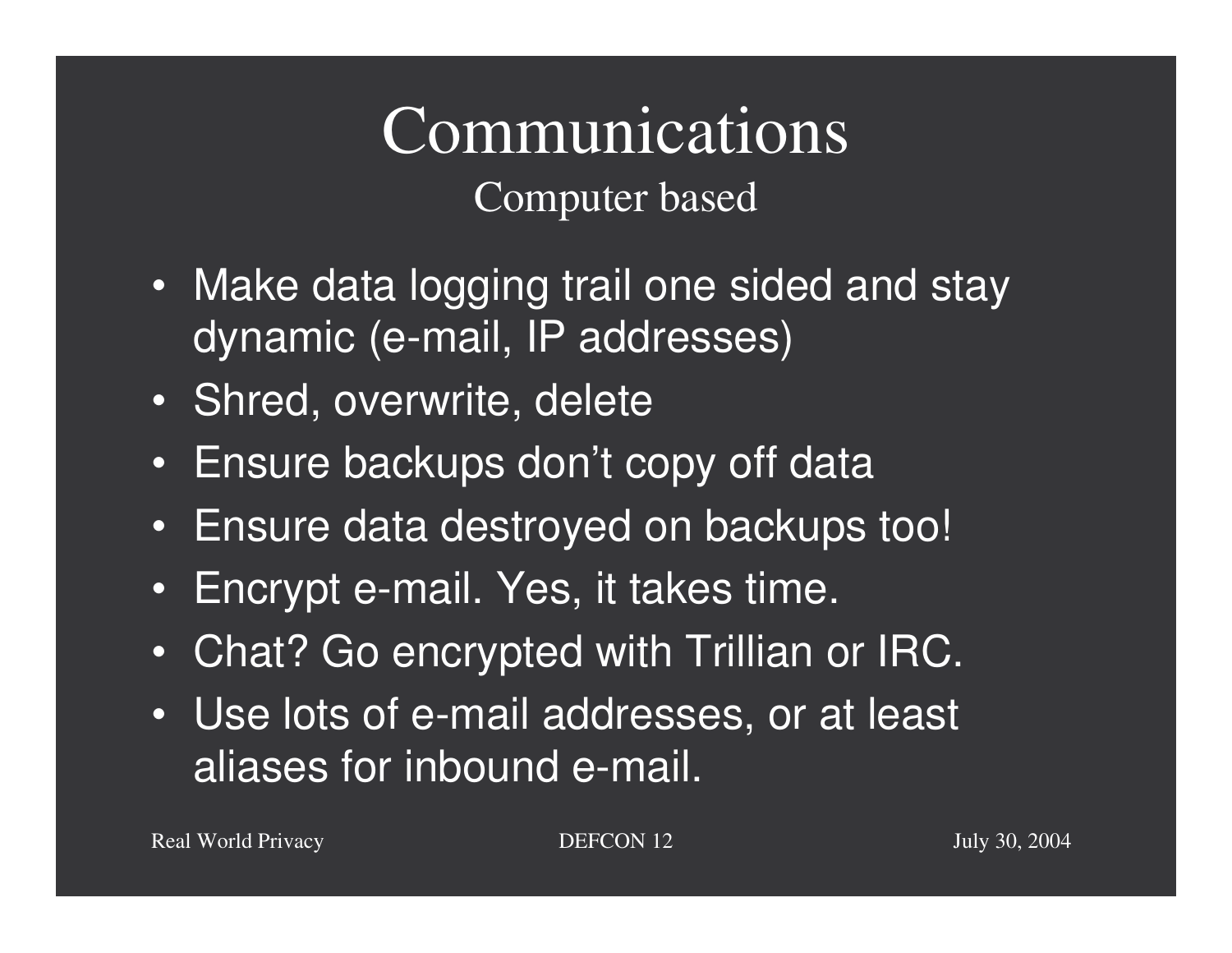# Communications

## Computer based

- Make data logging trail one sided and stay dynamic (e-mail, IP addresses)
- Shred, overwrite, delete
- Ensure backups don't copy off data
- Ensure data destroyed on backups too!
- Encrypt e-mail. Yes, it takes time.
- Chat? Go encrypted with Trillian or IRC.
- Use lots of e-mail addresses, or at least aliases for inbound e-mail.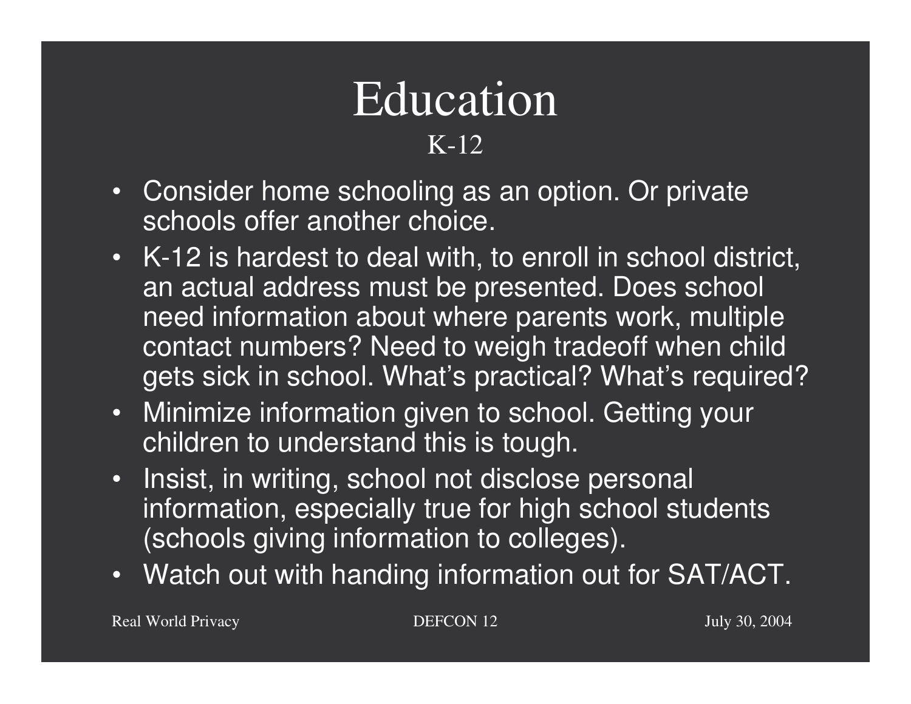# Education

## K-12

- Consider home schooling as an option. Or private schools offer another choice.
- K-12 is hardest to deal with, to enroll in school district, an actual address must be presented. Does school need information about where parents work, multiple contact numbers? Need to weigh tradeoff when child gets sick in school. What's practical? What's required?
- Minimize information given to school. Getting your children to understand this is tough.
- Insist, in writing, school not disclose personal information, especially true for high school students (schools giving information to colleges).
- Watch out with handing information out for SAT/ACT.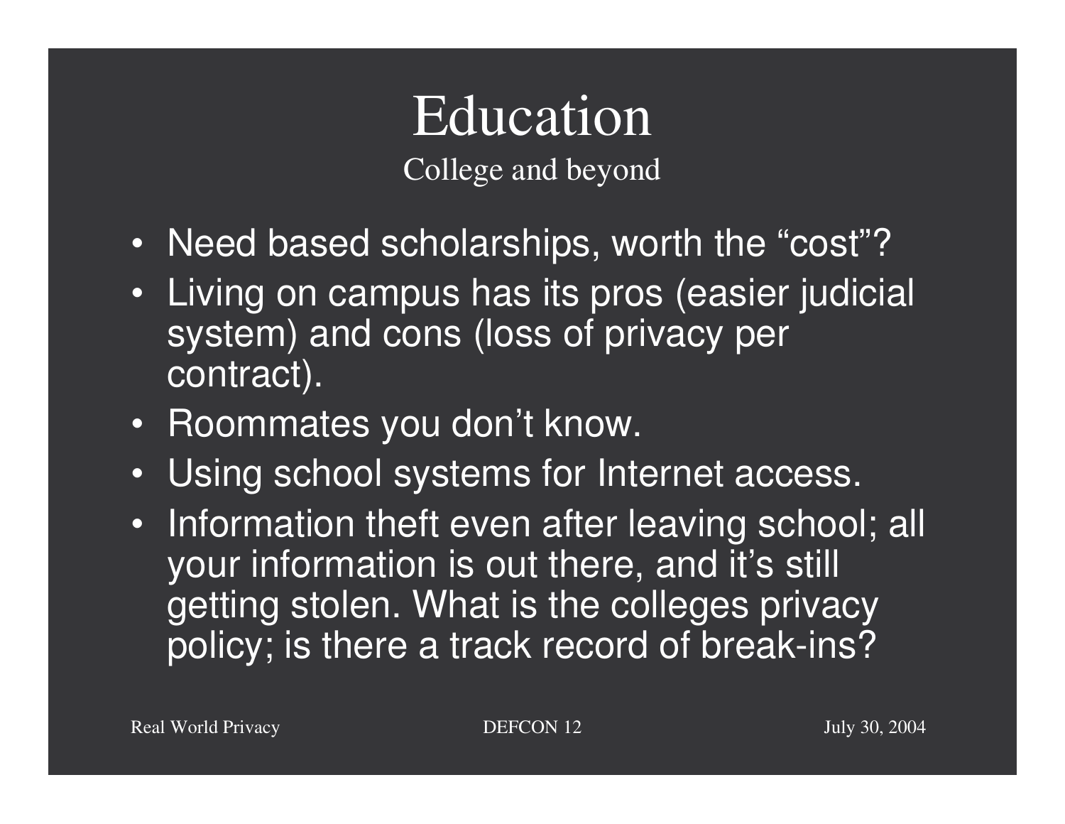# Education

## College and beyond

- Need based scholarships, worth the “cost”?
- Living on campus has its pros (easier judicial system) and cons (loss of privacy per contract).
- Roommates you don’t know.
- Using school systems for Internet access.
- Information theft even after leaving school; all your information is out there, and it’s still getting stolen. What is the colleges privacy policy; is there a track record of break-ins?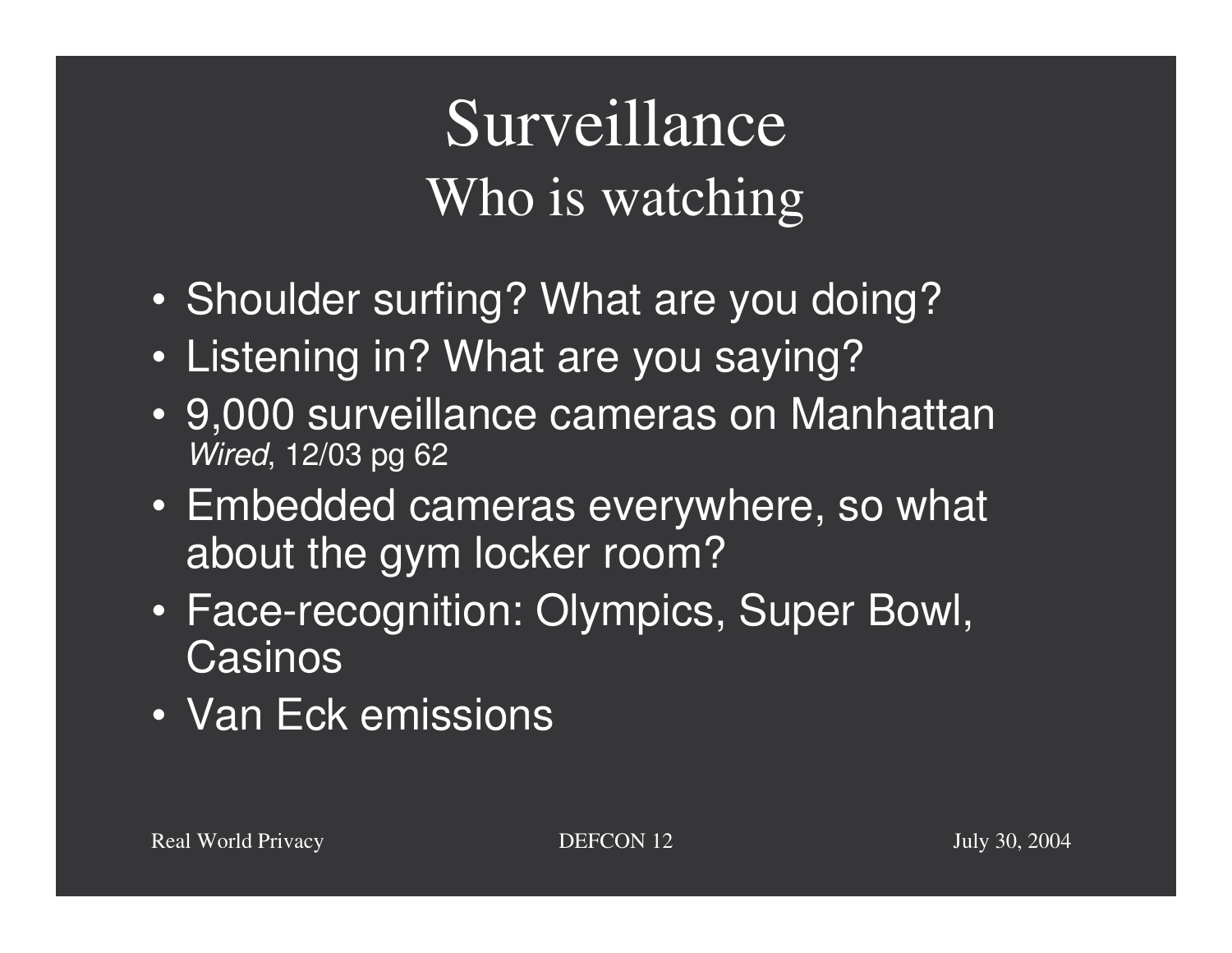# Surveillance
## Who is watching

- Shoulder surfing? What are you doing?
- Listening in? What are you saying?
- 9,000 surveillance cameras on Manhattan
  *Wired*, 12/03 pg 62
- Embedded cameras everywhere, so what about the gym locker room?
- Face-recognition: Olympics, Super Bowl, Casinos
- Van Eck emissions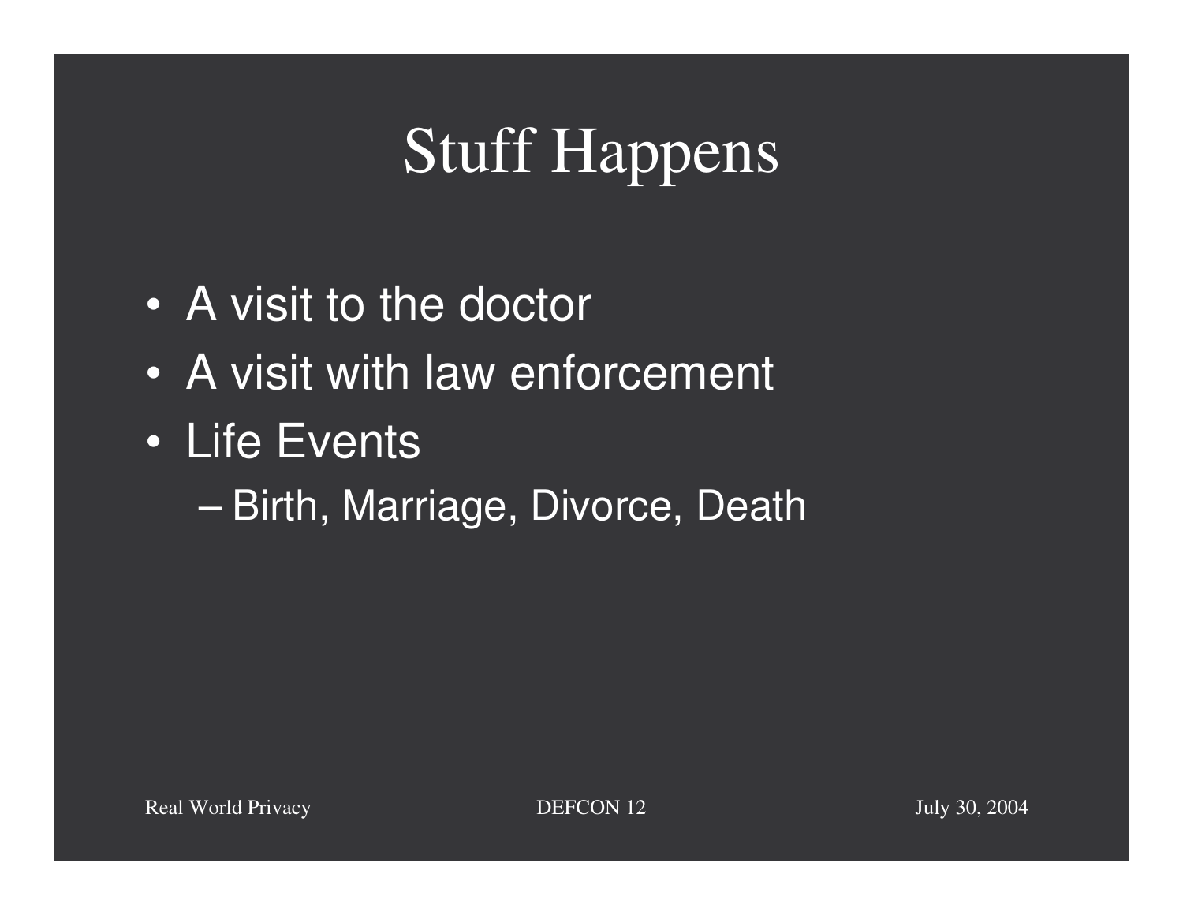# Stuff Happens

- A visit to the doctor
- A visit with law enforcement
- Life Events
  - Birth, Marriage, Divorce, Death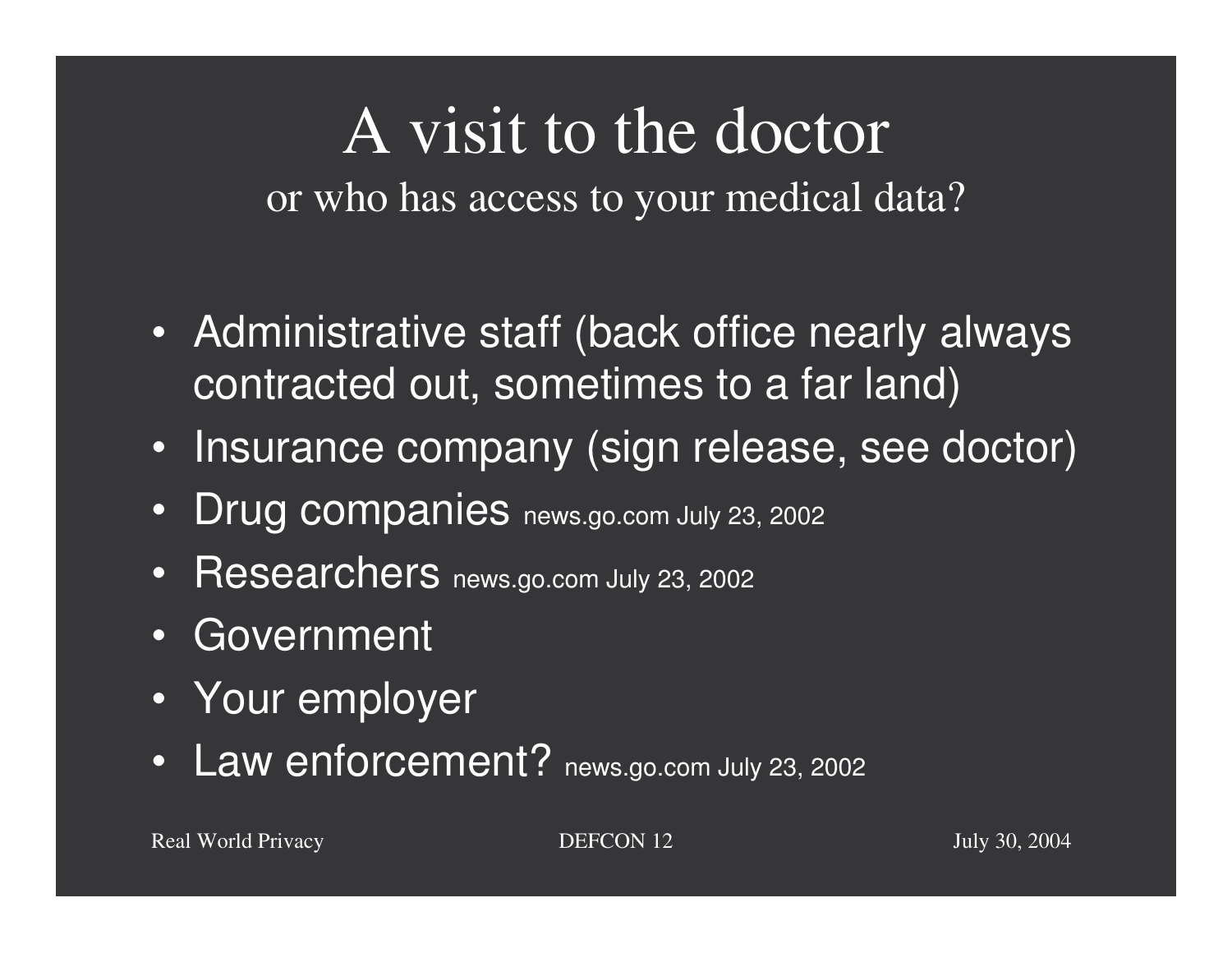# A visit to the doctor

or who has access to your medical data?

- Administrative staff (back office nearly always contracted out, sometimes to a far land)
- Insurance company (sign release, see doctor)
- Drug companies news.go.com July 23, 2002
- Researchers news.go.com July 23, 2002
- Government
- Your employer
- Law enforcement? news.go.com July 23, 2002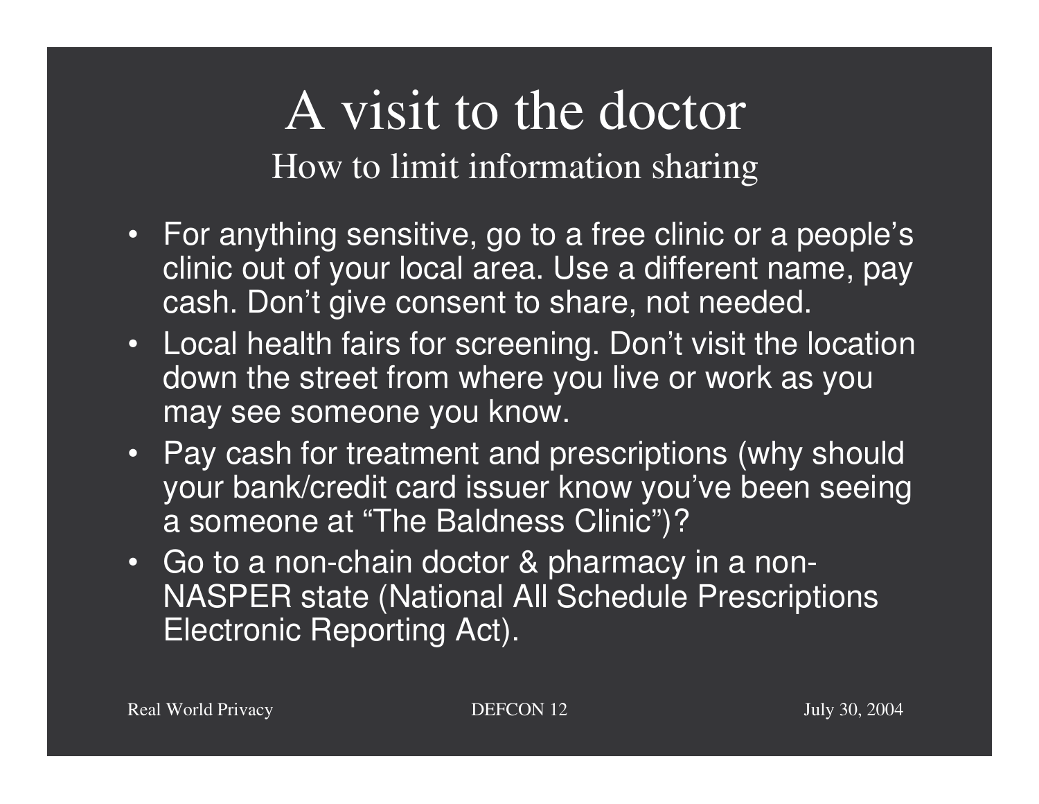# A visit to the doctor

## How to limit information sharing

- For anything sensitive, go to a free clinic or a people's clinic out of your local area. Use a different name, pay cash. Don't give consent to share, not needed.
- Local health fairs for screening. Don't visit the location down the street from where you live or work as you may see someone you know.
- Pay cash for treatment and prescriptions (why should your bank/credit card issuer know you've been seeing a someone at "The Baldness Clinic")?
- Go to a non-chain doctor & pharmacy in a non-NASPER state (National All Schedule Prescriptions Electronic Reporting Act).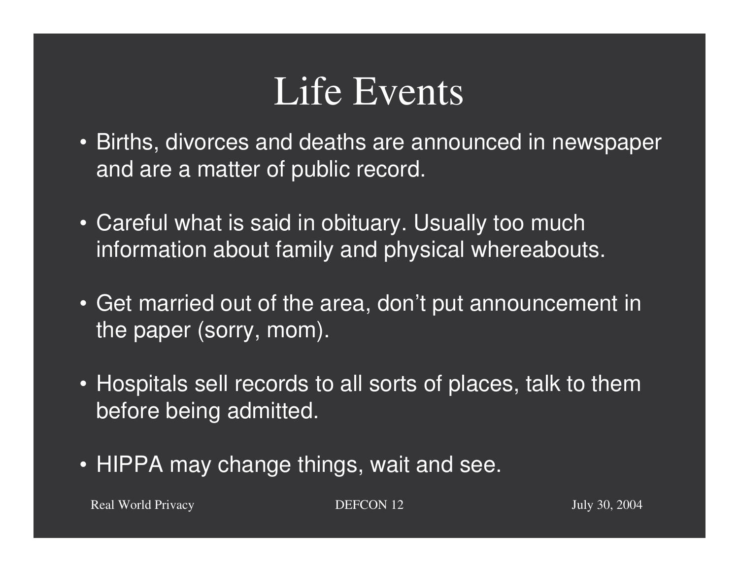# Life Events

- Births, divorces and deaths are announced in newspaper and are a matter of public record.
- Careful what is said in obituary. Usually too much information about family and physical whereabouts.
- Get married out of the area, don’t put announcement in the paper (sorry, mom).
- Hospitals sell records to all sorts of places, talk to them before being admitted.
- HIPPA may change things, wait and see.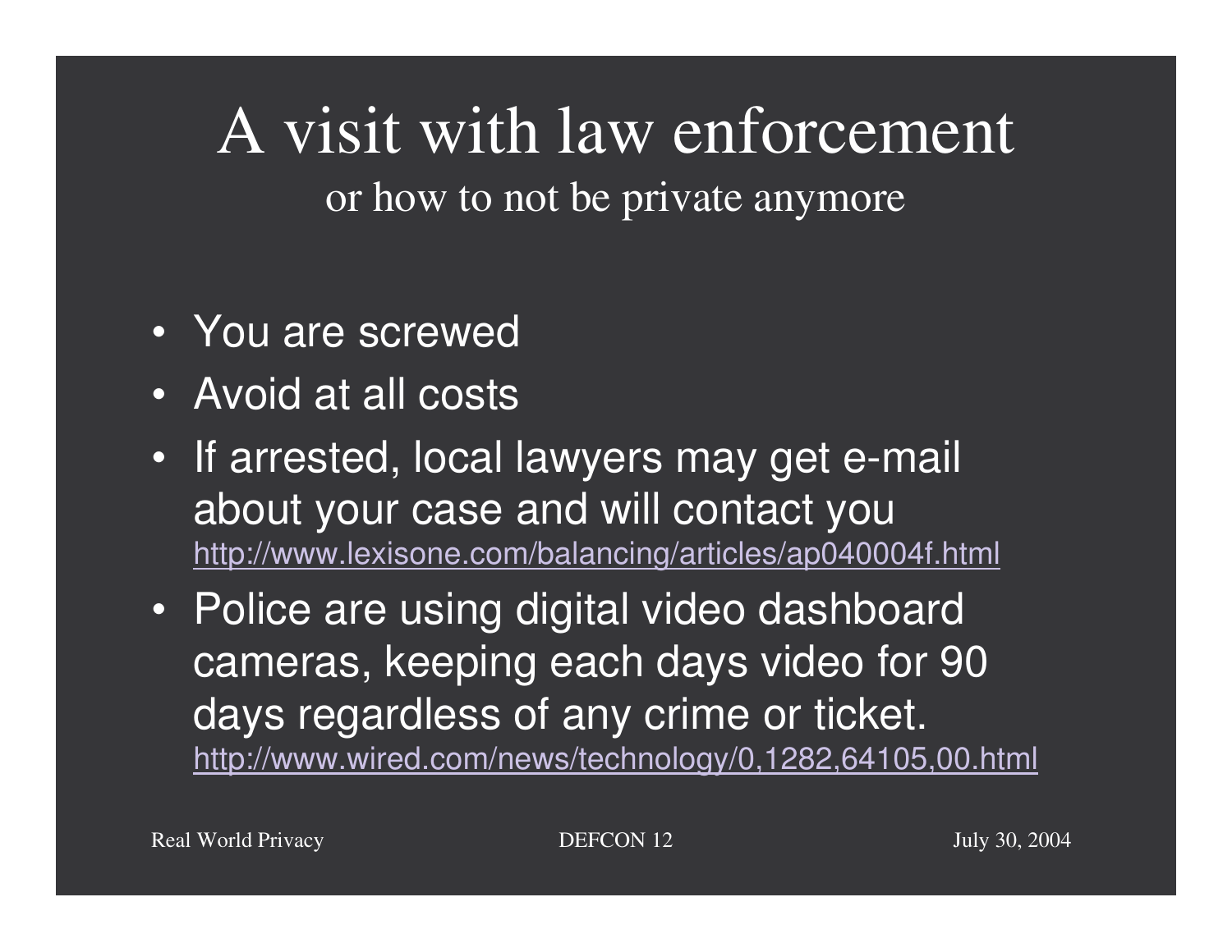# A visit with law enforcement

or how to not be private anymore

- You are screwed
- Avoid at all costs
- If arrested, local lawyers may get e-mail about your case and will contact you
  http://www.lexisone.com/balancing/articles/ap040004f.html
- Police are using digital video dashboard cameras, keeping each days video for 90 days regardless of any crime or ticket.
  http://www.wired.com/news/technology/0,1282,64105,00.html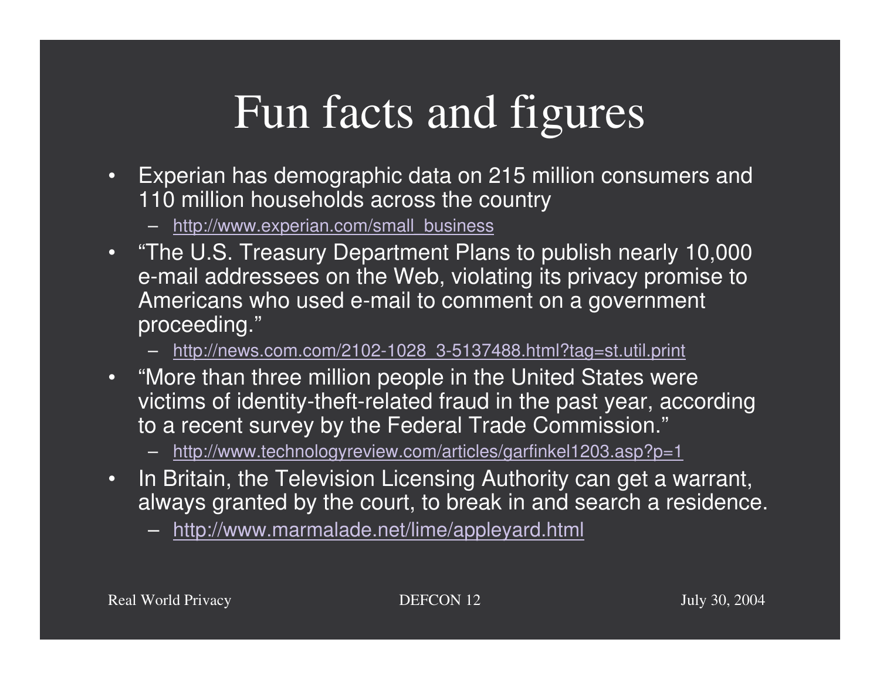# Fun facts and figures

- Experian has demographic data on 215 million consumers and 110 million households across the country
  - http://www.experian.com/small_business
- "The U.S. Treasury Department Plans to publish nearly 10,000 e-mail addressees on the Web, violating its privacy promise to Americans who used e-mail to comment on a government proceeding."
  - http://news.com.com/2102-1028_3-5137488.html?tag=st.util.print
- "More than three million people in the United States were victims of identity-theft-related fraud in the past year, according to a recent survey by the Federal Trade Commission."
  - http://www.technologyreview.com/articles/garfinkel1203.asp?p=1
- In Britain, the Television Licensing Authority can get a warrant, always granted by the court, to break in and search a residence.
  - http://www.marmalade.net/lime/appleyard.html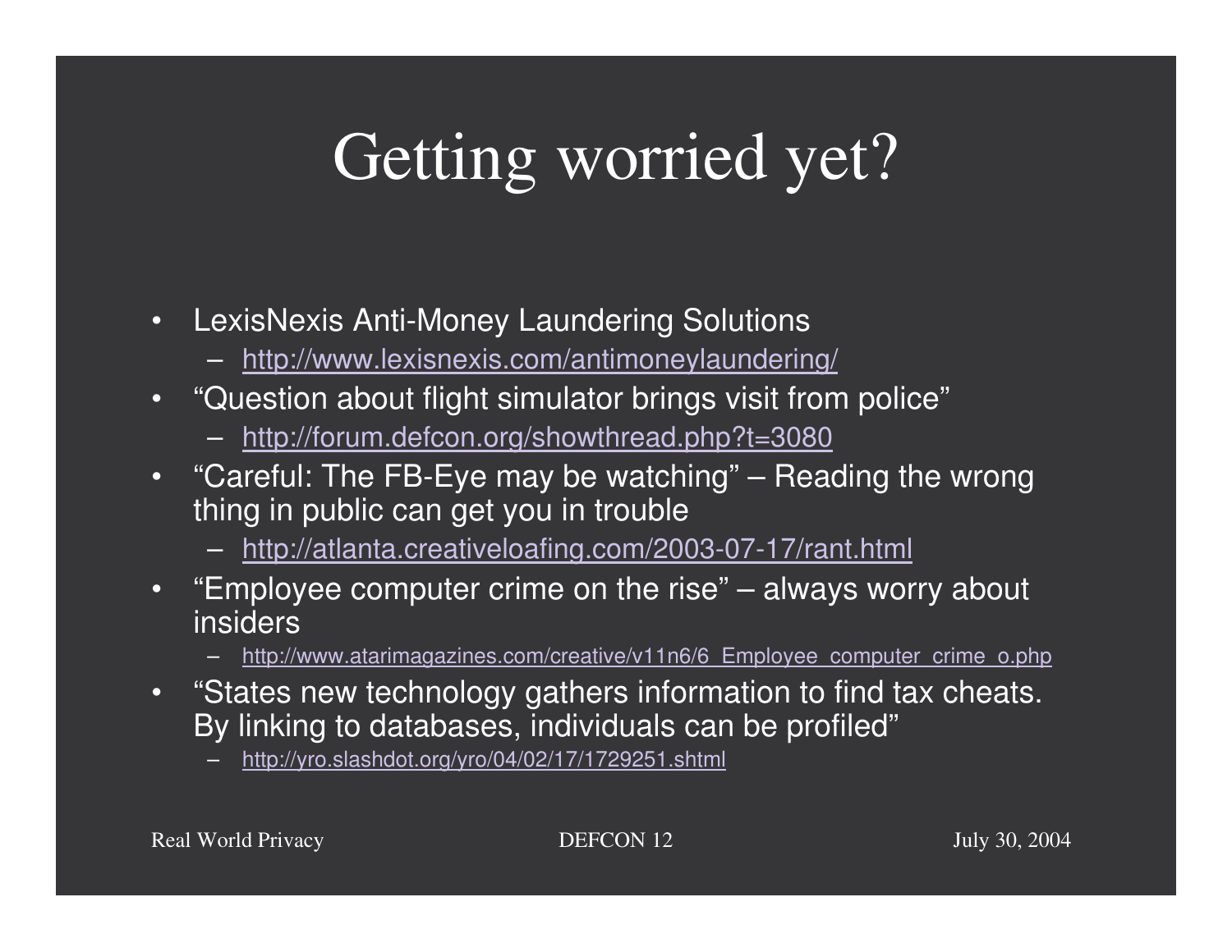# Getting worried yet?

- LexisNexis Anti-Money Laundering Solutions
  - http://www.lexisnexis.com/antimoneylaundering/
- "Question about flight simulator brings visit from police"
  - http://forum.defcon.org/showthread.php?t=3080
- "Careful: The FB-Eye may be watching" – Reading the wrong thing in public can get you in trouble
  - http://atlanta.creativeloafing.com/2003-07-17/rant.html
- "Employee computer crime on the rise" – always worry about insiders
  - http://www.atarimagazines.com/creative/v11n6/6_Employee_computer_crime_o.php
- "States new technology gathers information to find tax cheats. By linking to databases, individuals can be profiled"
  - http://yro.slashdot.org/yro/04/02/17/1729251.shtml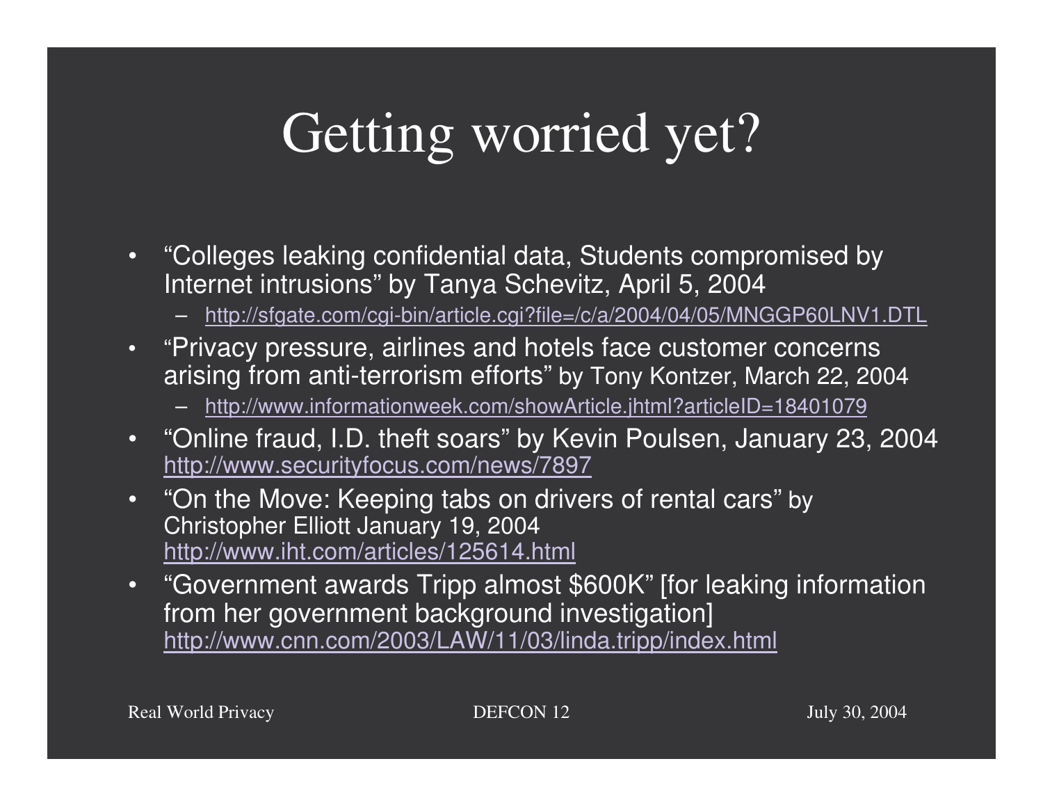# Getting worried yet?

- "Colleges leaking confidential data, Students compromised by Internet intrusions" by Tanya Schevitz, April 5, 2004
  - http://sfgate.com/cgi-bin/article.cgi?file=/c/a/2004/04/05/MNGGP60LNV1.DTL
- "Privacy pressure, airlines and hotels face customer concerns arising from anti-terrorism efforts" by Tony Kontzer, March 22, 2004
  - http://www.informationweek.com/showArticle.jhtml?articleID=18401079
- "Online fraud, I.D. theft soars" by Kevin Poulsen, January 23, 2004 http://www.securityfocus.com/news/7897
- "On the Move: Keeping tabs on drivers of rental cars" by Christopher Elliott January 19, 2004 http://www.iht.com/articles/125614.html
- "Government awards Tripp almost $600K" [for leaking information from her government background investigation] http://www.cnn.com/2003/LAW/11/03/linda.tripp/index.html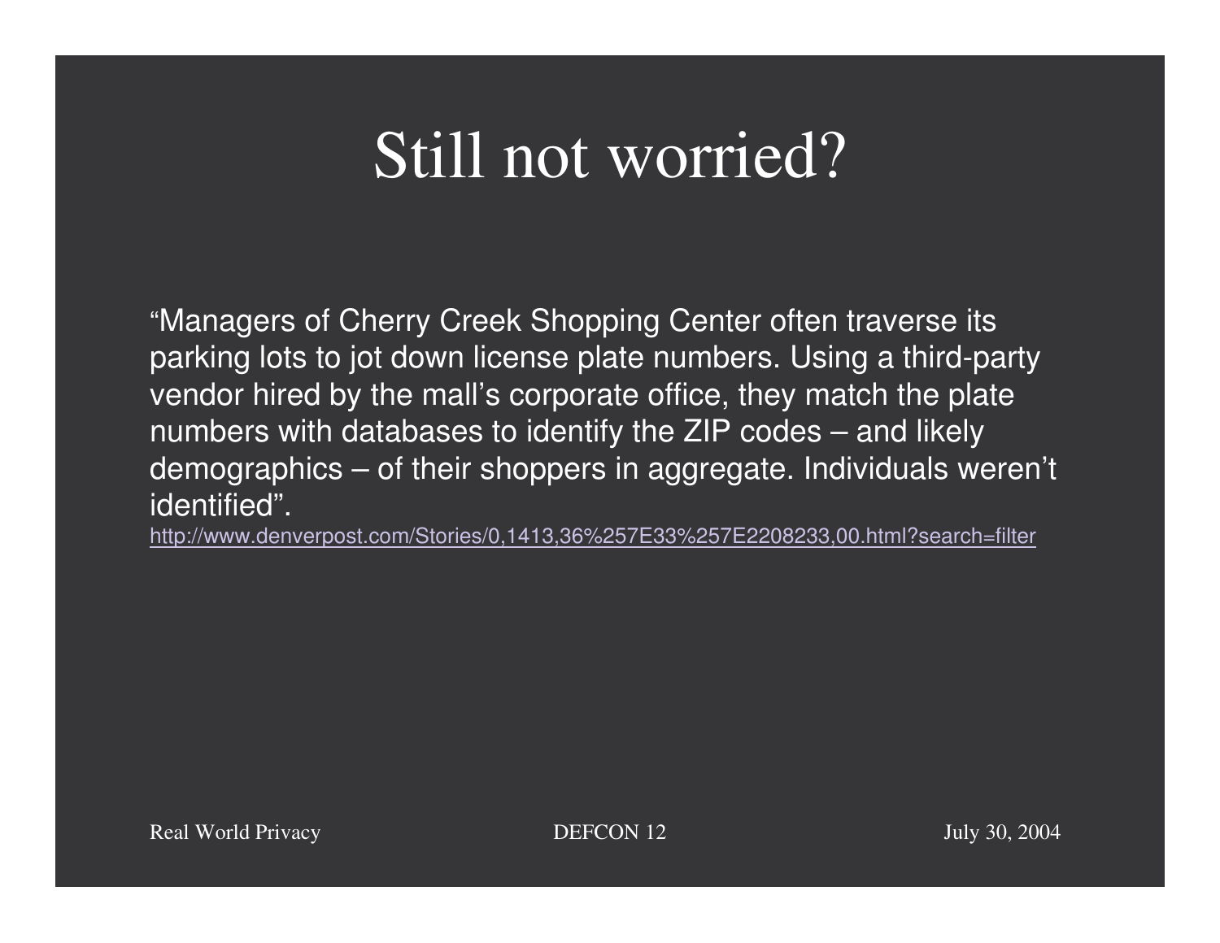# Still not worried?

"Managers of Cherry Creek Shopping Center often traverse its parking lots to jot down license plate numbers. Using a third-party vendor hired by the mall's corporate office, they match the plate numbers with databases to identify the ZIP codes – and likely demographics – of their shoppers in aggregate. Individuals weren't identified".

http://www.denverpost.com/Stories/0,1413,36%257E33%257E2208233,00.html?search=filter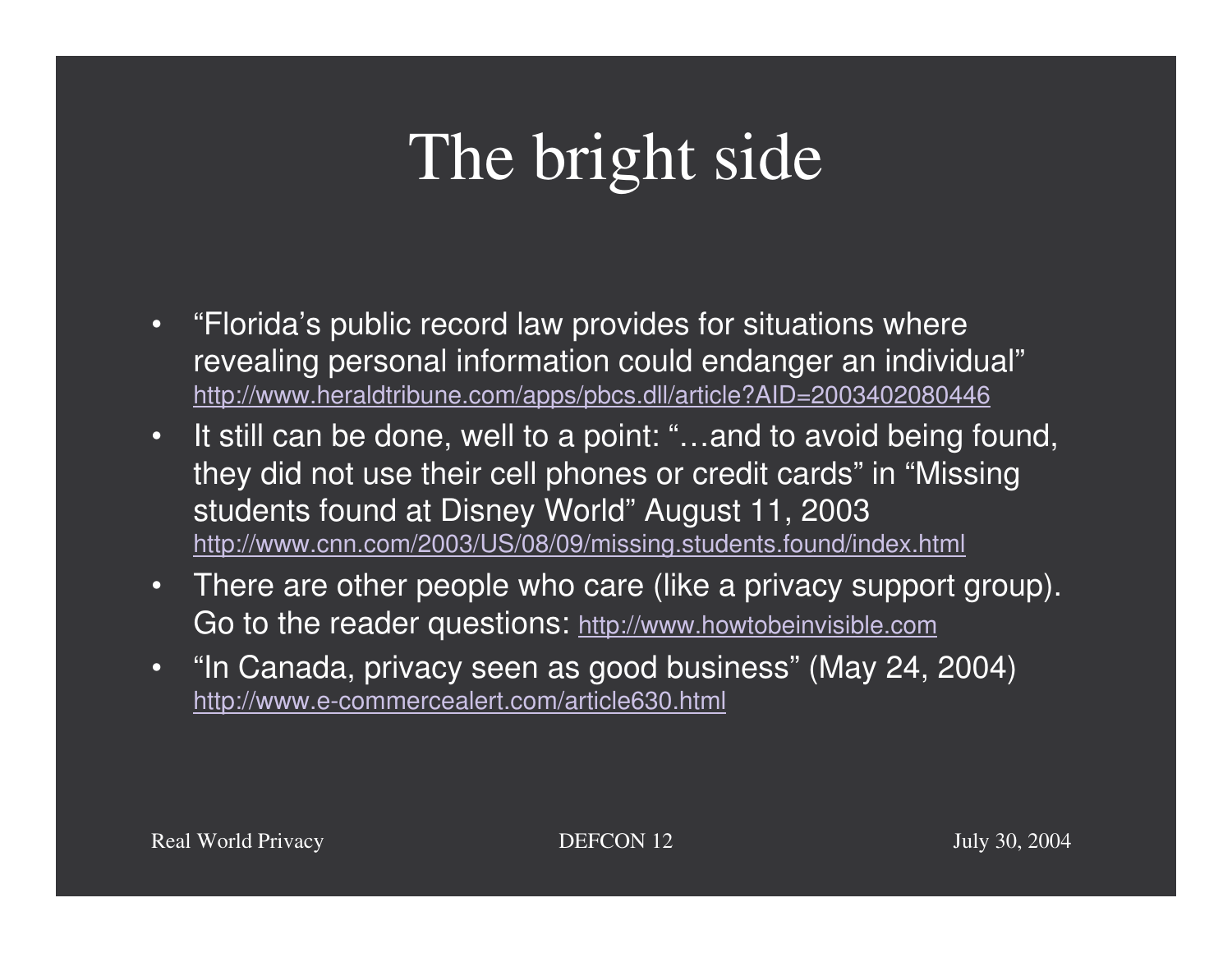# The bright side

- "Florida's public record law provides for situations where revealing personal information could endanger an individual" http://www.heraldtribune.com/apps/pbcs.dll/article?AID=2003402080446
- It still can be done, well to a point: "…and to avoid being found, they did not use their cell phones or credit cards" in "Missing students found at Disney World" August 11, 2003 http://www.cnn.com/2003/US/08/09/missing.students.found/index.html
- There are other people who care (like a privacy support group). Go to the reader questions: http://www.howtobeinvisible.com
- "In Canada, privacy seen as good business" (May 24, 2004) http://www.e-commercealert.com/article630.html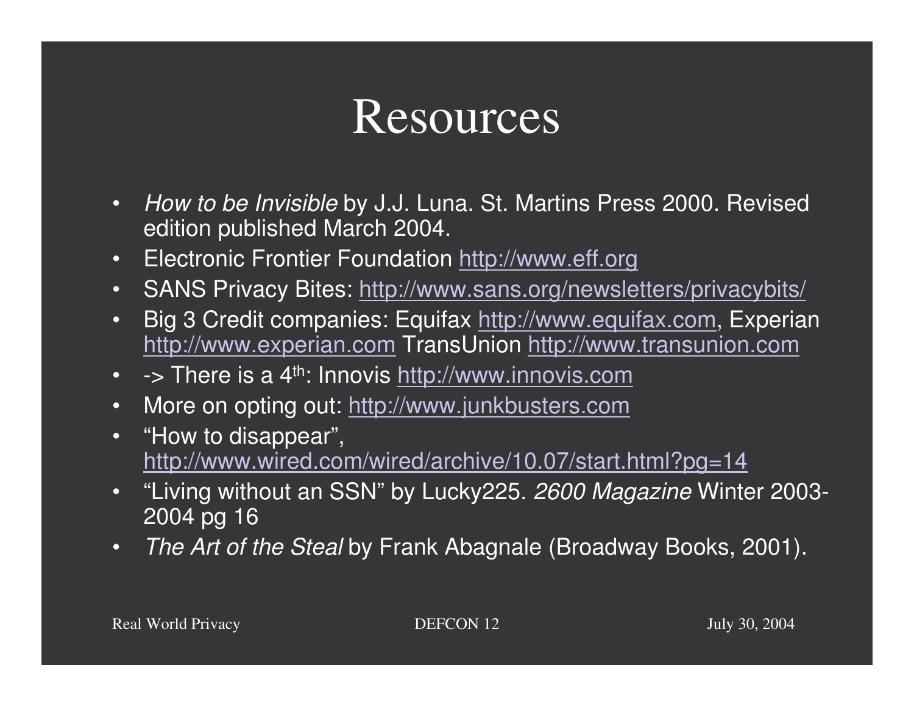# Resources

- *How to be Invisible* by J.J. Luna. St. Martins Press 2000. Revised edition published March 2004.
- Electronic Frontier Foundation http://www.eff.org
- SANS Privacy Bites: http://www.sans.org/newsletters/privacybits/
- Big 3 Credit companies: Equifax http://www.equifax.com, Experian http://www.experian.com TransUnion http://www.transunion.com
- -> There is a 4th: Innovis http://www.innovis.com
- More on opting out: http://www.junkbusters.com
- "How to disappear", http://www.wired.com/wired/archive/10.07/start.html?pg=14
- "Living without an SSN" by Lucky225. *2600 Magazine* Winter 2003-2004 pg 16
- *The Art of the Steal* by Frank Abagnale (Broadway Books, 2001).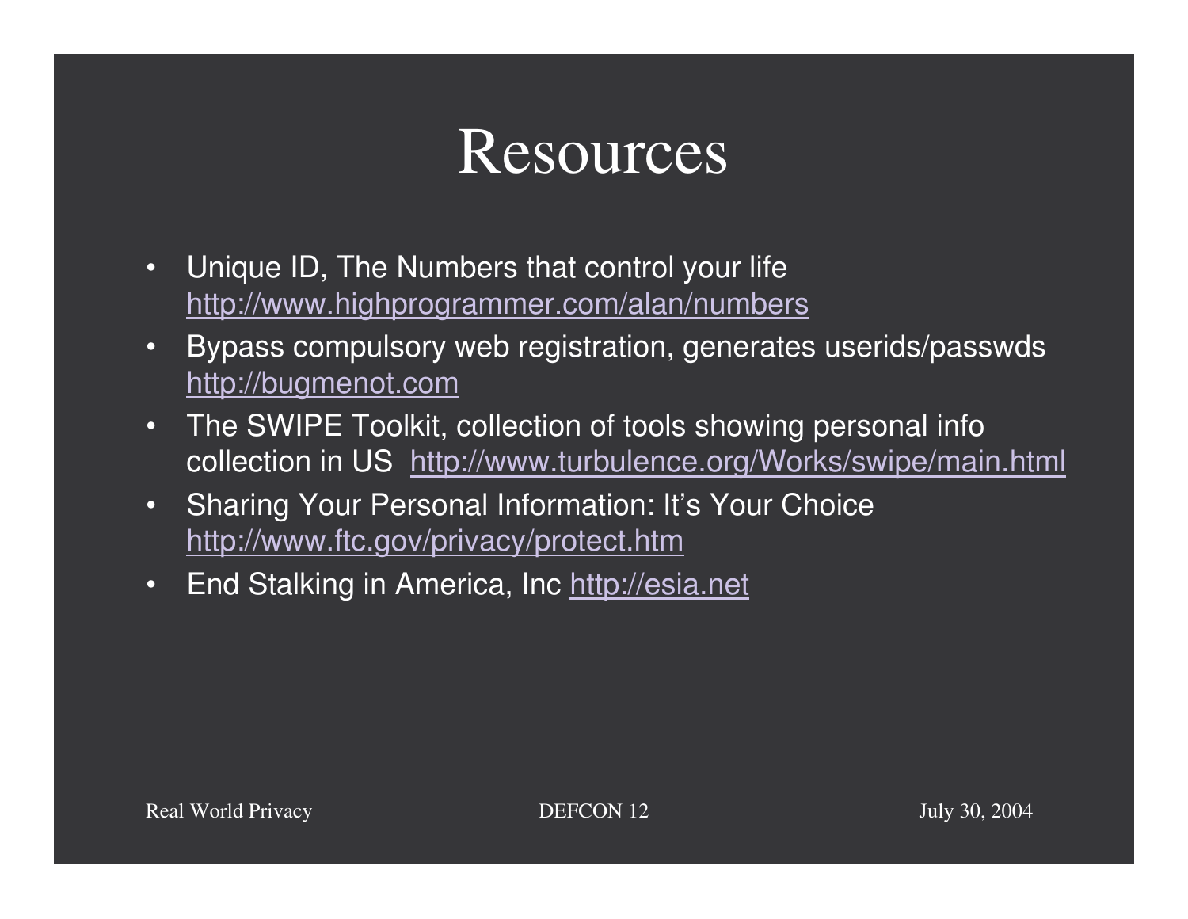# Resources

- Unique ID, The Numbers that control your life http://www.highprogrammer.com/alan/numbers
- Bypass compulsory web registration, generates userids/passwds http://bugmenot.com
- The SWIPE Toolkit, collection of tools showing personal info collection in US http://www.turbulence.org/Works/swipe/main.html
- Sharing Your Personal Information: It's Your Choice http://www.ftc.gov/privacy/protect.htm
- End Stalking in America, Inc http://esia.net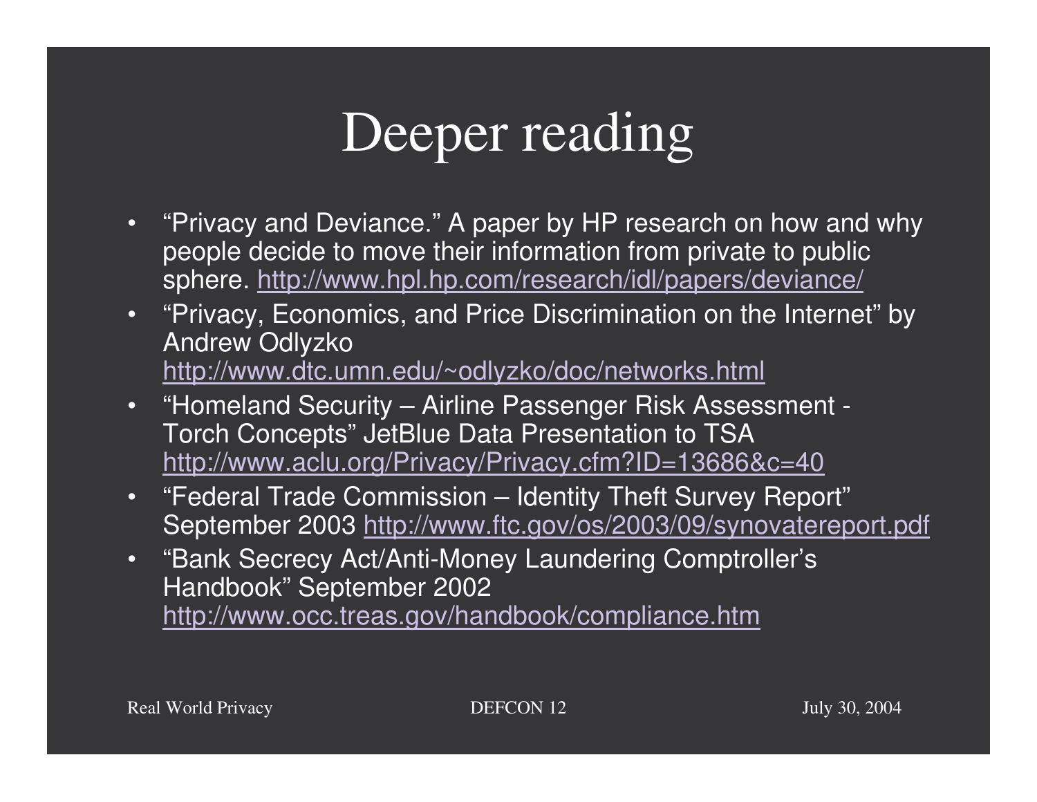# Deeper reading

- "Privacy and Deviance." A paper by HP research on how and why people decide to move their information from private to public sphere. http://www.hpl.hp.com/research/idl/papers/deviance/
- "Privacy, Economics, and Price Discrimination on the Internet" by Andrew Odlyzko http://www.dtc.umn.edu/~odlyzko/doc/networks.html
- "Homeland Security – Airline Passenger Risk Assessment - Torch Concepts" JetBlue Data Presentation to TSA http://www.aclu.org/Privacy/Privacy.cfm?ID=13686&c=40
- "Federal Trade Commission – Identity Theft Survey Report" September 2003 http://www.ftc.gov/os/2003/09/synovatereport.pdf
- "Bank Secrecy Act/Anti-Money Laundering Comptroller's Handbook" September 2002 http://www.occ.treas.gov/handbook/compliance.htm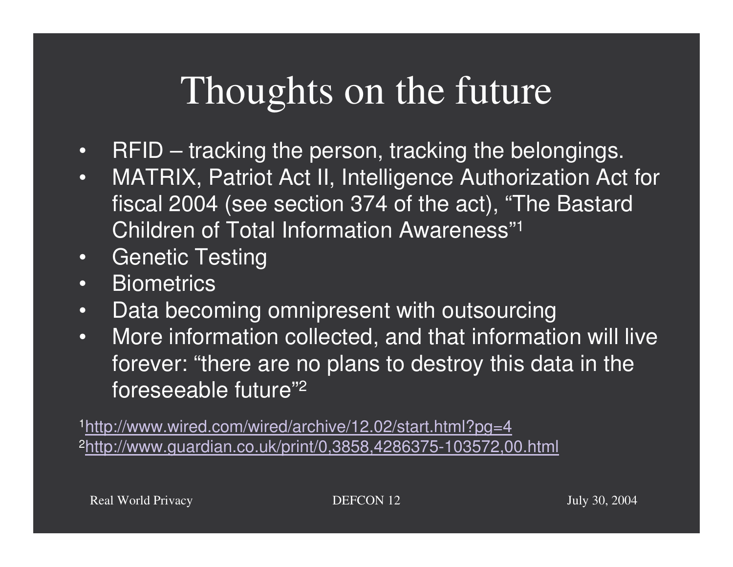# Thoughts on the future

- RFID – tracking the person, tracking the belongings.
- MATRIX, Patriot Act II, Intelligence Authorization Act for fiscal 2004 (see section 374 of the act), "The Bastard Children of Total Information Awareness"[1]
- Genetic Testing
- Biometrics
- Data becoming omnipresent with outsourcing
- More information collected, and that information will live forever: "there are no plans to destroy this data in the foreseeable future"[2]

[1] http://www.wired.com/wired/archive/12.02/start.html?pg=4
[2] http://www.guardian.co.uk/print/0,3858,4286375-103572,00.html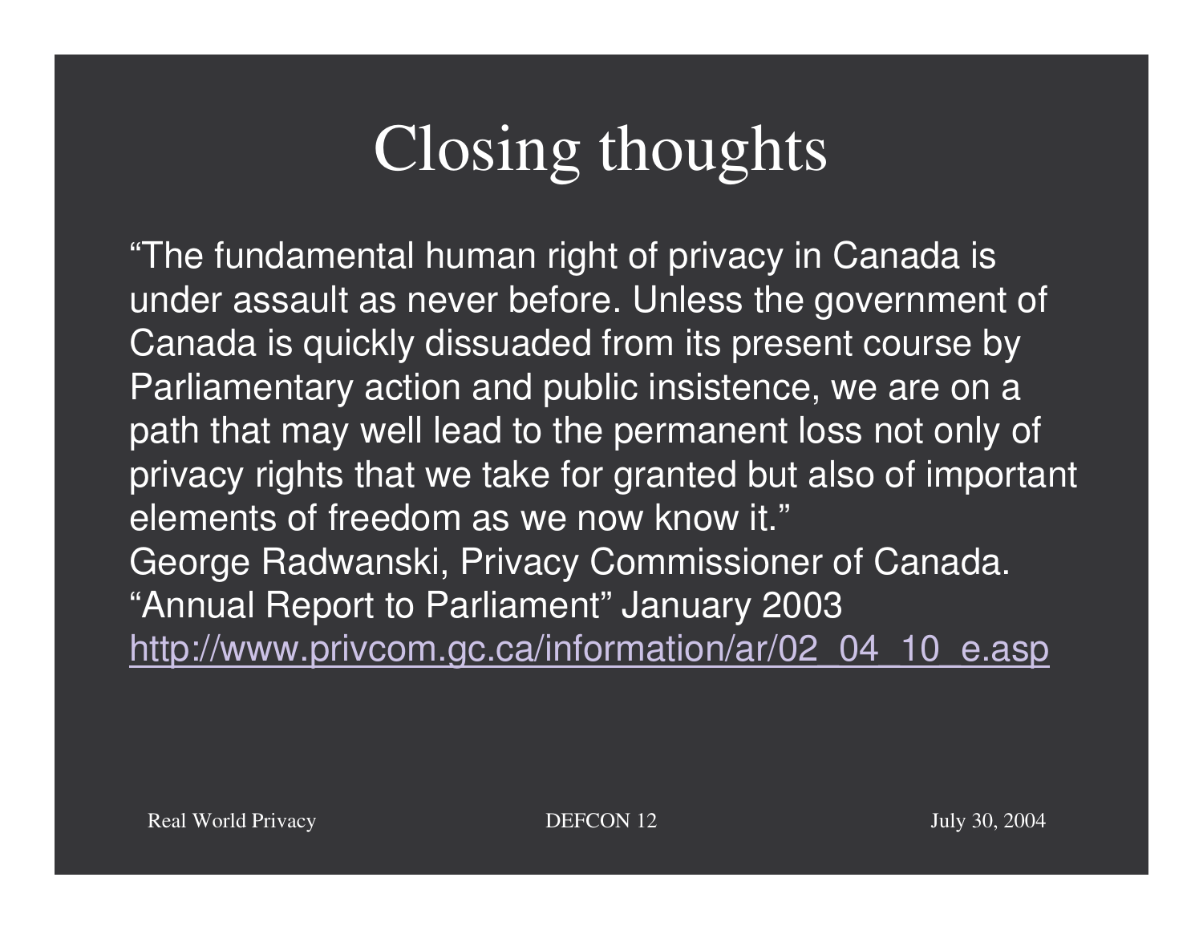# Closing thoughts

"The fundamental human right of privacy in Canada is under assault as never before. Unless the government of Canada is quickly dissuaded from its present course by Parliamentary action and public insistence, we are on a path that may well lead to the permanent loss not only of privacy rights that we take for granted but also of important elements of freedom as we now know it."
George Radwanski, Privacy Commissioner of Canada. "Annual Report to Parliament" January 2003
http://www.privcom.gc.ca/information/ar/02_04_10_e.asp